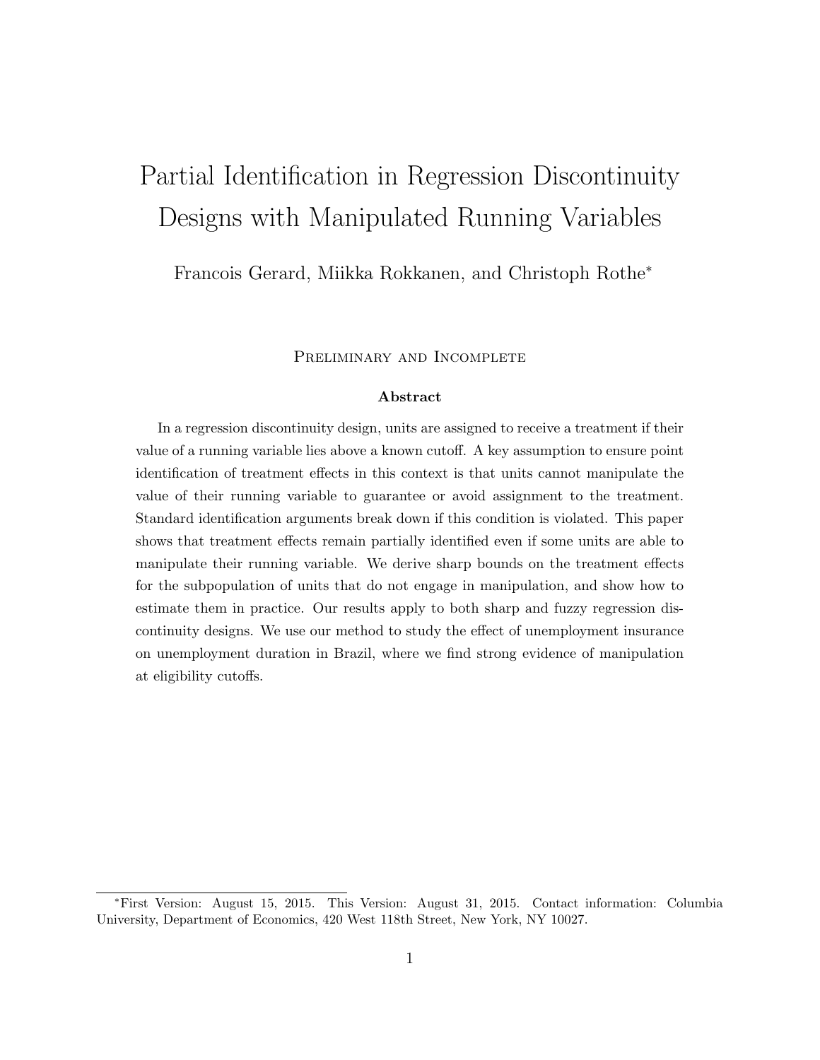# Partial Identification in Regression Discontinuity Designs with Manipulated Running Variables

Francois Gerard, Miikka Rokkanen, and Christoph Rothe*

Preliminary and Incomplete

**Abstract**

In a regression discontinuity design, units are assigned to receive a treatment if their value of a running variable lies above a known cutoff. A key assumption to ensure point identification of treatment effects in this context is that units cannot manipulate the value of their running variable to guarantee or avoid assignment to the treatment. Standard identification arguments break down if this condition is violated. This paper shows that treatment effects remain partially identified even if some units are able to manipulate their running variable. We derive sharp bounds on the treatment effects for the subpopulation of units that do not engage in manipulation, and show how to estimate them in practice. Our results apply to both sharp and fuzzy regression discontinuity designs. We use our method to study the effect of unemployment insurance on unemployment duration in Brazil, where we find strong evidence of manipulation at eligibility cutoffs.

---

*First Version: August 15, 2015. This Version: August 31, 2015. Contact information: Columbia University, Department of Economics, 420 West 118th Street, New York, NY 10027.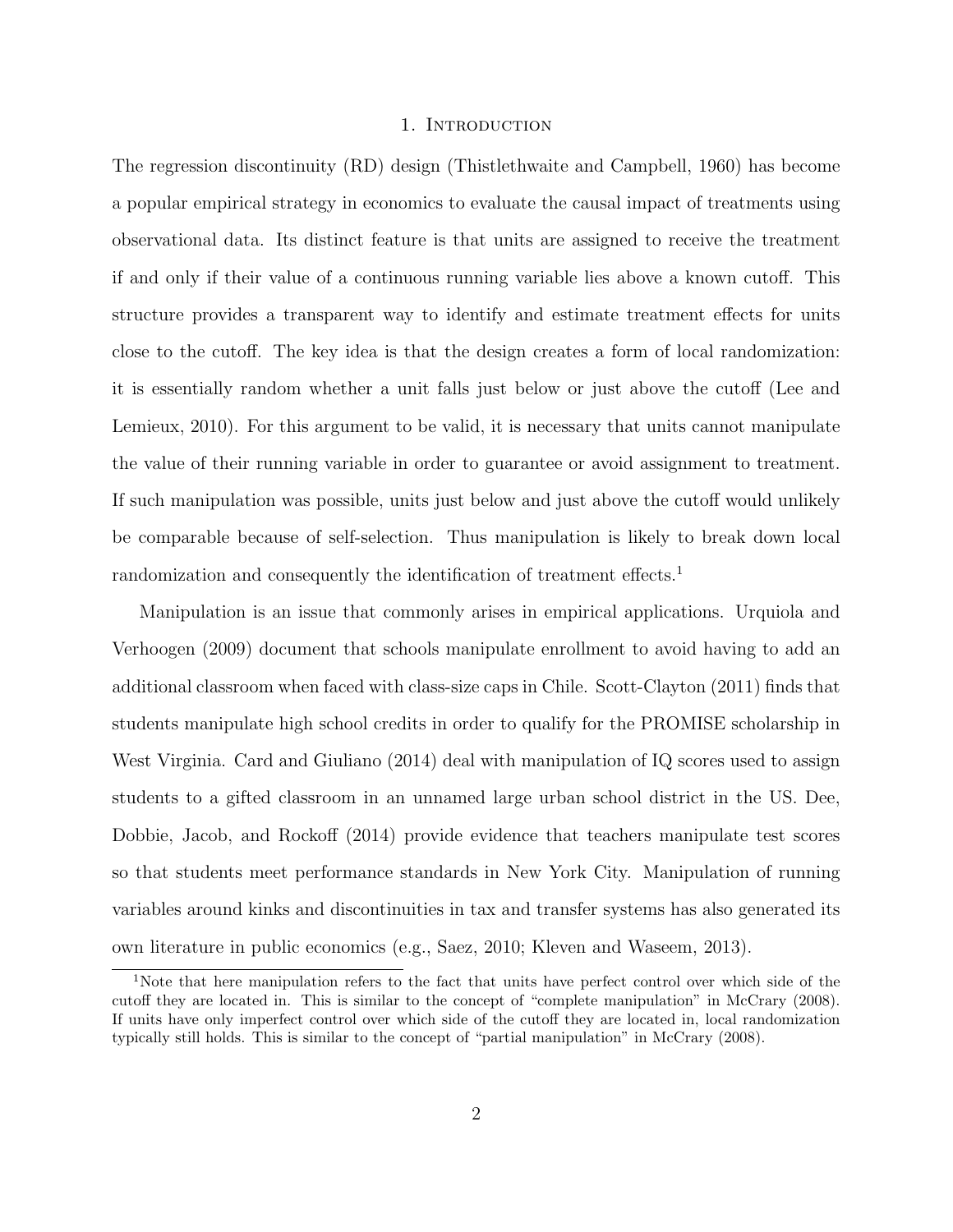# 1. Introduction

The regression discontinuity (RD) design (Thistlethwaite and Campbell, 1960) has become a popular empirical strategy in economics to evaluate the causal impact of treatments using observational data. Its distinct feature is that units are assigned to receive the treatment if and only if their value of a continuous running variable lies above a known cutoff. This structure provides a transparent way to identify and estimate treatment effects for units close to the cutoff. The key idea is that the design creates a form of local randomization: it is essentially random whether a unit falls just below or just above the cutoff (Lee and Lemieux, 2010). For this argument to be valid, it is necessary that units cannot manipulate the value of their running variable in order to guarantee or avoid assignment to treatment. If such manipulation was possible, units just below and just above the cutoff would unlikely be comparable because of self-selection. Thus manipulation is likely to break down local randomization and consequently the identification of treatment effects.[1]

Manipulation is an issue that commonly arises in empirical applications. Urquiola and Verhoogen (2009) document that schools manipulate enrollment to avoid having to add an additional classroom when faced with class-size caps in Chile. Scott-Clayton (2011) finds that students manipulate high school credits in order to qualify for the PROMISE scholarship in West Virginia. Card and Giuliano (2014) deal with manipulation of IQ scores used to assign students to a gifted classroom in an unnamed large urban school district in the US. Dee, Dobbie, Jacob, and Rockoff (2014) provide evidence that teachers manipulate test scores so that students meet performance standards in New York City. Manipulation of running variables around kinks and discontinuities in tax and transfer systems has also generated its own literature in public economics (e.g., Saez, 2010; Kleven and Waseem, 2013).

[1] Note that here manipulation refers to the fact that units have perfect control over which side of the cutoff they are located in. This is similar to the concept of "complete manipulation" in McCrary (2008). If units have only imperfect control over which side of the cutoff they are located in, local randomization typically still holds. This is similar to the concept of "partial manipulation" in McCrary (2008).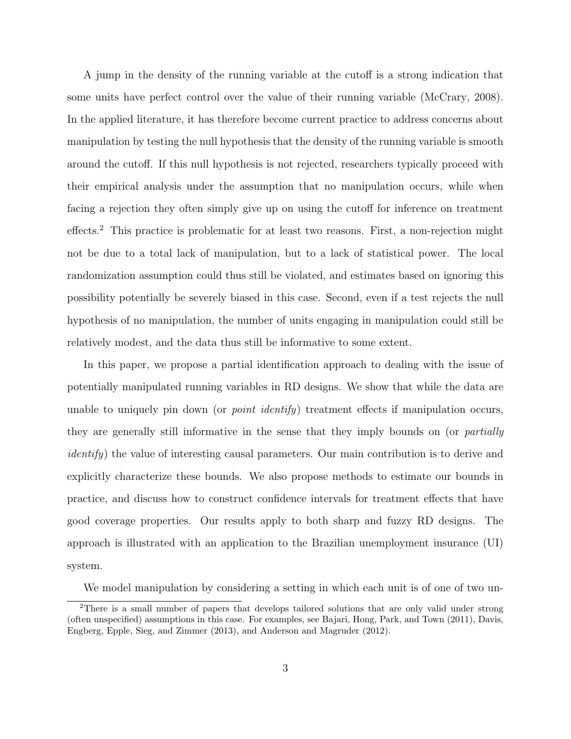A jump in the density of the running variable at the cutoff is a strong indication that some units have perfect control over the value of their running variable (McCrary, 2008). In the applied literature, it has therefore become current practice to address concerns about manipulation by testing the null hypothesis that the density of the running variable is smooth around the cutoff. If this null hypothesis is not rejected, researchers typically proceed with their empirical analysis under the assumption that no manipulation occurs, while when facing a rejection they often simply give up on using the cutoff for inference on treatment effects.[2] This practice is problematic for at least two reasons. First, a non-rejection might not be due to a total lack of manipulation, but to a lack of statistical power. The local randomization assumption could thus still be violated, and estimates based on ignoring this possibility potentially be severely biased in this case. Second, even if a test rejects the null hypothesis of no manipulation, the number of units engaging in manipulation could still be relatively modest, and the data thus still be informative to some extent.

In this paper, we propose a partial identification approach to dealing with the issue of potentially manipulated running variables in RD designs. We show that while the data are unable to uniquely pin down (or *point identify*) treatment effects if manipulation occurs, they are generally still informative in the sense that they imply bounds on (or *partially identify*) the value of interesting causal parameters. Our main contribution is to derive and explicitly characterize these bounds. We also propose methods to estimate our bounds in practice, and discuss how to construct confidence intervals for treatment effects that have good coverage properties. Our results apply to both sharp and fuzzy RD designs. The approach is illustrated with an application to the Brazilian unemployment insurance (UI) system.

We model manipulation by considering a setting in which each unit is of one of two un-

[2]There is a small number of papers that develops tailored solutions that are only valid under strong (often unspecified) assumptions in this case. For examples, see Bajari, Hong, Park, and Town (2011), Davis, Engberg, Epple, Sieg, and Zimmer (2013), and Anderson and Magruder (2012).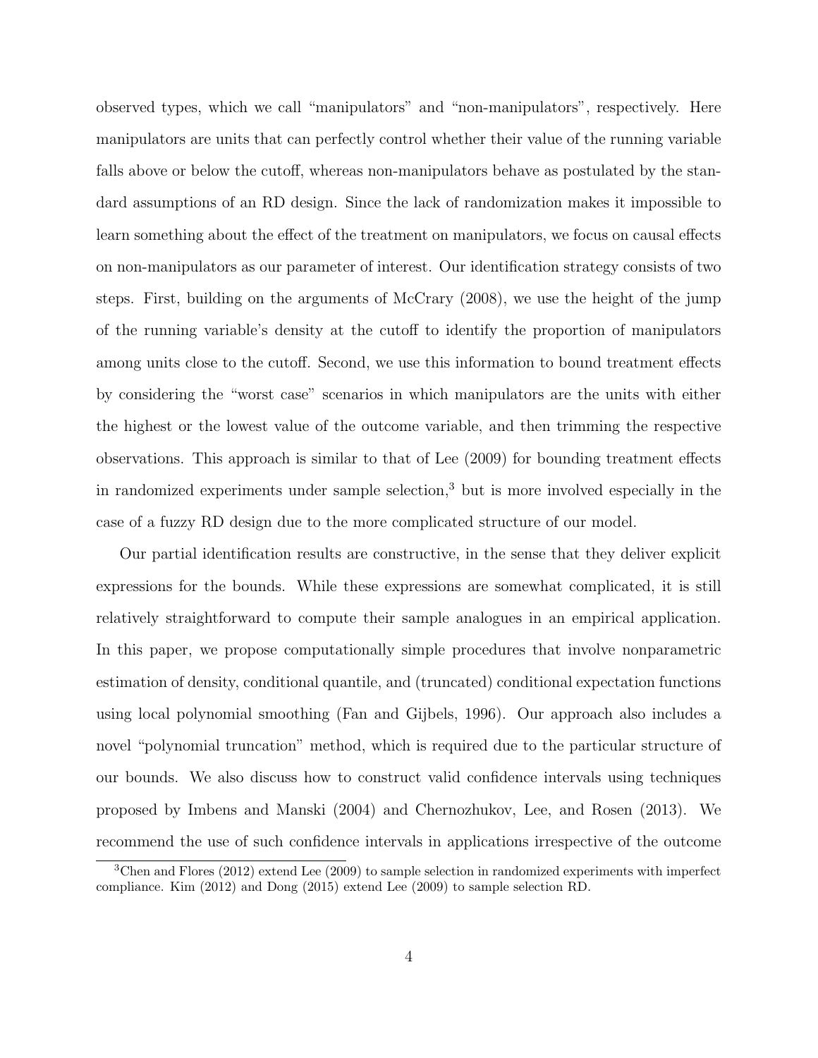observed types, which we call "manipulators" and "non-manipulators", respectively. Here manipulators are units that can perfectly control whether their value of the running variable falls above or below the cutoff, whereas non-manipulators behave as postulated by the standard assumptions of an RD design. Since the lack of randomization makes it impossible to learn something about the effect of the treatment on manipulators, we focus on causal effects on non-manipulators as our parameter of interest. Our identification strategy consists of two steps. First, building on the arguments of McCrary (2008), we use the height of the jump of the running variable's density at the cutoff to identify the proportion of manipulators among units close to the cutoff. Second, we use this information to bound treatment effects by considering the "worst case" scenarios in which manipulators are the units with either the highest or the lowest value of the outcome variable, and then trimming the respective observations. This approach is similar to that of Lee (2009) for bounding treatment effects in randomized experiments under sample selection,[3] but is more involved especially in the case of a fuzzy RD design due to the more complicated structure of our model.

Our partial identification results are constructive, in the sense that they deliver explicit expressions for the bounds. While these expressions are somewhat complicated, it is still relatively straightforward to compute their sample analogues in an empirical application. In this paper, we propose computationally simple procedures that involve nonparametric estimation of density, conditional quantile, and (truncated) conditional expectation functions using local polynomial smoothing (Fan and Gijbels, 1996). Our approach also includes a novel "polynomial truncation" method, which is required due to the particular structure of our bounds. We also discuss how to construct valid confidence intervals using techniques proposed by Imbens and Manski (2004) and Chernozhukov, Lee, and Rosen (2013). We recommend the use of such confidence intervals in applications irrespective of the outcome

[3] Chen and Flores (2012) extend Lee (2009) to sample selection in randomized experiments with imperfect compliance. Kim (2012) and Dong (2015) extend Lee (2009) to sample selection RD.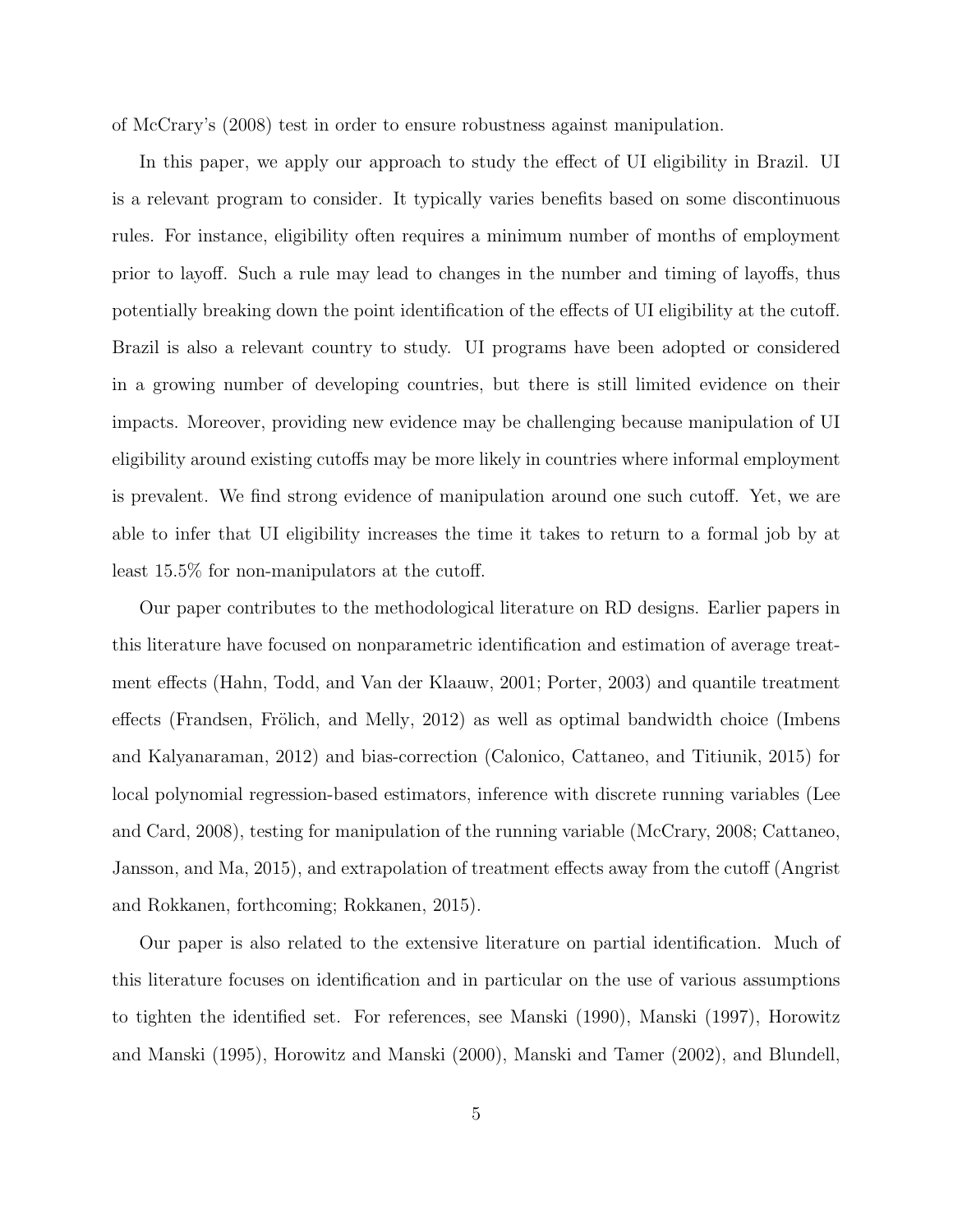of McCrary's (2008) test in order to ensure robustness against manipulation.

In this paper, we apply our approach to study the effect of UI eligibility in Brazil. UI is a relevant program to consider. It typically varies benefits based on some discontinuous rules. For instance, eligibility often requires a minimum number of months of employment prior to layoff. Such a rule may lead to changes in the number and timing of layoffs, thus potentially breaking down the point identification of the effects of UI eligibility at the cutoff. Brazil is also a relevant country to study. UI programs have been adopted or considered in a growing number of developing countries, but there is still limited evidence on their impacts. Moreover, providing new evidence may be challenging because manipulation of UI eligibility around existing cutoffs may be more likely in countries where informal employment is prevalent. We find strong evidence of manipulation around one such cutoff. Yet, we are able to infer that UI eligibility increases the time it takes to return to a formal job by at least 15.5% for non-manipulators at the cutoff.

Our paper contributes to the methodological literature on RD designs. Earlier papers in this literature have focused on nonparametric identification and estimation of average treatment effects (Hahn, Todd, and Van der Klaauw, 2001; Porter, 2003) and quantile treatment effects (Frandsen, Frölich, and Melly, 2012) as well as optimal bandwidth choice (Imbens and Kalyanaraman, 2012) and bias-correction (Calonico, Cattaneo, and Titiunik, 2015) for local polynomial regression-based estimators, inference with discrete running variables (Lee and Card, 2008), testing for manipulation of the running variable (McCrary, 2008; Cattaneo, Jansson, and Ma, 2015), and extrapolation of treatment effects away from the cutoff (Angrist and Rokkanen, forthcoming; Rokkanen, 2015).

Our paper is also related to the extensive literature on partial identification. Much of this literature focuses on identification and in particular on the use of various assumptions to tighten the identified set. For references, see Manski (1990), Manski (1997), Horowitz and Manski (1995), Horowitz and Manski (2000), Manski and Tamer (2002), and Blundell,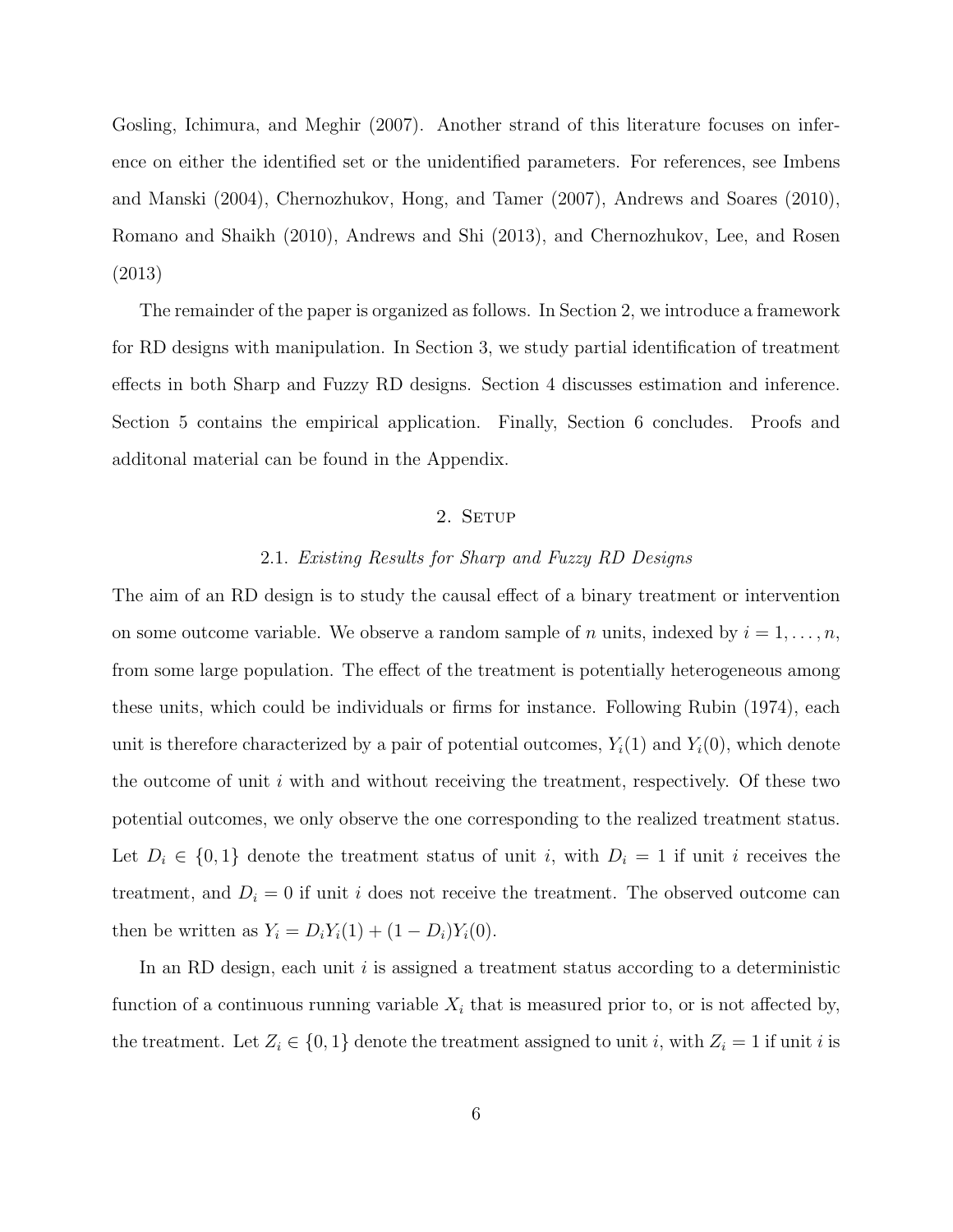Gosling, Ichimura, and Meghir (2007). Another strand of this literature focuses on inference on either the identified set or the unidentified parameters. For references, see Imbens and Manski (2004), Chernozhukov, Hong, and Tamer (2007), Andrews and Soares (2010), Romano and Shaikh (2010), Andrews and Shi (2013), and Chernozhukov, Lee, and Rosen (2013)

The remainder of the paper is organized as follows. In Section 2, we introduce a framework for RD designs with manipulation. In Section 3, we study partial identification of treatment effects in both Sharp and Fuzzy RD designs. Section 4 discusses estimation and inference. Section 5 contains the empirical application. Finally, Section 6 concludes. Proofs and additonal material can be found in the Appendix.

## 2. Setup

### 2.1. *Existing Results for Sharp and Fuzzy RD Designs*

The aim of an RD design is to study the causal effect of a binary treatment or intervention on some outcome variable. We observe a random sample of $n$ units, indexed by $i = 1, \ldots, n$, from some large population. The effect of the treatment is potentially heterogeneous among these units, which could be individuals or firms for instance. Following Rubin (1974), each unit is therefore characterized by a pair of potential outcomes, $Y_i(1)$ and $Y_i(0)$, which denote the outcome of unit $i$ with and without receiving the treatment, respectively. Of these two potential outcomes, we only observe the one corresponding to the realized treatment status. Let $D_i \in \{0, 1\}$ denote the treatment status of unit $i$, with $D_i = 1$ if unit $i$ receives the treatment, and $D_i = 0$ if unit $i$ does not receive the treatment. The observed outcome can then be written as $Y_i = D_i Y_i(1) + (1 - D_i) Y_i(0)$.

In an RD design, each unit $i$ is assigned a treatment status according to a deterministic function of a continuous running variable $X_i$ that is measured prior to, or is not affected by, the treatment. Let $Z_i \in \{0, 1\}$ denote the treatment assigned to unit $i$, with $Z_i = 1$ if unit $i$ is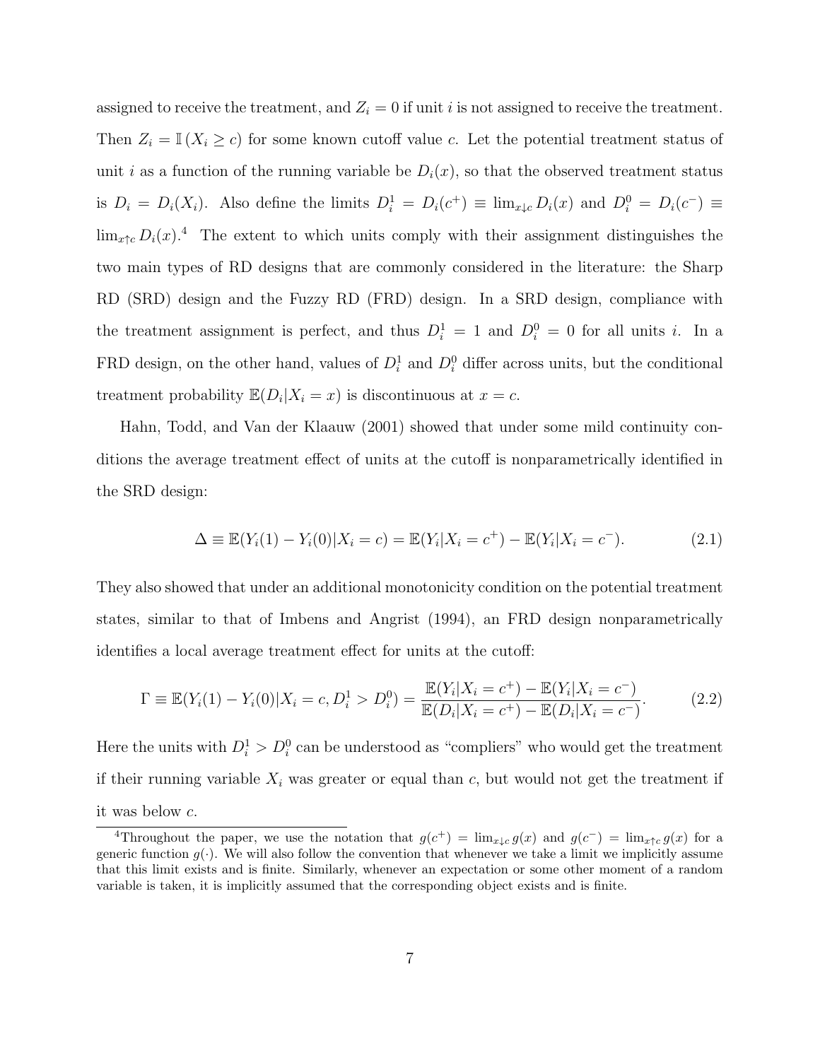assigned to receive the treatment, and $Z_i = 0$ if unit $i$ is not assigned to receive the treatment. Then $Z_i = \mathbb{I}(X_i \geq c)$ for some known cutoff value $c$. Let the potential treatment status of unit $i$ as a function of the running variable be $D_i(x)$, so that the observed treatment status is $D_i = D_i(X_i)$. Also define the limits $D_i^1 = D_i(c^+) \equiv \lim_{x \downarrow c} D_i(x)$ and $D_i^0 = D_i(c^-) \equiv \lim_{x \uparrow c} D_i(x)$.[4] The extent to which units comply with their assignment distinguishes the two main types of RD designs that are commonly considered in the literature: the Sharp RD (SRD) design and the Fuzzy RD (FRD) design. In a SRD design, compliance with the treatment assignment is perfect, and thus $D_i^1 = 1$ and $D_i^0 = 0$ for all units $i$. In a FRD design, on the other hand, values of $D_i^1$ and $D_i^0$ differ across units, but the conditional treatment probability $\mathbb{E}(D_i|X_i = x)$ is discontinuous at $x = c$.

Hahn, Todd, and Van der Klaauw (2001) showed that under some mild continuity conditions the average treatment effect of units at the cutoff is nonparametrically identified in the SRD design:

$$\Delta \equiv \mathbb{E}(Y_i(1) - Y_i(0)|X_i = c) = \mathbb{E}(Y_i|X_i = c^+) - \mathbb{E}(Y_i|X_i = c^-). \tag{2.1}$$

They also showed that under an additional monotonicity condition on the potential treatment states, similar to that of Imbens and Angrist (1994), an FRD design nonparametrically identifies a local average treatment effect for units at the cutoff:

$$\Gamma \equiv \mathbb{E}(Y_i(1) - Y_i(0)|X_i = c, D_i^1 > D_i^0) = \frac{\mathbb{E}(Y_i|X_i = c^+) - \mathbb{E}(Y_i|X_i = c^-)}{\mathbb{E}(D_i|X_i = c^+) - \mathbb{E}(D_i|X_i = c^-)}. \tag{2.2}$$

Here the units with $D_i^1 > D_i^0$ can be understood as "compliers" who would get the treatment if their running variable $X_i$ was greater or equal than $c$, but would not get the treatment if it was below $c$.

[4] Throughout the paper, we use the notation that $g(c^+) = \lim_{x \downarrow c} g(x)$ and $g(c^-) = \lim_{x \uparrow c} g(x)$ for a generic function $g(\cdot)$. We will also follow the convention that whenever we take a limit we implicitly assume that this limit exists and is finite. Similarly, whenever an expectation or some other moment of a random variable is taken, it is implicitly assumed that the corresponding object exists and is finite.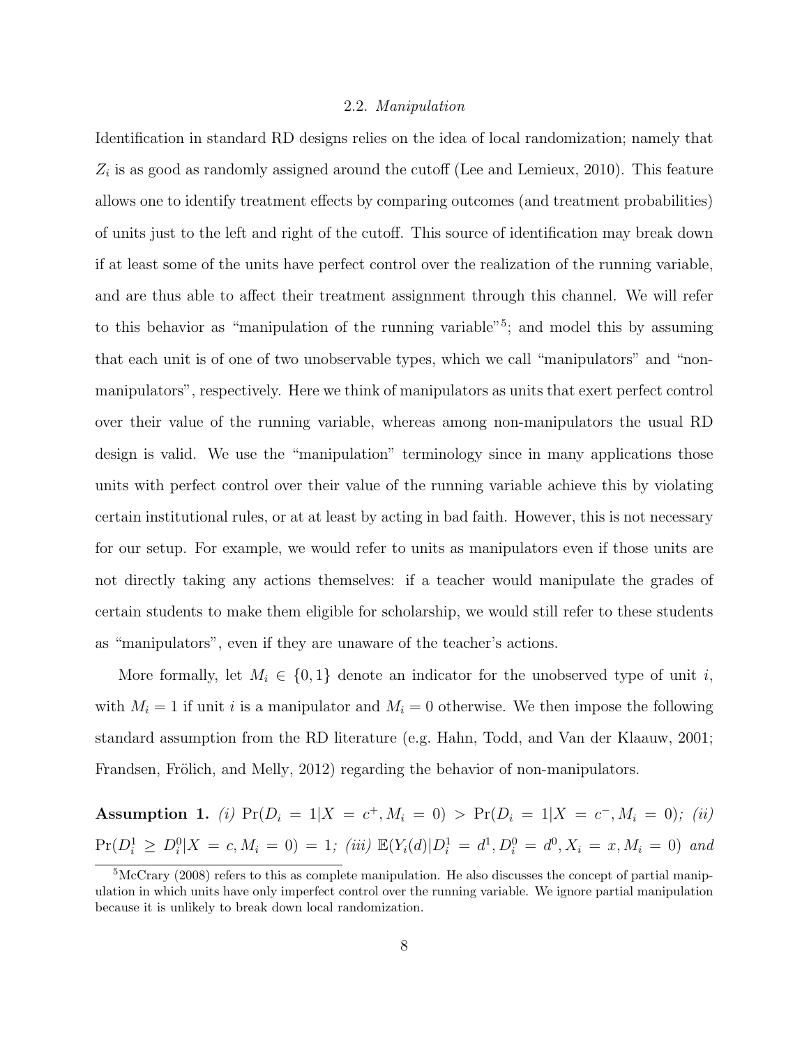### 2.2. *Manipulation*

Identification in standard RD designs relies on the idea of local randomization; namely that $Z_i$ is as good as randomly assigned around the cutoff (Lee and Lemieux, 2010). This feature allows one to identify treatment effects by comparing outcomes (and treatment probabilities) of units just to the left and right of the cutoff. This source of identification may break down if at least some of the units have perfect control over the realization of the running variable, and are thus able to affect their treatment assignment through this channel. We will refer to this behavior as "manipulation of the running variable"[5]; and model this by assuming that each unit is of one of two unobservable types, which we call "manipulators" and "non-manipulators", respectively. Here we think of manipulators as units that exert perfect control over their value of the running variable, whereas among non-manipulators the usual RD design is valid. We use the "manipulation" terminology since in many applications those units with perfect control over their value of the running variable achieve this by violating certain institutional rules, or at at least by acting in bad faith. However, this is not necessary for our setup. For example, we would refer to units as manipulators even if those units are not directly taking any actions themselves: if a teacher would manipulate the grades of certain students to make them eligible for scholarship, we would still refer to these students as "manipulators", even if they are unaware of the teacher's actions.

More formally, let $M_i \in \{0, 1\}$ denote an indicator for the unobserved type of unit $i$, with $M_i = 1$ if unit $i$ is a manipulator and $M_i = 0$ otherwise. We then impose the following standard assumption from the RD literature (e.g. Hahn, Todd, and Van der Klaauw, 2001; Frandsen, Frölich, and Melly, 2012) regarding the behavior of non-manipulators.

**Assumption 1.** *(i)* $\Pr(D_i = 1|X = c^+, M_i = 0) > \Pr(D_i = 1|X = c^-, M_i = 0)$*; (ii)* $\Pr(D_i^1 \geq D_i^0|X = c, M_i = 0) = 1$*; (iii)* $\mathbb{E}(Y_i(d)|D_i^1 = d^1, D_i^0 = d^0, X_i = x, M_i = 0)$ *and*

[5] McCrary (2008) refers to this as complete manipulation. He also discusses the concept of partial manipulation in which units have only imperfect control over the running variable. We ignore partial manipulation because it is unlikely to break down local randomization.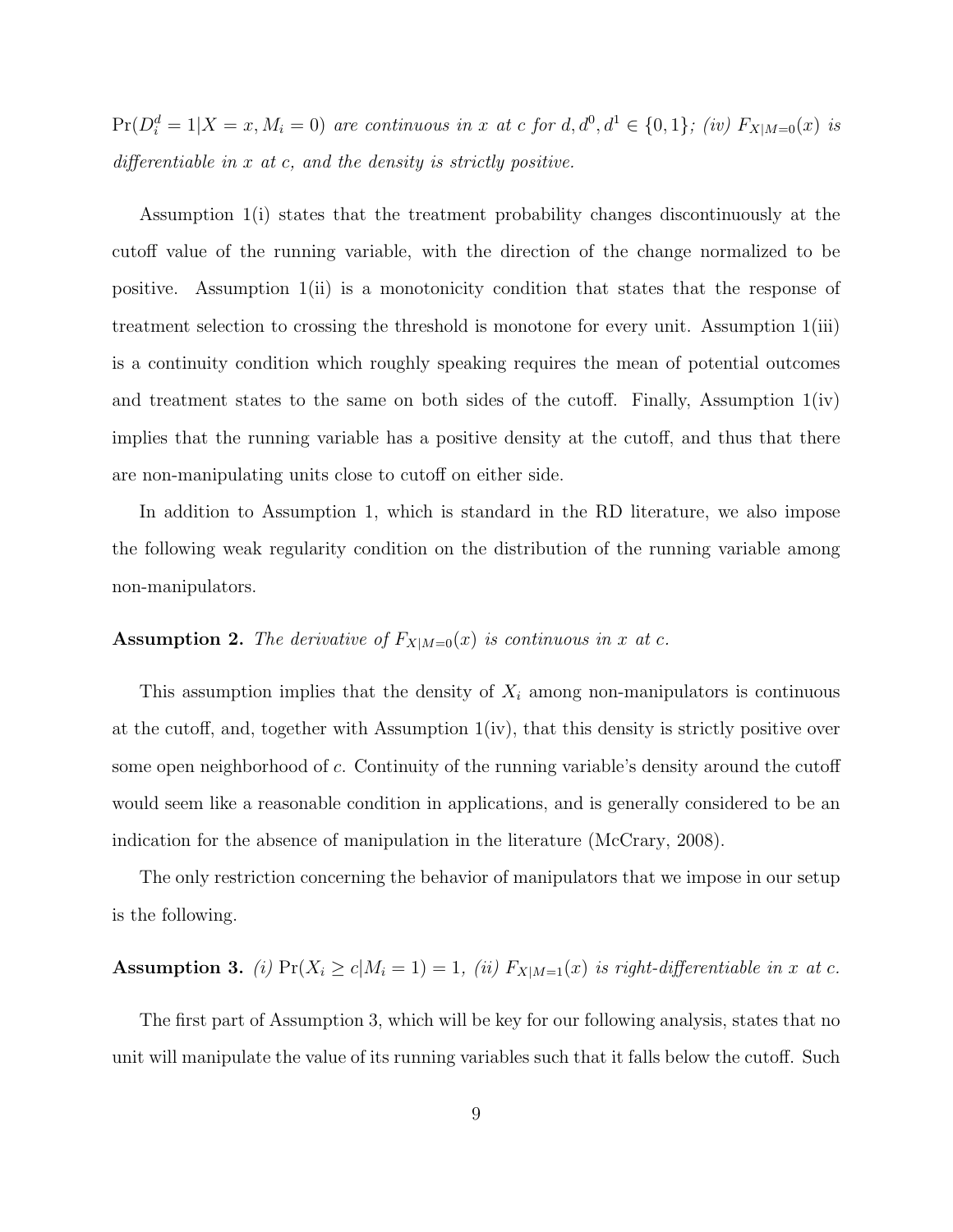$\Pr(D_i^d = 1|X = x, M_i = 0)$ *are continuous in* $x$ *at* $c$ *for* $d, d^0, d^1 \in \{0, 1\}$*; (iv)* $F_{X|M=0}(x)$ *is differentiable in* $x$ *at* $c$*, and the density is strictly positive.*

Assumption 1(i) states that the treatment probability changes discontinuously at the cutoff value of the running variable, with the direction of the change normalized to be positive. Assumption 1(ii) is a monotonicity condition that states that the response of treatment selection to crossing the threshold is monotone for every unit. Assumption 1(iii) is a continuity condition which roughly speaking requires the mean of potential outcomes and treatment states to the same on both sides of the cutoff. Finally, Assumption 1(iv) implies that the running variable has a positive density at the cutoff, and thus that there are non-manipulating units close to cutoff on either side.

In addition to Assumption 1, which is standard in the RD literature, we also impose the following weak regularity condition on the distribution of the running variable among non-manipulators.

**Assumption 2.** *The derivative of* $F_{X|M=0}(x)$ *is continuous in* $x$ *at* $c$*.*

This assumption implies that the density of $X_i$ among non-manipulators is continuous at the cutoff, and, together with Assumption 1(iv), that this density is strictly positive over some open neighborhood of $c$. Continuity of the running variable's density around the cutoff would seem like a reasonable condition in applications, and is generally considered to be an indication for the absence of manipulation in the literature (McCrary, 2008).

The only restriction concerning the behavior of manipulators that we impose in our setup is the following.

**Assumption 3.** *(i)* $\Pr(X_i \geq c|M_i = 1) = 1$*, (ii)* $F_{X|M=1}(x)$ *is right-differentiable in* $x$ *at* $c$*.*

The first part of Assumption 3, which will be key for our following analysis, states that no unit will manipulate the value of its running variables such that it falls below the cutoff. Such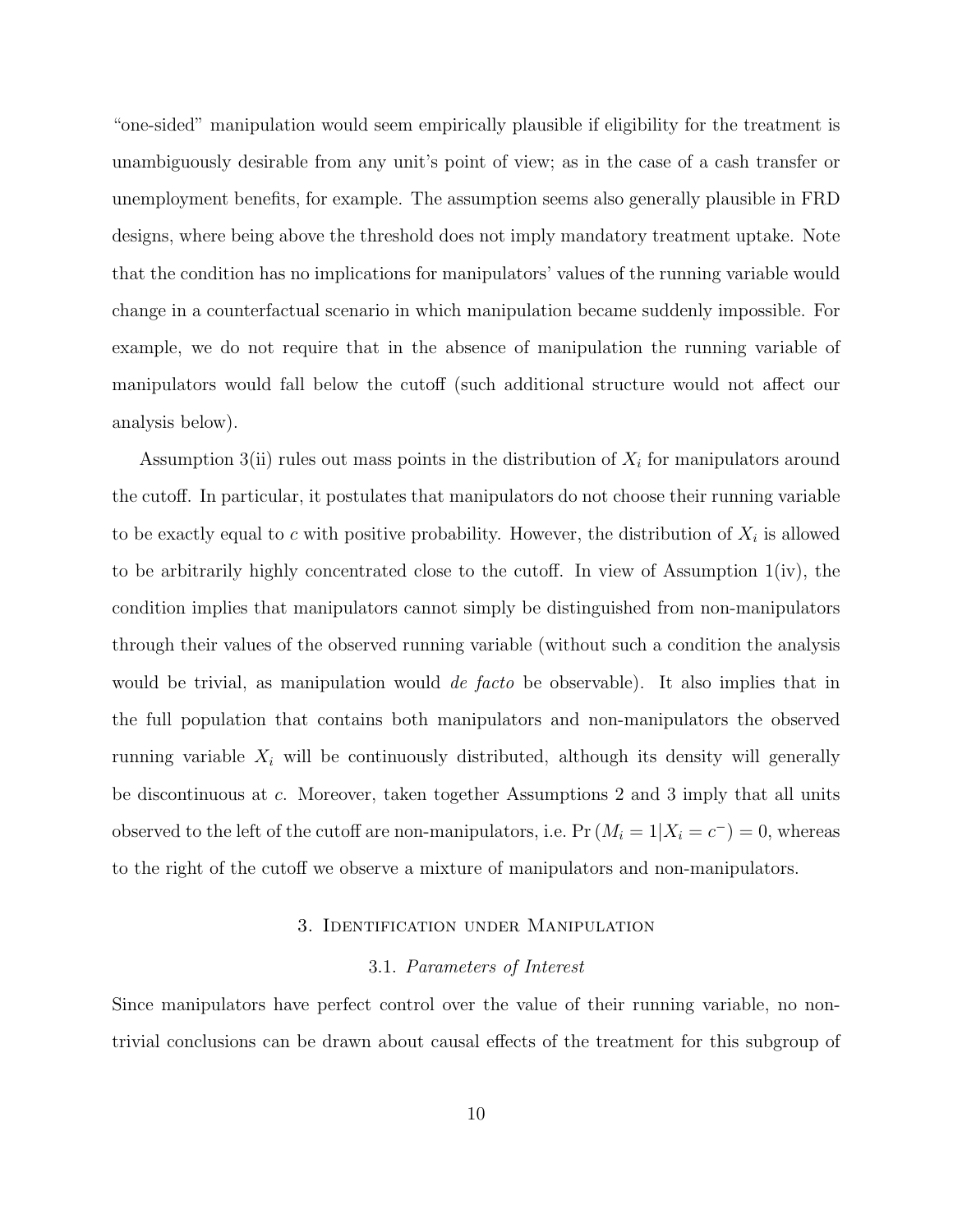"one-sided" manipulation would seem empirically plausible if eligibility for the treatment is unambiguously desirable from any unit's point of view; as in the case of a cash transfer or unemployment benefits, for example. The assumption seems also generally plausible in FRD designs, where being above the threshold does not imply mandatory treatment uptake. Note that the condition has no implications for manipulators' values of the running variable would change in a counterfactual scenario in which manipulation became suddenly impossible. For example, we do not require that in the absence of manipulation the running variable of manipulators would fall below the cutoff (such additional structure would not affect our analysis below).

Assumption 3(ii) rules out mass points in the distribution of $X_i$ for manipulators around the cutoff. In particular, it postulates that manipulators do not choose their running variable to be exactly equal to $c$ with positive probability. However, the distribution of $X_i$ is allowed to be arbitrarily highly concentrated close to the cutoff. In view of Assumption 1(iv), the condition implies that manipulators cannot simply be distinguished from non-manipulators through their values of the observed running variable (without such a condition the analysis would be trivial, as manipulation would *de facto* be observable). It also implies that in the full population that contains both manipulators and non-manipulators the observed running variable $X_i$ will be continuously distributed, although its density will generally be discontinuous at $c$. Moreover, taken together Assumptions 2 and 3 imply that all units observed to the left of the cutoff are non-manipulators, i.e. $\Pr(M_i = 1 | X_i = c^-) = 0$, whereas to the right of the cutoff we observe a mixture of manipulators and non-manipulators.

## 3. Identification under Manipulation

### 3.1. *Parameters of Interest*

Since manipulators have perfect control over the value of their running variable, no non-trivial conclusions can be drawn about causal effects of the treatment for this subgroup of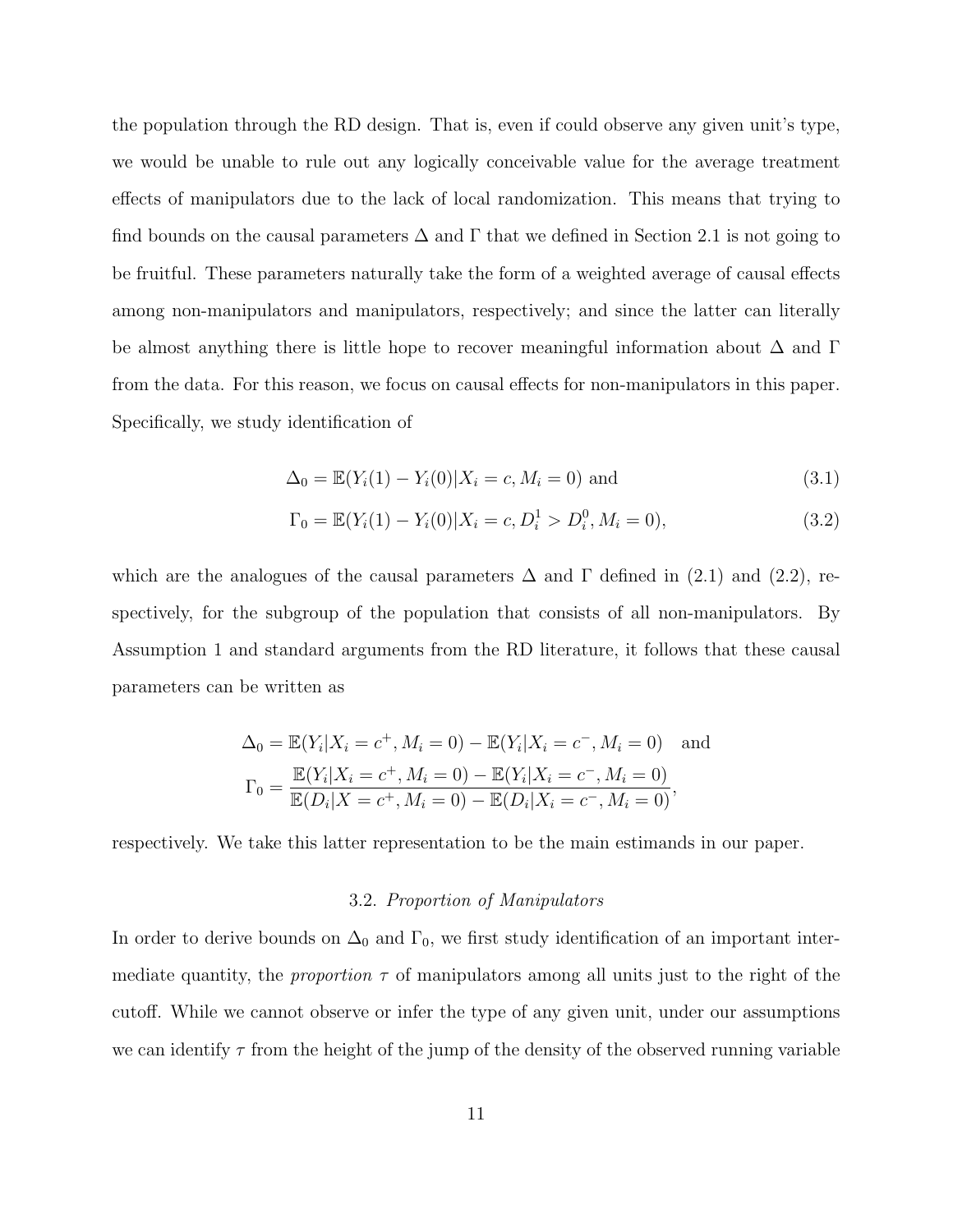the population through the RD design. That is, even if could observe any given unit's type, we would be unable to rule out any logically conceivable value for the average treatment effects of manipulators due to the lack of local randomization. This means that trying to find bounds on the causal parameters $\Delta$ and $\Gamma$ that we defined in Section 2.1 is not going to be fruitful. These parameters naturally take the form of a weighted average of causal effects among non-manipulators and manipulators, respectively; and since the latter can literally be almost anything there is little hope to recover meaningful information about $\Delta$ and $\Gamma$ from the data. For this reason, we focus on causal effects for non-manipulators in this paper. Specifically, we study identification of

$$\Delta_0 = \mathbb{E}(Y_i(1) - Y_i(0)|X_i = c, M_i = 0) \text{ and} \tag{3.1}$$

$$\Gamma_0 = \mathbb{E}(Y_i(1) - Y_i(0)|X_i = c, D_i^1 > D_i^0, M_i = 0), \tag{3.2}$$

which are the analogues of the causal parameters $\Delta$ and $\Gamma$ defined in (2.1) and (2.2), respectively, for the subgroup of the population that consists of all non-manipulators. By Assumption 1 and standard arguments from the RD literature, it follows that these causal parameters can be written as

$$\Delta_0 = \mathbb{E}(Y_i|X_i = c^+, M_i = 0) - \mathbb{E}(Y_i|X_i = c^-, M_i = 0) \quad \text{and}$$
$$\Gamma_0 = \frac{\mathbb{E}(Y_i|X_i = c^+, M_i = 0) - \mathbb{E}(Y_i|X_i = c^-, M_i = 0)}{\mathbb{E}(D_i|X = c^+, M_i = 0) - \mathbb{E}(D_i|X_i = c^-, M_i = 0)},$$

respectively. We take this latter representation to be the main estimands in our paper.

## 3.2. *Proportion of Manipulators*

In order to derive bounds on $\Delta_0$ and $\Gamma_0$, we first study identification of an important intermediate quantity, the *proportion* $\tau$ of manipulators among all units just to the right of the cutoff. While we cannot observe or infer the type of any given unit, under our assumptions we can identify $\tau$ from the height of the jump of the density of the observed running variable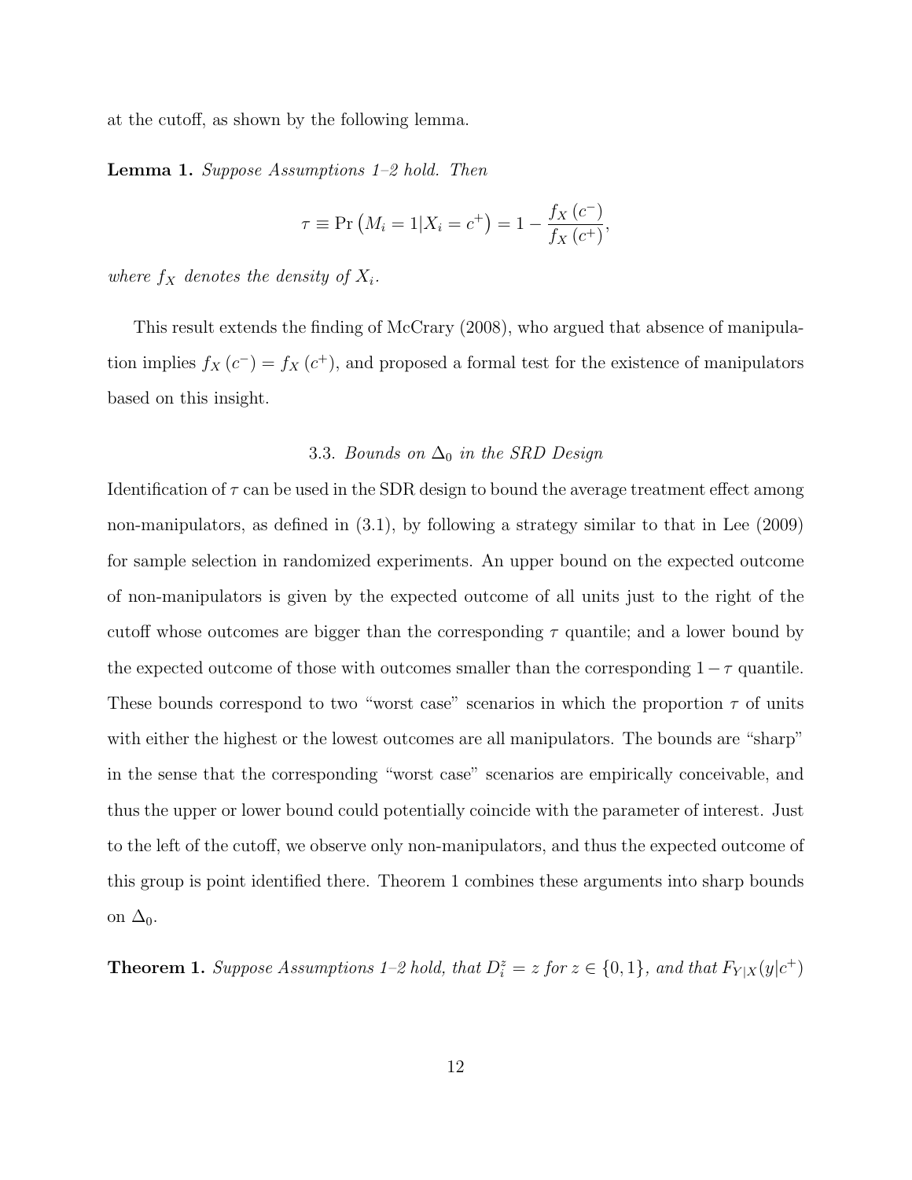at the cutoff, as shown by the following lemma.

**Lemma 1.** *Suppose Assumptions 1–2 hold. Then*

$$\tau \equiv \Pr\left(M_i = 1 | X_i = c^+\right) = 1 - \frac{f_X\left(c^-\right)}{f_X\left(c^+\right)},$$

*where $f_X$ denotes the density of $X_i$.*

This result extends the finding of McCrary (2008), who argued that absence of manipulation implies $f_X\left(c^-\right) = f_X\left(c^+\right)$, and proposed a formal test for the existence of manipulators based on this insight.

### 3.3. *Bounds on $\Delta_0$ in the SRD Design*

Identification of $\tau$ can be used in the SDR design to bound the average treatment effect among non-manipulators, as defined in (3.1), by following a strategy similar to that in Lee (2009) for sample selection in randomized experiments. An upper bound on the expected outcome of non-manipulators is given by the expected outcome of all units just to the right of the cutoff whose outcomes are bigger than the corresponding $\tau$ quantile; and a lower bound by the expected outcome of those with outcomes smaller than the corresponding $1-\tau$ quantile. These bounds correspond to two "worst case" scenarios in which the proportion $\tau$ of units with either the highest or the lowest outcomes are all manipulators. The bounds are "sharp" in the sense that the corresponding "worst case" scenarios are empirically conceivable, and thus the upper or lower bound could potentially coincide with the parameter of interest. Just to the left of the cutoff, we observe only non-manipulators, and thus the expected outcome of this group is point identified there. Theorem 1 combines these arguments into sharp bounds on $\Delta_0$.

**Theorem 1.** *Suppose Assumptions 1–2 hold, that $D_i^z = z$ for $z \in \{0, 1\}$, and that $F_{Y|X}(y|c^+)$*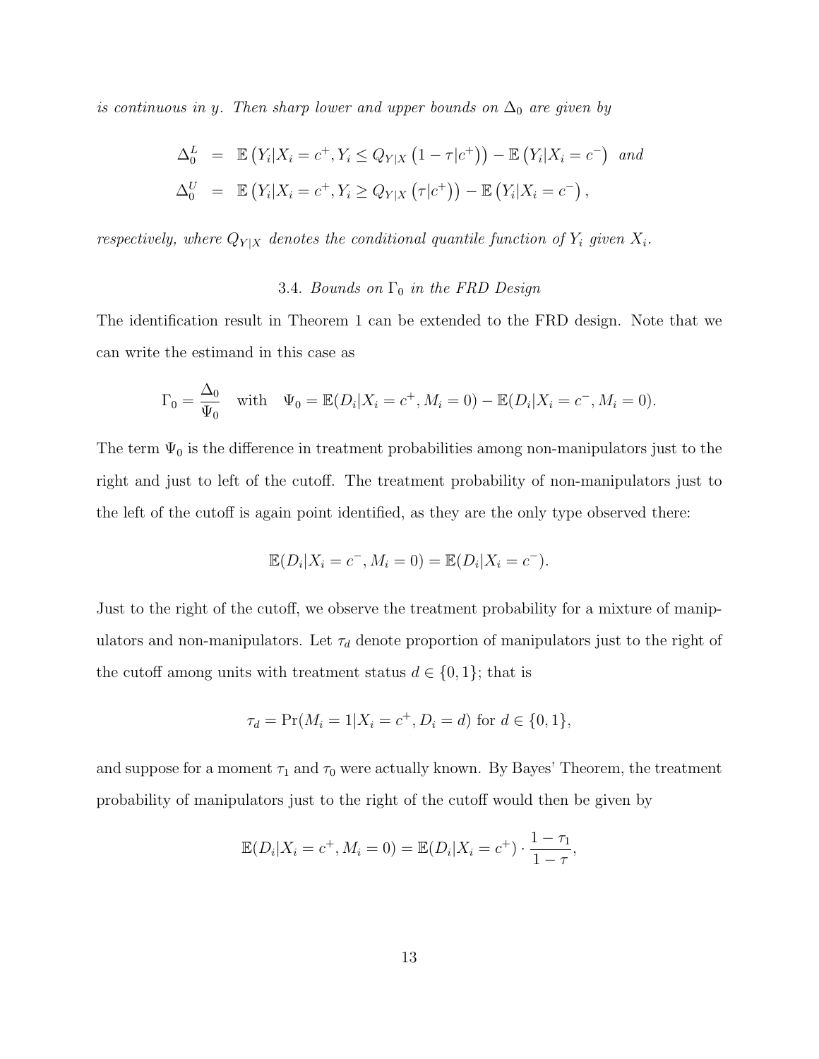*is continuous in y. Then sharp lower and upper bounds on* $\Delta_0$ *are given by*

$$
\begin{aligned}
\Delta_0^L &= \mathbb{E}\left(Y_i|X_i = c^+, Y_i \leq Q_{Y|X}\left(1-\tau|c^+\right)\right) - \mathbb{E}\left(Y_i|X_i = c^-\right) \text{ and} \\
\Delta_0^U &= \mathbb{E}\left(Y_i|X_i = c^+, Y_i \geq Q_{Y|X}\left(\tau|c^+\right)\right) - \mathbb{E}\left(Y_i|X_i = c^-\right),
\end{aligned}
$$

*respectively, where* $Q_{Y|X}$ *denotes the conditional quantile function of* $Y_i$ *given* $X_i$*.*

### 3.4. *Bounds on* $\Gamma_0$ *in the FRD Design*

The identification result in Theorem 1 can be extended to the FRD design. Note that we can write the estimand in this case as

$$
\Gamma_0 = \frac{\Delta_0}{\Psi_0} \quad \text{with} \quad \Psi_0 = \mathbb{E}(D_i|X_i = c^+, M_i = 0) - \mathbb{E}(D_i|X_i = c^-, M_i = 0).
$$

The term $\Psi_0$ is the difference in treatment probabilities among non-manipulators just to the right and just to left of the cutoff. The treatment probability of non-manipulators just to the left of the cutoff is again point identified, as they are the only type observed there:

$$
\mathbb{E}(D_i|X_i = c^-, M_i = 0) = \mathbb{E}(D_i|X_i = c^-).
$$

Just to the right of the cutoff, we observe the treatment probability for a mixture of manipulators and non-manipulators. Let $\tau_d$ denote proportion of manipulators just to the right of the cutoff among units with treatment status $d \in \{0, 1\}$; that is

$$
\tau_d = \Pr(M_i = 1|X_i = c^+, D_i = d) \text{ for } d \in \{0, 1\},
$$

and suppose for a moment $\tau_1$ and $\tau_0$ were actually known. By Bayes' Theorem, the treatment probability of manipulators just to the right of the cutoff would then be given by

$$
\mathbb{E}(D_i|X_i = c^+, M_i = 0) = \mathbb{E}(D_i|X_i = c^+) \cdot \frac{1-\tau_1}{1-\tau},
$$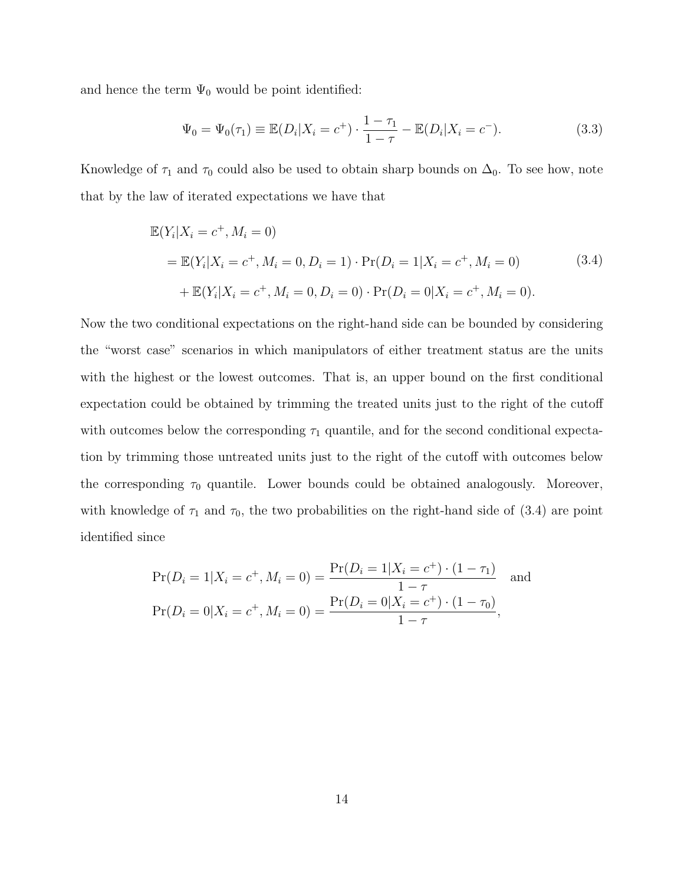and hence the term $\Psi_0$ would be point identified:

$$\Psi_0 = \Psi_0(\tau_1) \equiv \mathbb{E}(D_i|X_i = c^+) \cdot \frac{1-\tau_1}{1-\tau} - \mathbb{E}(D_i|X_i = c^-). \tag{3.3}$$

Knowledge of $\tau_1$ and $\tau_0$ could also be used to obtain sharp bounds on $\Delta_0$. To see how, note that by the law of iterated expectations we have that

$$\begin{aligned}
&\mathbb{E}(Y_i|X_i = c^+, M_i = 0) \\
&\quad = \mathbb{E}(Y_i|X_i = c^+, M_i = 0, D_i = 1) \cdot \Pr(D_i = 1|X_i = c^+, M_i = 0) \\
&\quad\quad + \mathbb{E}(Y_i|X_i = c^+, M_i = 0, D_i = 0) \cdot \Pr(D_i = 0|X_i = c^+, M_i = 0).
\end{aligned} \tag{3.4}$$

Now the two conditional expectations on the right-hand side can be bounded by considering the "worst case" scenarios in which manipulators of either treatment status are the units with the highest or the lowest outcomes. That is, an upper bound on the first conditional expectation could be obtained by trimming the treated units just to the right of the cutoff with outcomes below the corresponding $\tau_1$ quantile, and for the second conditional expectation by trimming those untreated units just to the right of the cutoff with outcomes below the corresponding $\tau_0$ quantile. Lower bounds could be obtained analogously. Moreover, with knowledge of $\tau_1$ and $\tau_0$, the two probabilities on the right-hand side of (3.4) are point identified since

$$\Pr(D_i = 1|X_i = c^+, M_i = 0) = \frac{\Pr(D_i = 1|X_i = c^+) \cdot (1-\tau_1)}{1-\tau} \quad \text{and}$$
$$\Pr(D_i = 0|X_i = c^+, M_i = 0) = \frac{\Pr(D_i = 0|X_i = c^+) \cdot (1-\tau_0)}{1-\tau},$$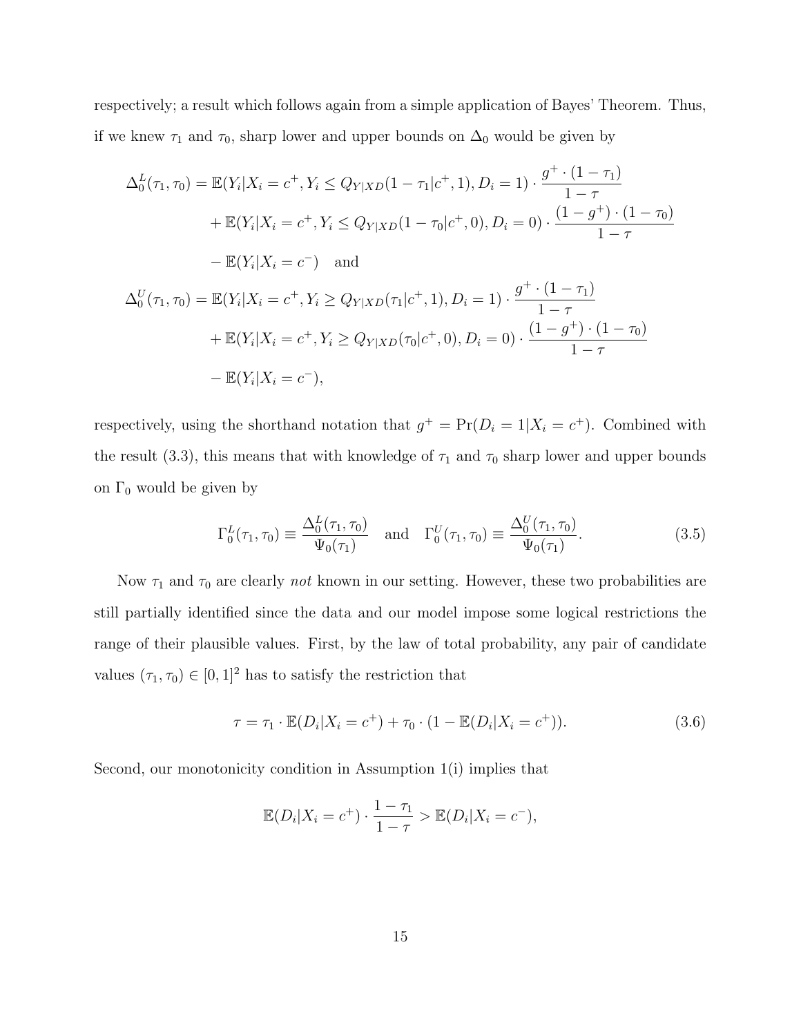respectively; a result which follows again from a simple application of Bayes' Theorem. Thus, if we knew $\tau_1$ and $\tau_0$, sharp lower and upper bounds on $\Delta_0$ would be given by

$$
\begin{aligned}
\Delta_0^L(\tau_1, \tau_0) = & \, \mathbb{E}(Y_i | X_i = c^+, Y_i \leq Q_{Y|XD}(1 - \tau_1 | c^+, 1), D_i = 1) \cdot \frac{g^+ \cdot (1 - \tau_1)}{1 - \tau} \\
& + \mathbb{E}(Y_i | X_i = c^+, Y_i \leq Q_{Y|XD}(1 - \tau_0 | c^+, 0), D_i = 0) \cdot \frac{(1 - g^+) \cdot (1 - \tau_0)}{1 - \tau} \\
& - \mathbb{E}(Y_i | X_i = c^-) \quad \text{and} \\
\Delta_0^U(\tau_1, \tau_0) = & \, \mathbb{E}(Y_i | X_i = c^+, Y_i \geq Q_{Y|XD}(\tau_1 | c^+, 1), D_i = 1) \cdot \frac{g^+ \cdot (1 - \tau_1)}{1 - \tau} \\
& + \mathbb{E}(Y_i | X_i = c^+, Y_i \geq Q_{Y|XD}(\tau_0 | c^+, 0), D_i = 0) \cdot \frac{(1 - g^+) \cdot (1 - \tau_0)}{1 - \tau} \\
& - \mathbb{E}(Y_i | X_i = c^-),
\end{aligned}
$$

respectively, using the shorthand notation that $g^+ = \Pr(D_i = 1 | X_i = c^+)$. Combined with the result (3.3), this means that with knowledge of $\tau_1$ and $\tau_0$ sharp lower and upper bounds on $\Gamma_0$ would be given by

$$
\Gamma_0^L(\tau_1, \tau_0) \equiv \frac{\Delta_0^L(\tau_1, \tau_0)}{\Psi_0(\tau_1)} \quad \text{and} \quad \Gamma_0^U(\tau_1, \tau_0) \equiv \frac{\Delta_0^U(\tau_1, \tau_0)}{\Psi_0(\tau_1)}. \tag{3.5}
$$

Now $\tau_1$ and $\tau_0$ are clearly *not* known in our setting. However, these two probabilities are still partially identified since the data and our model impose some logical restrictions the range of their plausible values. First, by the law of total probability, any pair of candidate values $(\tau_1, \tau_0) \in [0, 1]^2$ has to satisfy the restriction that

$$
\tau = \tau_1 \cdot \mathbb{E}(D_i | X_i = c^+) + \tau_0 \cdot (1 - \mathbb{E}(D_i | X_i = c^+)). \tag{3.6}
$$

Second, our monotonicity condition in Assumption 1(i) implies that

$$
\mathbb{E}(D_i | X_i = c^+) \cdot \frac{1 - \tau_1}{1 - \tau} > \mathbb{E}(D_i | X_i = c^-),
$$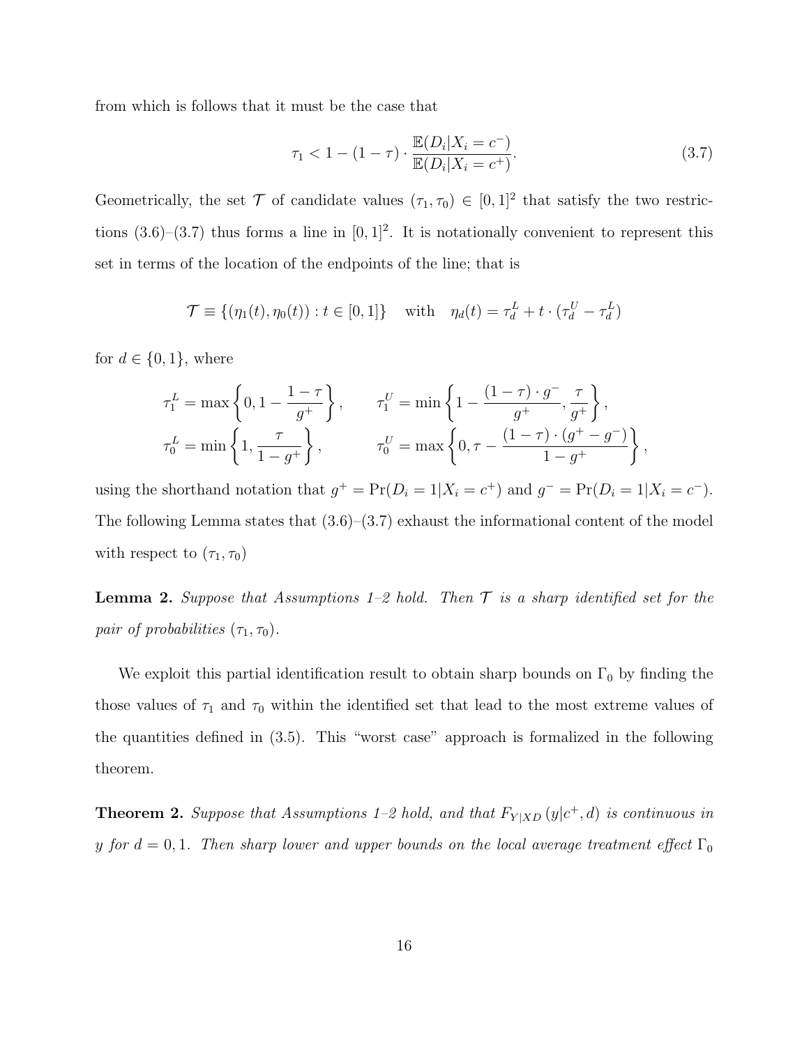from which is follows that it must be the case that

$$\tau_1 < 1 - (1-\tau) \cdot \frac{\mathbb{E}(D_i|X_i = c^-)}{\mathbb{E}(D_i|X_i = c^+)}. \tag{3.7}$$

Geometrically, the set $\mathcal{T}$ of candidate values $(\tau_1, \tau_0) \in [0,1]^2$ that satisfy the two restrictions (3.6)–(3.7) thus forms a line in $[0,1]^2$. It is notationally convenient to represent this set in terms of the location of the endpoints of the line; that is

$$\mathcal{T} \equiv \{(\eta_1(t), \eta_0(t)) : t \in [0,1]\} \quad \text{with} \quad \eta_d(t) = \tau_d^L + t \cdot (\tau_d^U - \tau_d^L)$$

for $d \in \{0,1\}$, where

$$\tau_1^L = \max\left\{0, 1 - \frac{1-\tau}{g^+}\right\}, \qquad \tau_1^U = \min\left\{1 - \frac{(1-\tau)\cdot g^-}{g^+}, \frac{\tau}{g^+}\right\},$$
$$\tau_0^L = \min\left\{1, \frac{\tau}{1-g^+}\right\}, \qquad \tau_0^U = \max\left\{0, \tau - \frac{(1-\tau)\cdot(g^+ - g^-)}{1-g^+}\right\},$$

using the shorthand notation that $g^+ = \Pr(D_i = 1|X_i = c^+)$ and $g^- = \Pr(D_i = 1|X_i = c^-)$. The following Lemma states that (3.6)–(3.7) exhaust the informational content of the model with respect to $(\tau_1, \tau_0)$

**Lemma 2.** *Suppose that Assumptions 1–2 hold. Then $\mathcal{T}$ is a sharp identified set for the pair of probabilities $(\tau_1, \tau_0)$.*

We exploit this partial identification result to obtain sharp bounds on $\Gamma_0$ by finding the those values of $\tau_1$ and $\tau_0$ within the identified set that lead to the most extreme values of the quantities defined in (3.5). This "worst case" approach is formalized in the following theorem.

**Theorem 2.** *Suppose that Assumptions 1–2 hold, and that $F_{Y|XD}(y|c^+, d)$ is continuous in $y$ for $d = 0, 1$. Then sharp lower and upper bounds on the local average treatment effect $\Gamma_0$*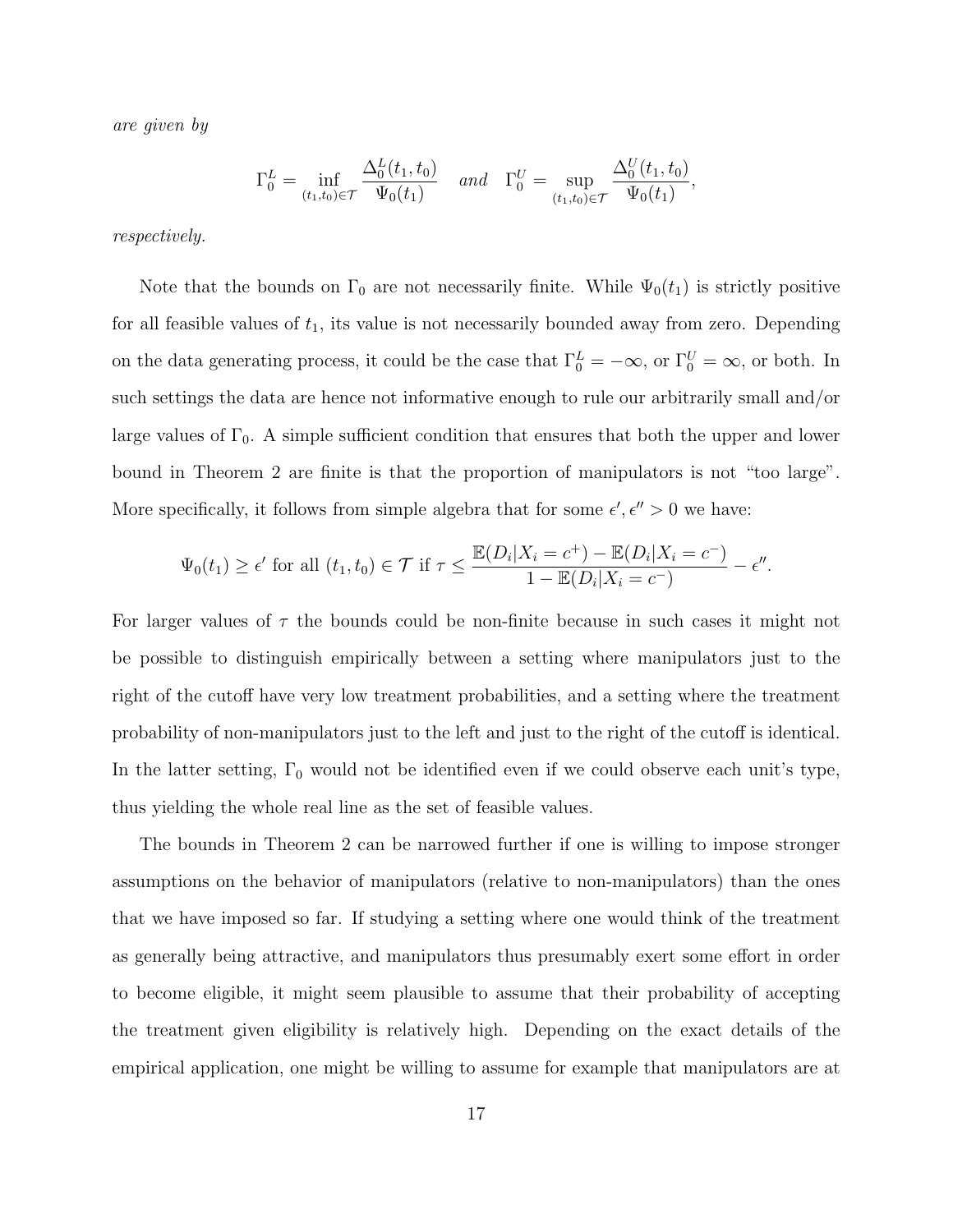*are given by*

$$\Gamma_0^L = \inf_{(t_1,t_0)\in\mathcal{T}} \frac{\Delta_0^L(t_1,t_0)}{\Psi_0(t_1)} \quad \textit{and} \quad \Gamma_0^U = \sup_{(t_1,t_0)\in\mathcal{T}} \frac{\Delta_0^U(t_1,t_0)}{\Psi_0(t_1)},$$

*respectively.*

Note that the bounds on $\Gamma_0$ are not necessarily finite. While $\Psi_0(t_1)$ is strictly positive for all feasible values of $t_1$, its value is not necessarily bounded away from zero. Depending on the data generating process, it could be the case that $\Gamma_0^L = -\infty$, or $\Gamma_0^U = \infty$, or both. In such settings the data are hence not informative enough to rule our arbitrarily small and/or large values of $\Gamma_0$. A simple sufficient condition that ensures that both the upper and lower bound in Theorem 2 are finite is that the proportion of manipulators is not "too large". More specifically, it follows from simple algebra that for some $\epsilon', \epsilon'' > 0$ we have:

$$\Psi_0(t_1) \geq \epsilon' \text{ for all } (t_1,t_0) \in \mathcal{T} \text{ if } \tau \leq \frac{\mathbb{E}(D_i|X_i = c^+) - \mathbb{E}(D_i|X_i = c^-)}{1 - \mathbb{E}(D_i|X_i = c^-)} - \epsilon''.$$

For larger values of $\tau$ the bounds could be non-finite because in such cases it might not be possible to distinguish empirically between a setting where manipulators just to the right of the cutoff have very low treatment probabilities, and a setting where the treatment probability of non-manipulators just to the left and just to the right of the cutoff is identical. In the latter setting, $\Gamma_0$ would not be identified even if we could observe each unit's type, thus yielding the whole real line as the set of feasible values.

The bounds in Theorem 2 can be narrowed further if one is willing to impose stronger assumptions on the behavior of manipulators (relative to non-manipulators) than the ones that we have imposed so far. If studying a setting where one would think of the treatment as generally being attractive, and manipulators thus presumably exert some effort in order to become eligible, it might seem plausible to assume that their probability of accepting the treatment given eligibility is relatively high. Depending on the exact details of the empirical application, one might be willing to assume for example that manipulators are at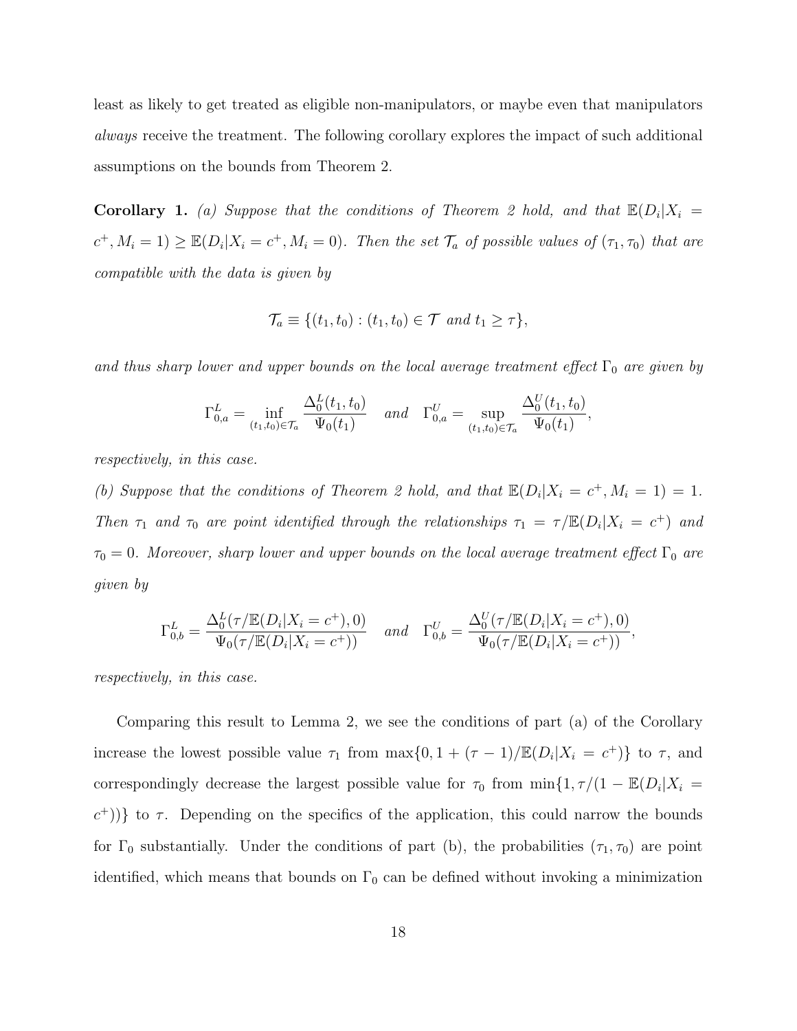least as likely to get treated as eligible non-manipulators, or maybe even that manipulators *always* receive the treatment. The following corollary explores the impact of such additional assumptions on the bounds from Theorem 2.

**Corollary 1.** *(a) Suppose that the conditions of Theorem 2 hold, and that $\mathbb{E}(D_i|X_i = c^+, M_i = 1) \geq \mathbb{E}(D_i|X_i = c^+, M_i = 0)$. Then the set $\mathcal{T}_a$ of possible values of $(\tau_1, \tau_0)$ that are compatible with the data is given by*

$$\mathcal{T}_a \equiv \{(t_1, t_0) : (t_1, t_0) \in \mathcal{T} \text{ and } t_1 \geq \tau\},$$

*and thus sharp lower and upper bounds on the local average treatment effect $\Gamma_0$ are given by*

$$\Gamma_{0,a}^L = \inf_{(t_1,t_0)\in\mathcal{T}_a} \frac{\Delta_0^L(t_1, t_0)}{\Psi_0(t_1)} \quad \text{and} \quad \Gamma_{0,a}^U = \sup_{(t_1,t_0)\in\mathcal{T}_a} \frac{\Delta_0^U(t_1, t_0)}{\Psi_0(t_1)},$$

*respectively, in this case.*

*(b) Suppose that the conditions of Theorem 2 hold, and that $\mathbb{E}(D_i|X_i = c^+, M_i = 1) = 1$. Then $\tau_1$ and $\tau_0$ are point identified through the relationships $\tau_1 = \tau/\mathbb{E}(D_i|X_i = c^+)$ and $\tau_0 = 0$. Moreover, sharp lower and upper bounds on the local average treatment effect $\Gamma_0$ are given by*

$$\Gamma_{0,b}^L = \frac{\Delta_0^L(\tau/\mathbb{E}(D_i|X_i = c^+), 0)}{\Psi_0(\tau/\mathbb{E}(D_i|X_i = c^+))} \quad \text{and} \quad \Gamma_{0,b}^U = \frac{\Delta_0^U(\tau/\mathbb{E}(D_i|X_i = c^+), 0)}{\Psi_0(\tau/\mathbb{E}(D_i|X_i = c^+))},$$

*respectively, in this case.*

Comparing this result to Lemma 2, we see the conditions of part (a) of the Corollary increase the lowest possible value $\tau_1$ from $\max\{0, 1 + (\tau - 1)/\mathbb{E}(D_i|X_i = c^+)\}$ to $\tau$, and correspondingly decrease the largest possible value for $\tau_0$ from $\min\{1, \tau/(1 - \mathbb{E}(D_i|X_i = c^+))\}$ to $\tau$. Depending on the specifics of the application, this could narrow the bounds for $\Gamma_0$ substantially. Under the conditions of part (b), the probabilities $(\tau_1, \tau_0)$ are point identified, which means that bounds on $\Gamma_0$ can be defined without invoking a minimization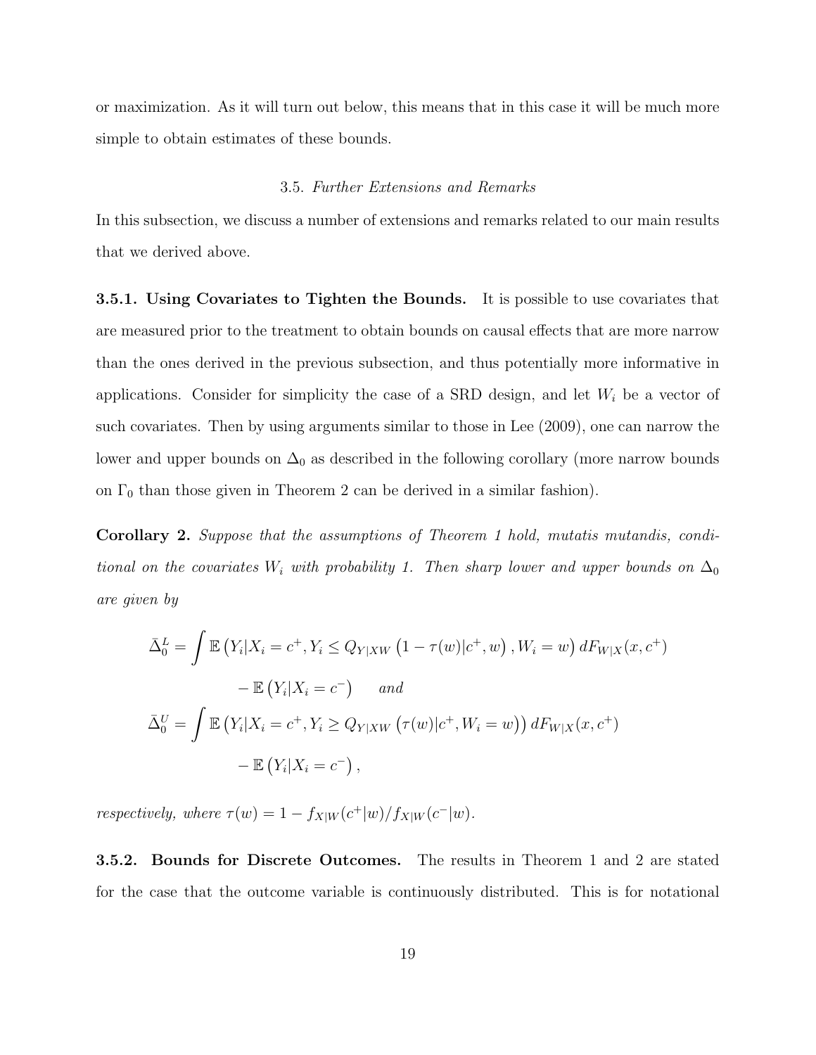or maximization. As it will turn out below, this means that in this case it will be much more simple to obtain estimates of these bounds.

### 3.5. *Further Extensions and Remarks*

In this subsection, we discuss a number of extensions and remarks related to our main results that we derived above.

**3.5.1. Using Covariates to Tighten the Bounds.** It is possible to use covariates that are measured prior to the treatment to obtain bounds on causal effects that are more narrow than the ones derived in the previous subsection, and thus potentially more informative in applications. Consider for simplicity the case of a SRD design, and let $W_i$ be a vector of such covariates. Then by using arguments similar to those in Lee (2009), one can narrow the lower and upper bounds on $\Delta_0$ as described in the following corollary (more narrow bounds on $\Gamma_0$ than those given in Theorem 2 can be derived in a similar fashion).

**Corollary 2.** *Suppose that the assumptions of Theorem 1 hold, mutatis mutandis, conditional on the covariates $W_i$ with probability 1. Then sharp lower and upper bounds on $\Delta_0$ are given by*

$$\bar{\Delta}_0^L = \int \mathbb{E}\left(Y_i | X_i = c^+, Y_i \leq Q_{Y|XW}\left(1 - \tau(w) | c^+, w\right), W_i = w\right) dF_{W|X}(x, c^+)$$

$$- \mathbb{E}\left(Y_i | X_i = c^-\right) \quad \textit{and}$$

$$\bar{\Delta}_0^U = \int \mathbb{E}\left(Y_i | X_i = c^+, Y_i \geq Q_{Y|XW}\left(\tau(w) | c^+, W_i = w\right)\right) dF_{W|X}(x, c^+)$$

$$- \mathbb{E}\left(Y_i | X_i = c^-\right),$$

*respectively, where $\tau(w) = 1 - f_{X|W}(c^+|w)/f_{X|W}(c^-|w)$.*

**3.5.2. Bounds for Discrete Outcomes.** The results in Theorem 1 and 2 are stated for the case that the outcome variable is continuously distributed. This is for notational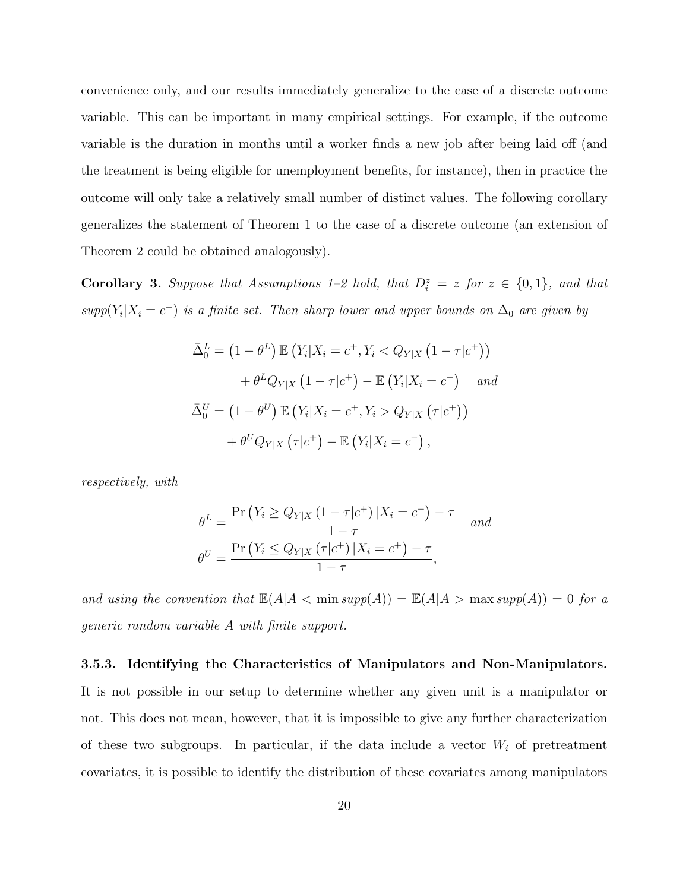convenience only, and our results immediately generalize to the case of a discrete outcome variable. This can be important in many empirical settings. For example, if the outcome variable is the duration in months until a worker finds a new job after being laid off (and the treatment is being eligible for unemployment benefits, for instance), then in practice the outcome will only take a relatively small number of distinct values. The following corollary generalizes the statement of Theorem 1 to the case of a discrete outcome (an extension of Theorem 2 could be obtained analogously).

**Corollary 3.** *Suppose that Assumptions 1–2 hold, that $D_i^z = z$ for $z \in \{0,1\}$, and that $supp(Y_i|X_i = c^+)$ is a finite set. Then sharp lower and upper bounds on $\Delta_0$ are given by*

$$
\begin{aligned}
\bar{\Delta}_0^L &= \left(1 - \theta^L\right) \mathbb{E}\left(Y_i | X_i = c^+, Y_i < Q_{Y|X}\left(1 - \tau | c^+\right)\right) \\
&\quad + \theta^L Q_{Y|X}\left(1 - \tau | c^+\right) - \mathbb{E}\left(Y_i | X_i = c^-\right) \quad \text{and} \\
\bar{\Delta}_0^U &= \left(1 - \theta^U\right) \mathbb{E}\left(Y_i | X_i = c^+, Y_i > Q_{Y|X}\left(\tau | c^+\right)\right) \\
&\quad + \theta^U Q_{Y|X}\left(\tau | c^+\right) - \mathbb{E}\left(Y_i | X_i = c^-\right),
\end{aligned}
$$

*respectively, with*

$$
\begin{aligned}
\theta^L &= \frac{\Pr\left(Y_i \geq Q_{Y|X}\left(1 - \tau | c^+\right) | X_i = c^+\right) - \tau}{1 - \tau} \quad \text{and} \\
\theta^U &= \frac{\Pr\left(Y_i \leq Q_{Y|X}\left(\tau | c^+\right) | X_i = c^+\right) - \tau}{1 - \tau},
\end{aligned}
$$

*and using the convention that $\mathbb{E}(A|A < \min supp(A)) = \mathbb{E}(A|A > \max supp(A)) = 0$ for a generic random variable $A$ with finite support.*

### 3.5.3. Identifying the Characteristics of Manipulators and Non-Manipulators.

It is not possible in our setup to determine whether any given unit is a manipulator or not. This does not mean, however, that it is impossible to give any further characterization of these two subgroups. In particular, if the data include a vector $W_i$ of pretreatment covariates, it is possible to identify the distribution of these covariates among manipulators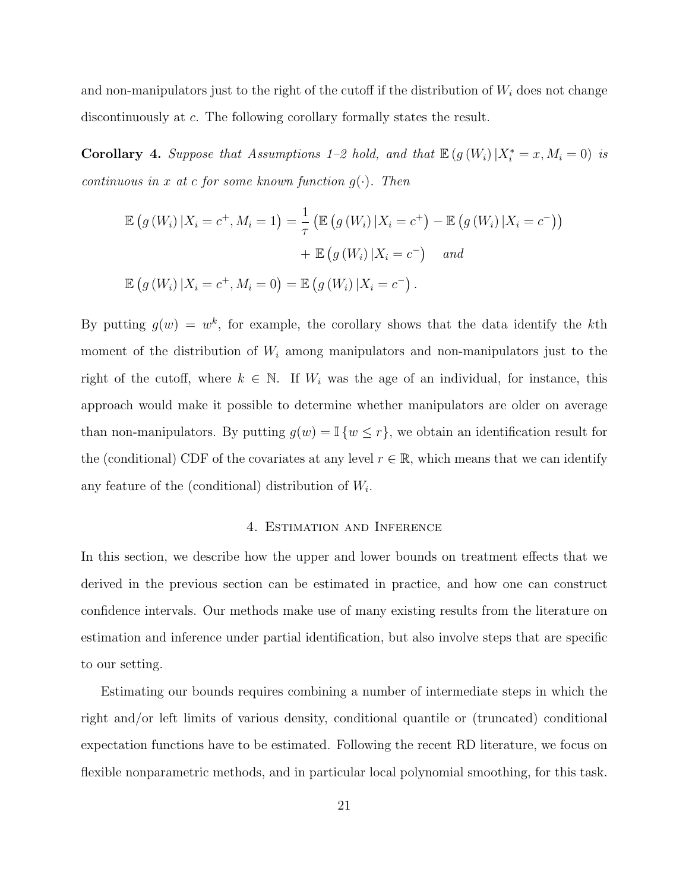and non-manipulators just to the right of the cutoff if the distribution of $W_i$ does not change discontinuously at $c$. The following corollary formally states the result.

**Corollary 4.** *Suppose that Assumptions 1–2 hold, and that $\mathbb{E}\left(g\left(W_i\right)|X_i^* = x, M_i = 0\right)$ is continuous in $x$ at $c$ for some known function $g(\cdot)$. Then*

$$
\begin{aligned}
\mathbb{E}\left(g\left(W_i\right)|X_i = c^+, M_i = 1\right) &= \frac{1}{\tau}\left(\mathbb{E}\left(g\left(W_i\right)|X_i = c^+\right) - \mathbb{E}\left(g\left(W_i\right)|X_i = c^-\right)\right) \\
&\quad + \mathbb{E}\left(g\left(W_i\right)|X_i = c^-\right) \quad \text{and} \\
\mathbb{E}\left(g\left(W_i\right)|X_i = c^+, M_i = 0\right) &= \mathbb{E}\left(g\left(W_i\right)|X_i = c^-\right).
\end{aligned}
$$

By putting $g(w) = w^k$, for example, the corollary shows that the data identify the $k$th moment of the distribution of $W_i$ among manipulators and non-manipulators just to the right of the cutoff, where $k \in \mathbb{N}$. If $W_i$ was the age of an individual, for instance, this approach would make it possible to determine whether manipulators are older on average than non-manipulators. By putting $g(w) = \mathbb{I}\{w \leq r\}$, we obtain an identification result for the (conditional) CDF of the covariates at any level $r \in \mathbb{R}$, which means that we can identify any feature of the (conditional) distribution of $W_i$.

## 4. Estimation and Inference

In this section, we describe how the upper and lower bounds on treatment effects that we derived in the previous section can be estimated in practice, and how one can construct confidence intervals. Our methods make use of many existing results from the literature on estimation and inference under partial identification, but also involve steps that are specific to our setting.

Estimating our bounds requires combining a number of intermediate steps in which the right and/or left limits of various density, conditional quantile or (truncated) conditional expectation functions have to be estimated. Following the recent RD literature, we focus on flexible nonparametric methods, and in particular local polynomial smoothing, for this task.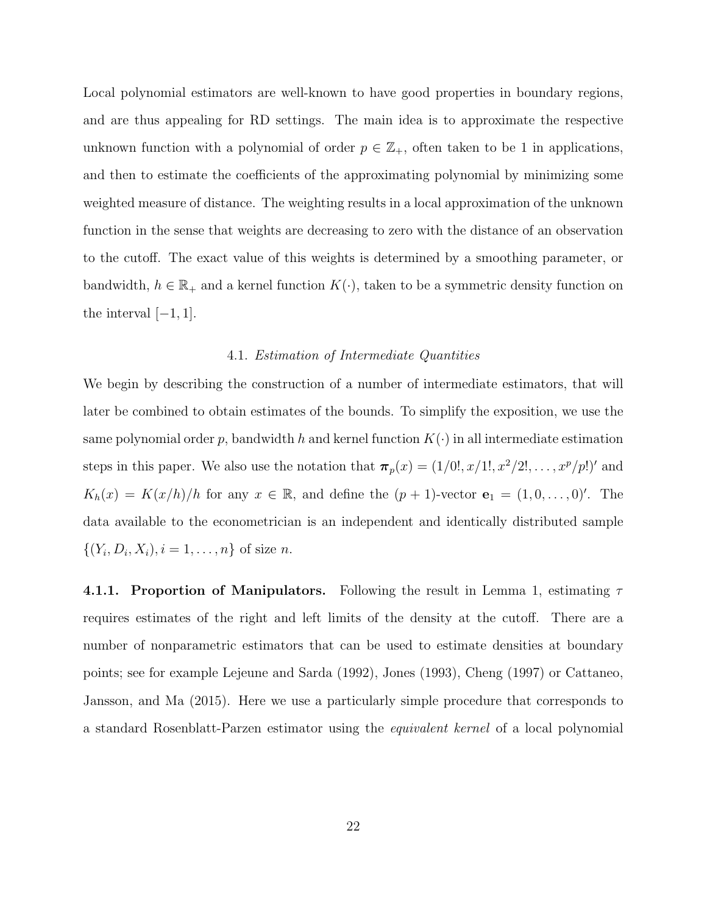Local polynomial estimators are well-known to have good properties in boundary regions, and are thus appealing for RD settings. The main idea is to approximate the respective unknown function with a polynomial of order $p \in \mathbb{Z}_+$, often taken to be 1 in applications, and then to estimate the coefficients of the approximating polynomial by minimizing some weighted measure of distance. The weighting results in a local approximation of the unknown function in the sense that weights are decreasing to zero with the distance of an observation to the cutoff. The exact value of this weights is determined by a smoothing parameter, or bandwidth, $h \in \mathbb{R}_+$ and a kernel function $K(\cdot)$, taken to be a symmetric density function on the interval $[-1, 1]$.

### 4.1. *Estimation of Intermediate Quantities*

We begin by describing the construction of a number of intermediate estimators, that will later be combined to obtain estimates of the bounds. To simplify the exposition, we use the same polynomial order $p$, bandwidth $h$ and kernel function $K(\cdot)$ in all intermediate estimation steps in this paper. We also use the notation that $\boldsymbol{\pi}_p(x) = (1/0!, x/1!, x^2/2!, \ldots, x^p/p!)'$ and $K_h(x) = K(x/h)/h$ for any $x \in \mathbb{R}$, and define the $(p+1)$-vector $\mathbf{e}_1 = (1, 0, \ldots, 0)'$. The data available to the econometrician is an independent and identically distributed sample $\{(Y_i, D_i, X_i), i = 1, \ldots, n\}$ of size $n$.

**4.1.1. Proportion of Manipulators.** Following the result in Lemma 1, estimating $\tau$ requires estimates of the right and left limits of the density at the cutoff. There are a number of nonparametric estimators that can be used to estimate densities at boundary points; see for example Lejeune and Sarda (1992), Jones (1993), Cheng (1997) or Cattaneo, Jansson, and Ma (2015). Here we use a particularly simple procedure that corresponds to a standard Rosenblatt-Parzen estimator using the *equivalent kernel* of a local polynomial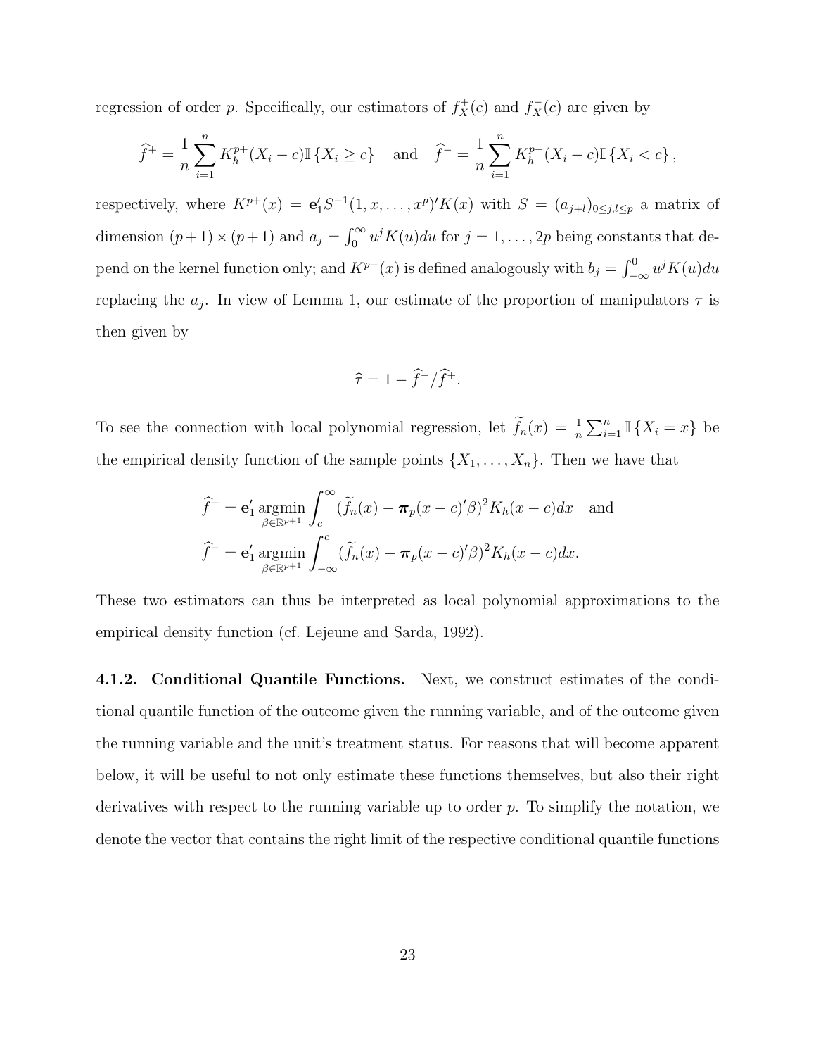regression of order $p$. Specifically, our estimators of $f_X^+(c)$ and $f_X^-(c)$ are given by

$$\widehat{f}^+ = \frac{1}{n}\sum_{i=1}^{n} K_h^{p+}(X_i - c)\mathbb{I}\{X_i \geq c\} \quad \text{and} \quad \widehat{f}^- = \frac{1}{n}\sum_{i=1}^{n} K_h^{p-}(X_i - c)\mathbb{I}\{X_i < c\},$$

respectively, where $K^{p+}(x) = \mathbf{e}_1' S^{-1}(1, x, \ldots, x^p)' K(x)$ with $S = (a_{j+l})_{0 \leq j,l \leq p}$ a matrix of dimension $(p+1)\times(p+1)$ and $a_j = \int_0^\infty u^j K(u)du$ for $j = 1, \ldots, 2p$ being constants that depend on the kernel function only; and $K^{p-}(x)$ is defined analogously with $b_j = \int_{-\infty}^0 u^j K(u)du$ replacing the $a_j$. In view of Lemma 1, our estimate of the proportion of manipulators $\tau$ is then given by

$$\widehat{\tau} = 1 - \widehat{f}^-/\widehat{f}^+.$$

To see the connection with local polynomial regression, let $\widetilde{f}_n(x) = \frac{1}{n}\sum_{i=1}^n \mathbb{I}\{X_i = x\}$ be the empirical density function of the sample points $\{X_1, \ldots, X_n\}$. Then we have that

$$\widehat{f}^+ = \mathbf{e}_1' \operatorname*{argmin}_{\beta \in \mathbb{R}^{p+1}} \int_c^\infty (\widetilde{f}_n(x) - \boldsymbol{\pi}_p(x-c)'\beta)^2 K_h(x-c)dx \quad \text{and}$$
$$\widehat{f}^- = \mathbf{e}_1' \operatorname*{argmin}_{\beta \in \mathbb{R}^{p+1}} \int_{-\infty}^c (\widetilde{f}_n(x) - \boldsymbol{\pi}_p(x-c)'\beta)^2 K_h(x-c)dx.$$

These two estimators can thus be interpreted as local polynomial approximations to the empirical density function (cf. Lejeune and Sarda, 1992).

**4.1.2. Conditional Quantile Functions.** Next, we construct estimates of the conditional quantile function of the outcome given the running variable, and of the outcome given the running variable and the unit's treatment status. For reasons that will become apparent below, it will be useful to not only estimate these functions themselves, but also their right derivatives with respect to the running variable up to order $p$. To simplify the notation, we denote the vector that contains the right limit of the respective conditional quantile functions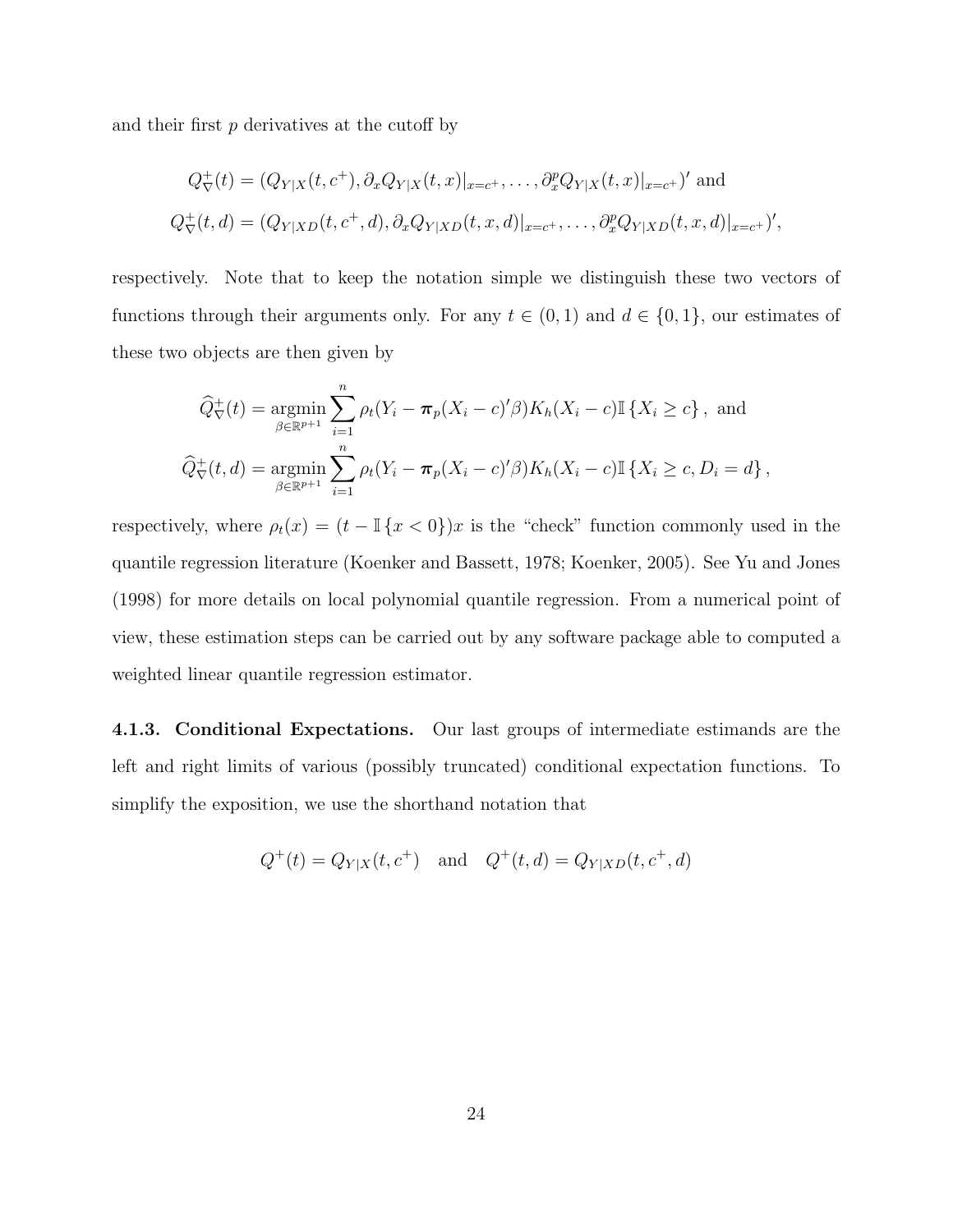and their first $p$ derivatives at the cutoff by

$$
\begin{aligned}
Q^+_\nabla(t) &= (Q_{Y|X}(t,c^+), \partial_x Q_{Y|X}(t,x)|_{x=c^+}, \ldots, \partial_x^p Q_{Y|X}(t,x)|_{x=c^+})' \text{ and} \\
Q^+_\nabla(t,d) &= (Q_{Y|XD}(t,c^+,d), \partial_x Q_{Y|XD}(t,x,d)|_{x=c^+}, \ldots, \partial_x^p Q_{Y|XD}(t,x,d)|_{x=c^+})',
\end{aligned}
$$

respectively. Note that to keep the notation simple we distinguish these two vectors of functions through their arguments only. For any $t \in (0,1)$ and $d \in \{0,1\}$, our estimates of these two objects are then given by

$$
\begin{aligned}
\widehat{Q}^+_\nabla(t) &= \operatorname*{argmin}_{\beta \in \mathbb{R}^{p+1}} \sum_{i=1}^n \rho_t(Y_i - \boldsymbol{\pi}_p(X_i - c)'\beta) K_h(X_i - c) \mathbb{I}\{X_i \geq c\}, \text{ and} \\
\widehat{Q}^+_\nabla(t,d) &= \operatorname*{argmin}_{\beta \in \mathbb{R}^{p+1}} \sum_{i=1}^n \rho_t(Y_i - \boldsymbol{\pi}_p(X_i - c)'\beta) K_h(X_i - c) \mathbb{I}\{X_i \geq c, D_i = d\},
\end{aligned}
$$

respectively, where $\rho_t(x) = (t - \mathbb{I}\{x < 0\})x$ is the "check" function commonly used in the quantile regression literature (Koenker and Bassett, 1978; Koenker, 2005). See Yu and Jones (1998) for more details on local polynomial quantile regression. From a numerical point of view, these estimation steps can be carried out by any software package able to computed a weighted linear quantile regression estimator.

**4.1.3. Conditional Expectations.** Our last groups of intermediate estimands are the left and right limits of various (possibly truncated) conditional expectation functions. To simplify the exposition, we use the shorthand notation that

$$
Q^+(t) = Q_{Y|X}(t, c^+) \quad \text{and} \quad Q^+(t,d) = Q_{Y|XD}(t, c^+, d)
$$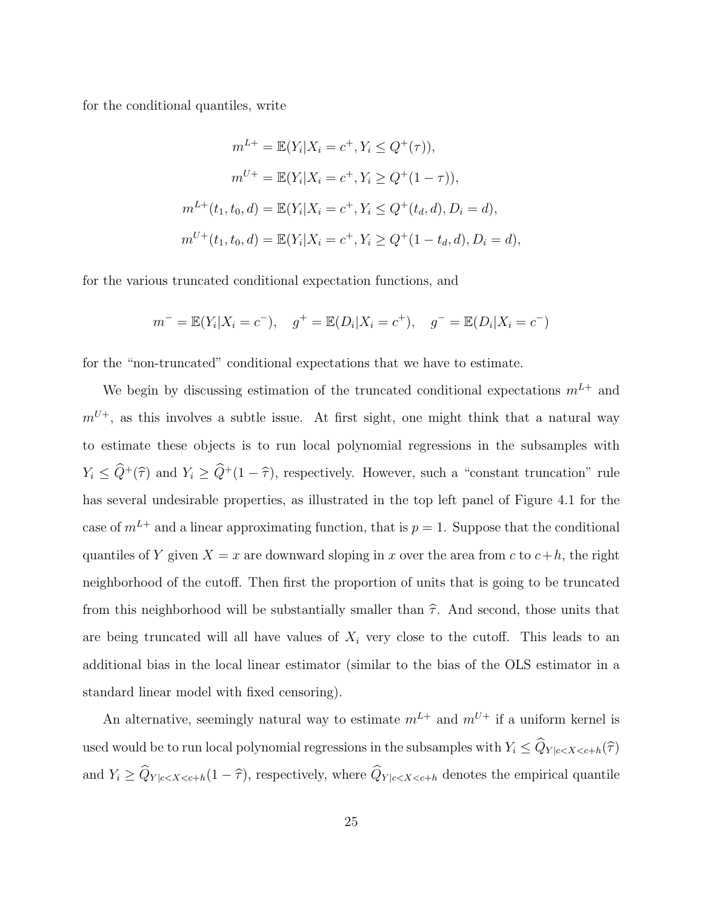for the conditional quantiles, write

$$
\begin{aligned}
m^{L+} &= \mathbb{E}(Y_i|X_i = c^+, Y_i \leq Q^+(\tau)), \\
m^{U+} &= \mathbb{E}(Y_i|X_i = c^+, Y_i \geq Q^+(1-\tau)), \\
m^{L+}(t_1, t_0, d) &= \mathbb{E}(Y_i|X_i = c^+, Y_i \leq Q^+(t_d, d), D_i = d), \\
m^{U+}(t_1, t_0, d) &= \mathbb{E}(Y_i|X_i = c^+, Y_i \geq Q^+(1-t_d, d), D_i = d),
\end{aligned}
$$

for the various truncated conditional expectation functions, and

$$
m^- = \mathbb{E}(Y_i|X_i = c^-), \quad g^+ = \mathbb{E}(D_i|X_i = c^+), \quad g^- = \mathbb{E}(D_i|X_i = c^-)
$$

for the "non-truncated" conditional expectations that we have to estimate.

We begin by discussing estimation of the truncated conditional expectations $m^{L+}$ and $m^{U+}$, as this involves a subtle issue. At first sight, one might think that a natural way to estimate these objects is to run local polynomial regressions in the subsamples with $Y_i \leq \widehat{Q}^+(\widehat{\tau})$ and $Y_i \geq \widehat{Q}^+(1-\widehat{\tau})$, respectively. However, such a "constant truncation" rule has several undesirable properties, as illustrated in the top left panel of Figure 4.1 for the case of $m^{L+}$ and a linear approximating function, that is $p = 1$. Suppose that the conditional quantiles of $Y$ given $X = x$ are downward sloping in $x$ over the area from $c$ to $c+h$, the right neighborhood of the cutoff. Then first the proportion of units that is going to be truncated from this neighborhood will be substantially smaller than $\widehat{\tau}$. And second, those units that are being truncated will all have values of $X_i$ very close to the cutoff. This leads to an additional bias in the local linear estimator (similar to the bias of the OLS estimator in a standard linear model with fixed censoring).

An alternative, seemingly natural way to estimate $m^{L+}$ and $m^{U+}$ if a uniform kernel is used would be to run local polynomial regressions in the subsamples with $Y_i \leq \widehat{Q}_{Y|c<X<c+h}(\widehat{\tau})$ and $Y_i \geq \widehat{Q}_{Y|c<X<c+h}(1-\widehat{\tau})$, respectively, where $\widehat{Q}_{Y|c<X<c+h}$ denotes the empirical quantile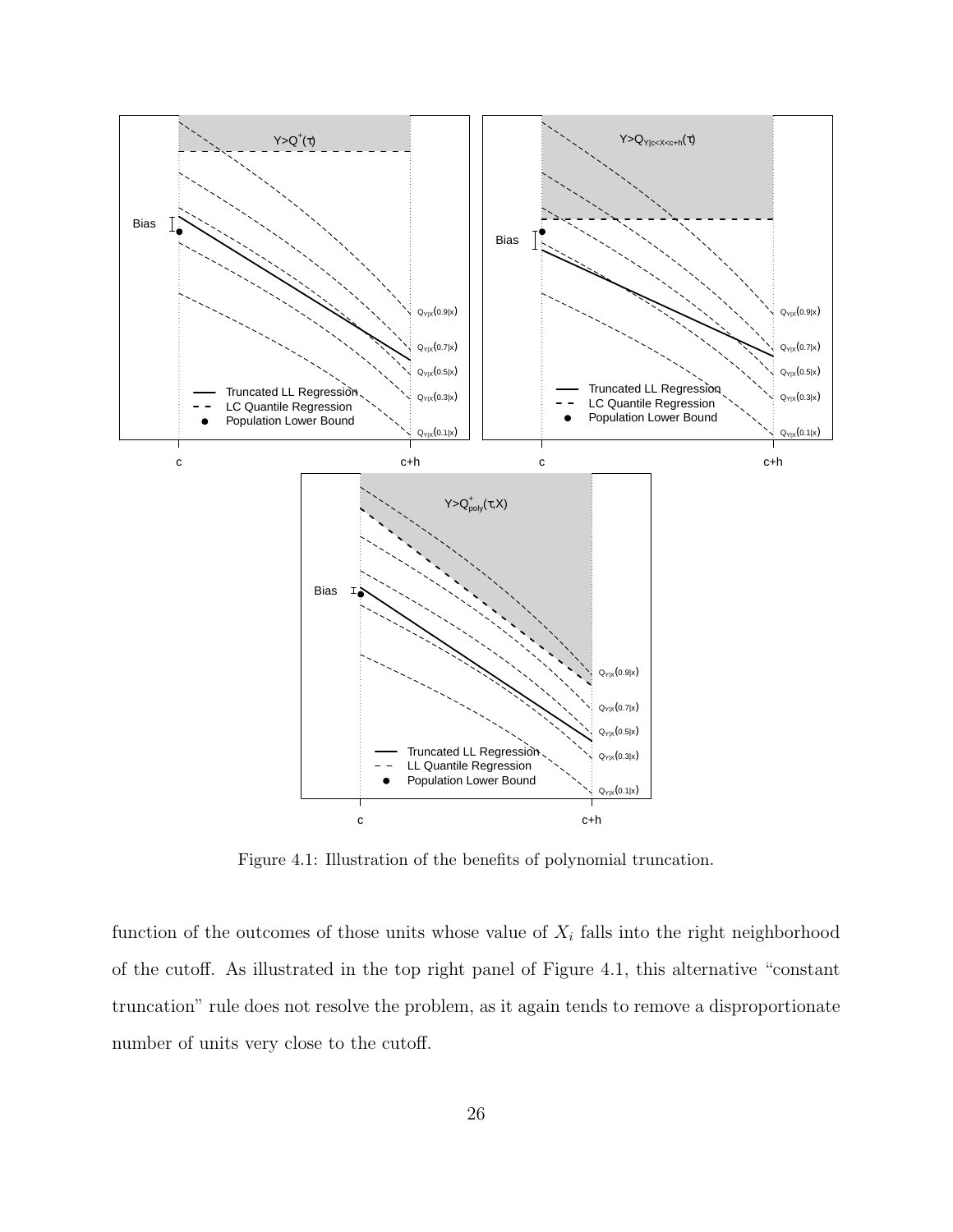Figure 4.1: Illustration of the benefits of polynomial truncation.

function of the outcomes of those units whose value of $X_i$ falls into the right neighborhood of the cutoff. As illustrated in the top right panel of Figure 4.1, this alternative "constant truncation" rule does not resolve the problem, as it again tends to remove a disproportionate number of units very close to the cutoff.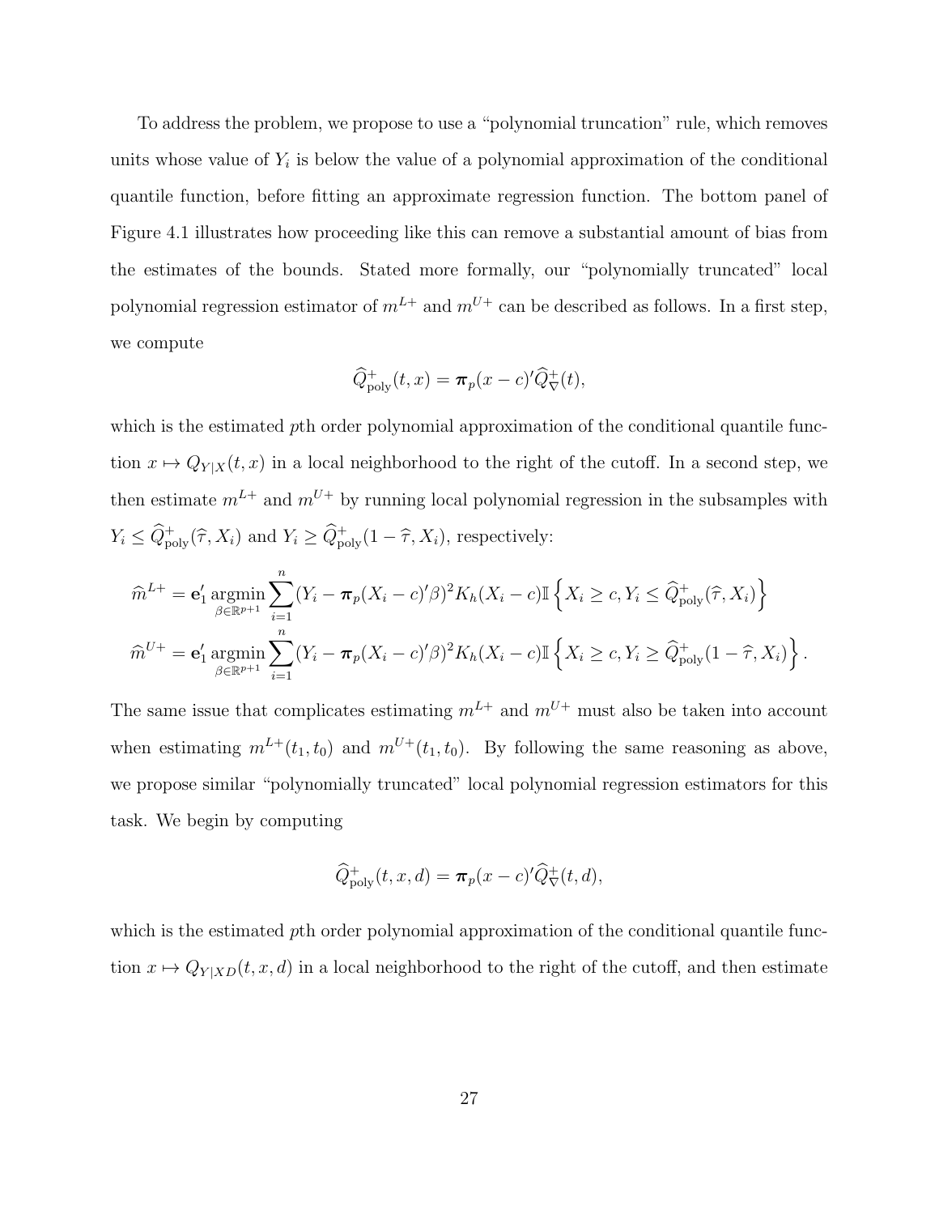To address the problem, we propose to use a "polynomial truncation" rule, which removes units whose value of $Y_i$ is below the value of a polynomial approximation of the conditional quantile function, before fitting an approximate regression function. The bottom panel of Figure 4.1 illustrates how proceeding like this can remove a substantial amount of bias from the estimates of the bounds. Stated more formally, our "polynomially truncated" local polynomial regression estimator of $m^{L+}$ and $m^{U+}$ can be described as follows. In a first step, we compute

$$\widehat{Q}^+_{\text{poly}}(t,x) = \boldsymbol{\pi}_p(x-c)'\widehat{Q}^+_\nabla(t),$$

which is the estimated $p$th order polynomial approximation of the conditional quantile function $x \mapsto Q_{Y|X}(t,x)$ in a local neighborhood to the right of the cutoff. In a second step, we then estimate $m^{L+}$ and $m^{U+}$ by running local polynomial regression in the subsamples with $Y_i \leq \widehat{Q}^+_{\text{poly}}(\widehat{\tau}, X_i)$ and $Y_i \geq \widehat{Q}^+_{\text{poly}}(1-\widehat{\tau}, X_i)$, respectively:

$$\widehat{m}^{L+} = \mathbf{e}_1' \operatorname*{argmin}_{\beta \in \mathbb{R}^{p+1}} \sum_{i=1}^n (Y_i - \boldsymbol{\pi}_p(X_i - c)'\beta)^2 K_h(X_i - c)\mathbb{I}\left\{X_i \geq c, Y_i \leq \widehat{Q}^+_{\text{poly}}(\widehat{\tau}, X_i)\right\}$$

$$\widehat{m}^{U+} = \mathbf{e}_1' \operatorname*{argmin}_{\beta \in \mathbb{R}^{p+1}} \sum_{i=1}^n (Y_i - \boldsymbol{\pi}_p(X_i - c)'\beta)^2 K_h(X_i - c)\mathbb{I}\left\{X_i \geq c, Y_i \geq \widehat{Q}^+_{\text{poly}}(1-\widehat{\tau}, X_i)\right\}.$$

The same issue that complicates estimating $m^{L+}$ and $m^{U+}$ must also be taken into account when estimating $m^{L+}(t_1,t_0)$ and $m^{U+}(t_1,t_0)$. By following the same reasoning as above, we propose similar "polynomially truncated" local polynomial regression estimators for this task. We begin by computing

$$\widehat{Q}^+_{\text{poly}}(t,x,d) = \boldsymbol{\pi}_p(x-c)'\widehat{Q}^+_\nabla(t,d),$$

which is the estimated $p$th order polynomial approximation of the conditional quantile function $x \mapsto Q_{Y|XD}(t,x,d)$ in a local neighborhood to the right of the cutoff, and then estimate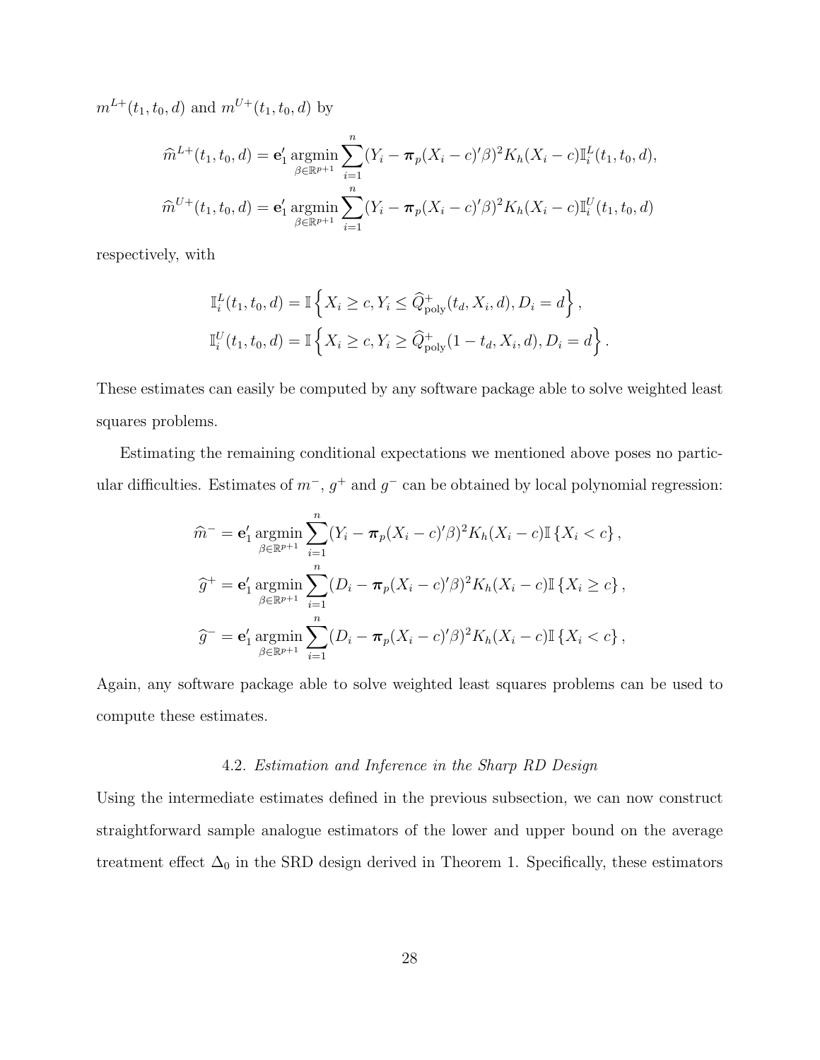$m^{L+}(t_1, t_0, d)$ and $m^{U+}(t_1, t_0, d)$ by

$$\widehat{m}^{L+}(t_1, t_0, d) = \mathbf{e}_1' \operatorname*{argmin}_{\beta \in \mathbb{R}^{p+1}} \sum_{i=1}^{n} (Y_i - \boldsymbol{\pi}_p(X_i - c)'\beta)^2 K_h(X_i - c) \mathbb{I}_i^L(t_1, t_0, d),$$

$$\widehat{m}^{U+}(t_1, t_0, d) = \mathbf{e}_1' \operatorname*{argmin}_{\beta \in \mathbb{R}^{p+1}} \sum_{i=1}^{n} (Y_i - \boldsymbol{\pi}_p(X_i - c)'\beta)^2 K_h(X_i - c) \mathbb{I}_i^U(t_1, t_0, d)$$

respectively, with

$$\mathbb{I}_i^L(t_1, t_0, d) = \mathbb{I}\left\{X_i \geq c, Y_i \leq \widehat{Q}^+_{\text{poly}}(t_d, X_i, d), D_i = d\right\},$$

$$\mathbb{I}_i^U(t_1, t_0, d) = \mathbb{I}\left\{X_i \geq c, Y_i \geq \widehat{Q}^+_{\text{poly}}(1 - t_d, X_i, d), D_i = d\right\}.$$

These estimates can easily be computed by any software package able to solve weighted least squares problems.

Estimating the remaining conditional expectations we mentioned above poses no particular difficulties. Estimates of $m^-$, $g^+$ and $g^-$ can be obtained by local polynomial regression:

$$\widehat{m}^- = \mathbf{e}_1' \operatorname*{argmin}_{\beta \in \mathbb{R}^{p+1}} \sum_{i=1}^{n} (Y_i - \boldsymbol{\pi}_p(X_i - c)'\beta)^2 K_h(X_i - c) \mathbb{I}\{X_i < c\},$$

$$\widehat{g}^+ = \mathbf{e}_1' \operatorname*{argmin}_{\beta \in \mathbb{R}^{p+1}} \sum_{i=1}^{n} (D_i - \boldsymbol{\pi}_p(X_i - c)'\beta)^2 K_h(X_i - c) \mathbb{I}\{X_i \geq c\},$$

$$\widehat{g}^- = \mathbf{e}_1' \operatorname*{argmin}_{\beta \in \mathbb{R}^{p+1}} \sum_{i=1}^{n} (D_i - \boldsymbol{\pi}_p(X_i - c)'\beta)^2 K_h(X_i - c) \mathbb{I}\{X_i < c\},$$

Again, any software package able to solve weighted least squares problems can be used to compute these estimates.

### 4.2. *Estimation and Inference in the Sharp RD Design*

Using the intermediate estimates defined in the previous subsection, we can now construct straightforward sample analogue estimators of the lower and upper bound on the average treatment effect $\Delta_0$ in the SRD design derived in Theorem 1. Specifically, these estimators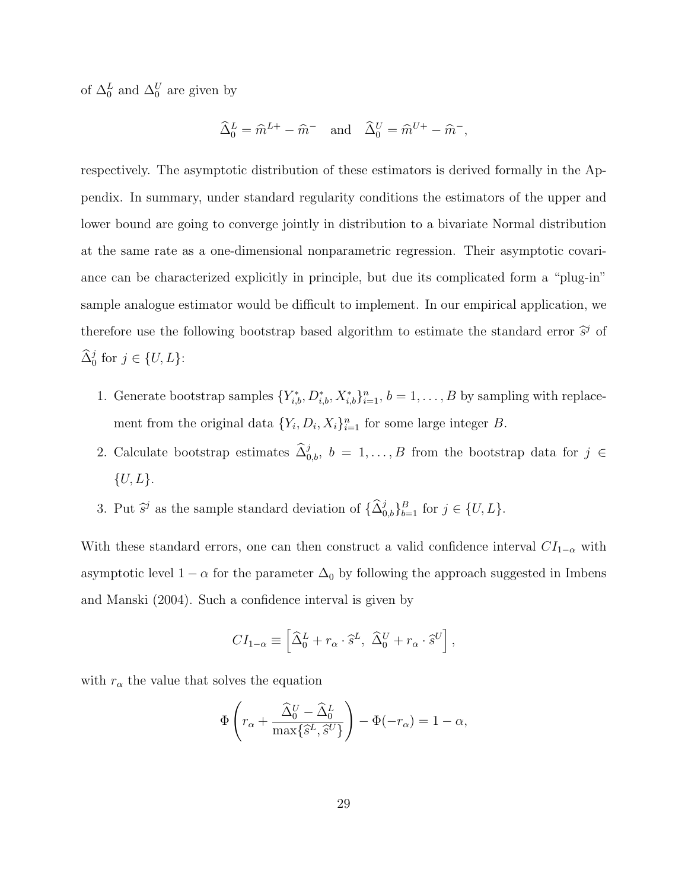of $\Delta_0^L$ and $\Delta_0^U$ are given by

$$\widehat{\Delta}_0^L = \widehat{m}^{L+} - \widehat{m}^- \quad \text{and} \quad \widehat{\Delta}_0^U = \widehat{m}^{U+} - \widehat{m}^-,$$

respectively. The asymptotic distribution of these estimators is derived formally in the Appendix. In summary, under standard regularity conditions the estimators of the upper and lower bound are going to converge jointly in distribution to a bivariate Normal distribution at the same rate as a one-dimensional nonparametric regression. Their asymptotic covariance can be characterized explicitly in principle, but due its complicated form a "plug-in" sample analogue estimator would be difficult to implement. In our empirical application, we therefore use the following bootstrap based algorithm to estimate the standard error $\widehat{s}^j$ of $\widehat{\Delta}_0^j$ for $j \in \{U, L\}$:

1. Generate bootstrap samples $\{Y_{i,b}^*, D_{i,b}^*, X_{i,b}^*\}_{i=1}^n$, $b = 1, \ldots, B$ by sampling with replacement from the original data $\{Y_i, D_i, X_i\}_{i=1}^n$ for some large integer $B$.
2. Calculate bootstrap estimates $\widehat{\Delta}_{0,b}^j$, $b = 1, \ldots, B$ from the bootstrap data for $j \in \{U, L\}$.
3. Put $\widehat{s}^j$ as the sample standard deviation of $\{\widehat{\Delta}_{0,b}^j\}_{b=1}^B$ for $j \in \{U, L\}$.

With these standard errors, one can then construct a valid confidence interval $CI_{1-\alpha}$ with asymptotic level $1 - \alpha$ for the parameter $\Delta_0$ by following the approach suggested in Imbens and Manski (2004). Such a confidence interval is given by

$$CI_{1-\alpha} \equiv \left[ \widehat{\Delta}_0^L + r_\alpha \cdot \widehat{s}^L,\ \widehat{\Delta}_0^U + r_\alpha \cdot \widehat{s}^U \right],$$

with $r_\alpha$ the value that solves the equation

$$\Phi\left( r_\alpha + \frac{\widehat{\Delta}_0^U - \widehat{\Delta}_0^L}{\max\{\widehat{s}^L, \widehat{s}^U\}} \right) - \Phi(-r_\alpha) = 1 - \alpha,$$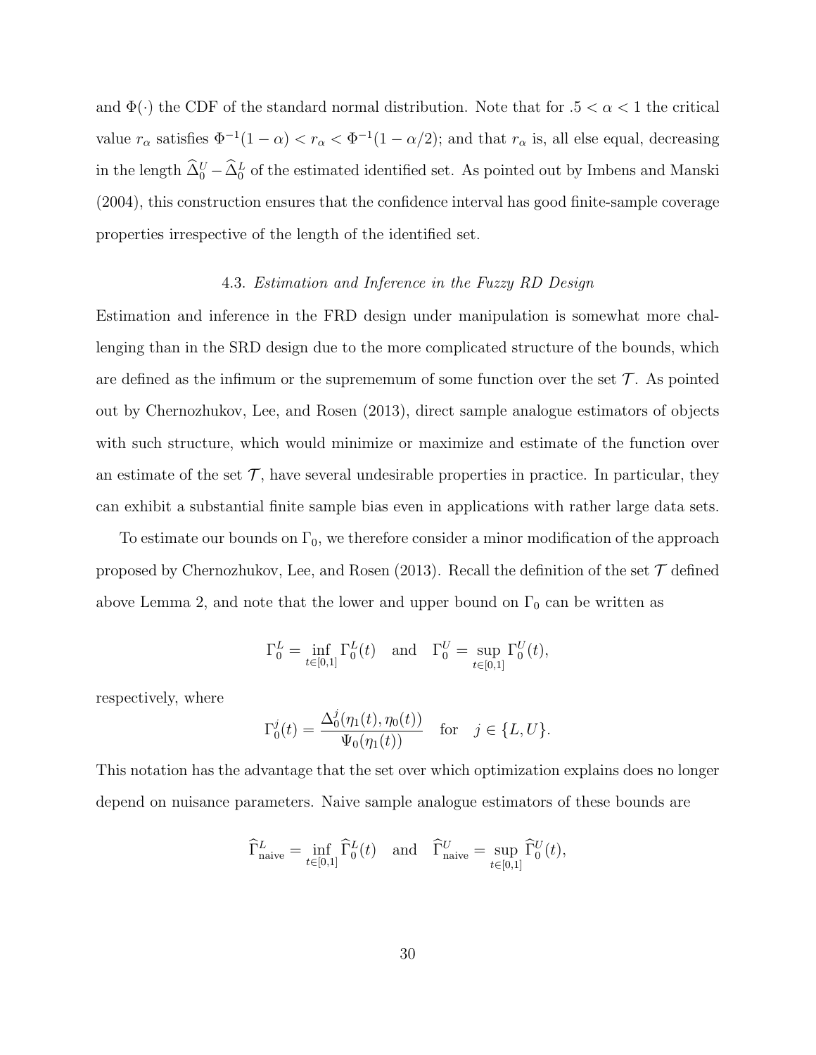and $\Phi(\cdot)$ the CDF of the standard normal distribution. Note that for $.5 < \alpha < 1$ the critical value $r_\alpha$ satisfies $\Phi^{-1}(1-\alpha) < r_\alpha < \Phi^{-1}(1-\alpha/2)$; and that $r_\alpha$ is, all else equal, decreasing in the length $\widehat{\Delta}_0^U - \widehat{\Delta}_0^L$ of the estimated identified set. As pointed out by Imbens and Manski (2004), this construction ensures that the confidence interval has good finite-sample coverage properties irrespective of the length of the identified set.

### 4.3. *Estimation and Inference in the Fuzzy RD Design*

Estimation and inference in the FRD design under manipulation is somewhat more challenging than in the SRD design due to the more complicated structure of the bounds, which are defined as the infimum or the suprememum of some function over the set $\mathcal{T}$. As pointed out by Chernozhukov, Lee, and Rosen (2013), direct sample analogue estimators of objects with such structure, which would minimize or maximize and estimate of the function over an estimate of the set $\mathcal{T}$, have several undesirable properties in practice. In particular, they can exhibit a substantial finite sample bias even in applications with rather large data sets.

To estimate our bounds on $\Gamma_0$, we therefore consider a minor modification of the approach proposed by Chernozhukov, Lee, and Rosen (2013). Recall the definition of the set $\mathcal{T}$ defined above Lemma 2, and note that the lower and upper bound on $\Gamma_0$ can be written as

$$\Gamma_0^L = \inf_{t\in[0,1]} \Gamma_0^L(t) \quad \text{and} \quad \Gamma_0^U = \sup_{t\in[0,1]} \Gamma_0^U(t),$$

respectively, where

$$\Gamma_0^j(t) = \frac{\Delta_0^j(\eta_1(t), \eta_0(t))}{\Psi_0(\eta_1(t))} \quad \text{for} \quad j \in \{L, U\}.$$

This notation has the advantage that the set over which optimization explains does no longer depend on nuisance parameters. Naive sample analogue estimators of these bounds are

$$\widehat{\Gamma}_{\text{naive}}^L = \inf_{t\in[0,1]} \widehat{\Gamma}_0^L(t) \quad \text{and} \quad \widehat{\Gamma}_{\text{naive}}^U = \sup_{t\in[0,1]} \widehat{\Gamma}_0^U(t),$$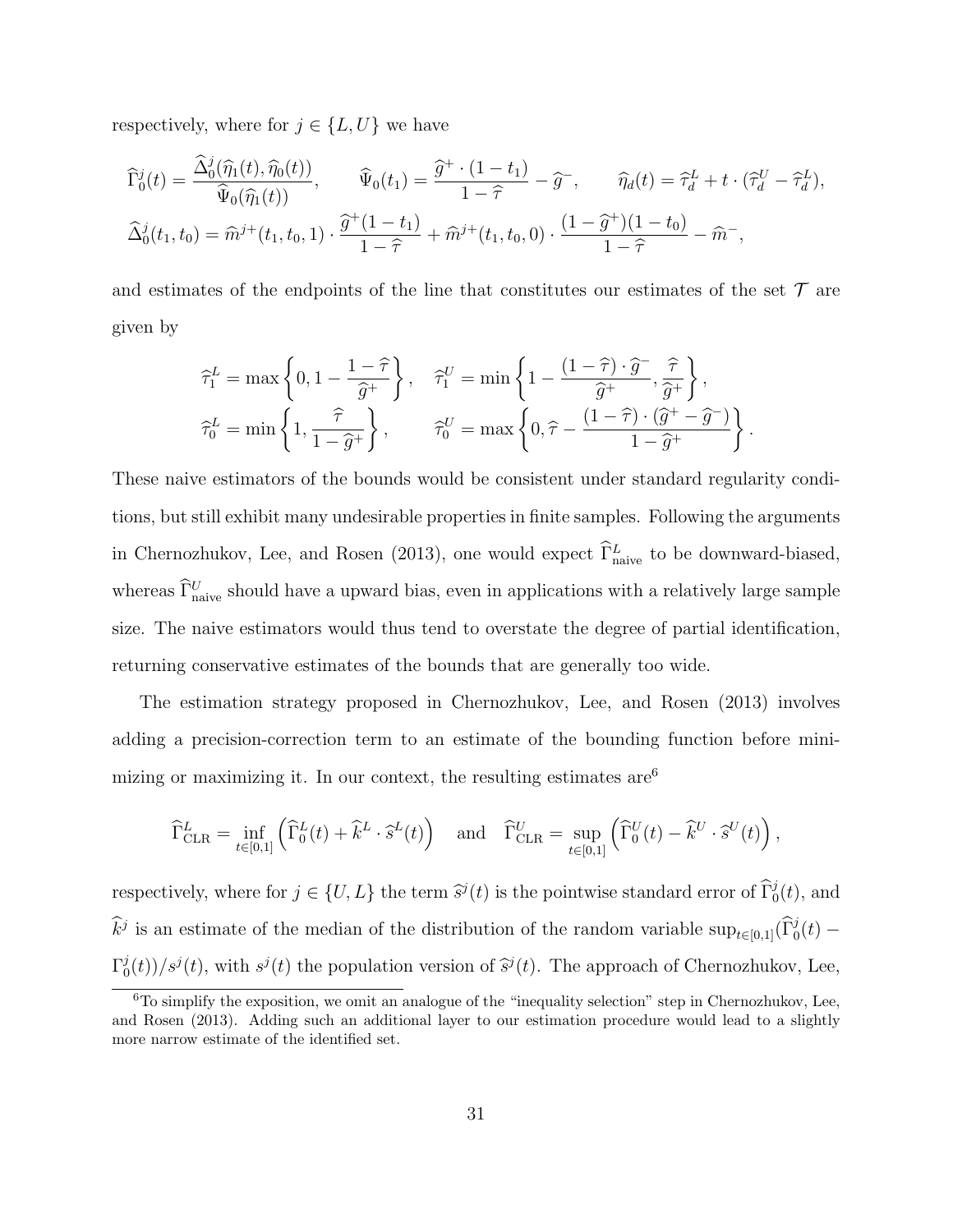respectively, where for $j \in \{L, U\}$ we have

$$
\widehat{\Gamma}_0^j(t) = \frac{\widehat{\Delta}_0^j(\widehat{\eta}_1(t), \widehat{\eta}_0(t))}{\widehat{\Psi}_0(\widehat{\eta}_1(t))}, \qquad \widehat{\Psi}_0(t_1) = \frac{\widehat{g}^+ \cdot (1-t_1)}{1-\widehat{\tau}} - \widehat{g}^-, \qquad \widehat{\eta}_d(t) = \widehat{\tau}_d^L + t \cdot (\widehat{\tau}_d^U - \widehat{\tau}_d^L),
$$

$$
\widehat{\Delta}_0^j(t_1, t_0) = \widehat{m}^{j+}(t_1, t_0, 1) \cdot \frac{\widehat{g}^+(1-t_1)}{1-\widehat{\tau}} + \widehat{m}^{j+}(t_1, t_0, 0) \cdot \frac{(1-\widehat{g}^+)(1-t_0)}{1-\widehat{\tau}} - \widehat{m}^-,
$$

and estimates of the endpoints of the line that constitutes our estimates of the set $\mathcal{T}$ are given by

$$
\widehat{\tau}_1^L = \max\left\{0, 1 - \frac{1-\widehat{\tau}}{\widehat{g}^+}\right\}, \quad \widehat{\tau}_1^U = \min\left\{1 - \frac{(1-\widehat{\tau}) \cdot \widehat{g}^-}{\widehat{g}^+}, \frac{\widehat{\tau}}{\widehat{g}^+}\right\},
$$

$$
\widehat{\tau}_0^L = \min\left\{1, \frac{\widehat{\tau}}{1-\widehat{g}^+}\right\}, \qquad \widehat{\tau}_0^U = \max\left\{0, \widehat{\tau} - \frac{(1-\widehat{\tau}) \cdot (\widehat{g}^+ - \widehat{g}^-)}{1-\widehat{g}^+}\right\}.
$$

These naive estimators of the bounds would be consistent under standard regularity conditions, but still exhibit many undesirable properties in finite samples. Following the arguments in Chernozhukov, Lee, and Rosen (2013), one would expect $\widehat{\Gamma}^L_{\text{naive}}$ to be downward-biased, whereas $\widehat{\Gamma}^U_{\text{naive}}$ should have a upward bias, even in applications with a relatively large sample size. The naive estimators would thus tend to overstate the degree of partial identification, returning conservative estimates of the bounds that are generally too wide.

The estimation strategy proposed in Chernozhukov, Lee, and Rosen (2013) involves adding a precision-correction term to an estimate of the bounding function before minimizing or maximizing it. In our context, the resulting estimates are[6]

$$
\widehat{\Gamma}^L_{\text{CLR}} = \inf_{t\in[0,1]} \left(\widehat{\Gamma}_0^L(t) + \widehat{k}^L \cdot \widehat{s}^L(t)\right) \quad \text{and} \quad \widehat{\Gamma}^U_{\text{CLR}} = \sup_{t\in[0,1]} \left(\widehat{\Gamma}_0^U(t) - \widehat{k}^U \cdot \widehat{s}^U(t)\right),
$$

respectively, where for $j \in \{U, L\}$ the term $\widehat{s}^j(t)$ is the pointwise standard error of $\widehat{\Gamma}_0^j(t)$, and $\widehat{k}^j$ is an estimate of the median of the distribution of the random variable $\sup_{t\in[0,1]}(\widehat{\Gamma}_0^j(t) - \Gamma_0^j(t))/s^j(t)$, with $s^j(t)$ the population version of $\widehat{s}^j(t)$. The approach of Chernozhukov, Lee,

[6] To simplify the exposition, we omit an analogue of the "inequality selection" step in Chernozhukov, Lee, and Rosen (2013). Adding such an additional layer to our estimation procedure would lead to a slightly more narrow estimate of the identified set.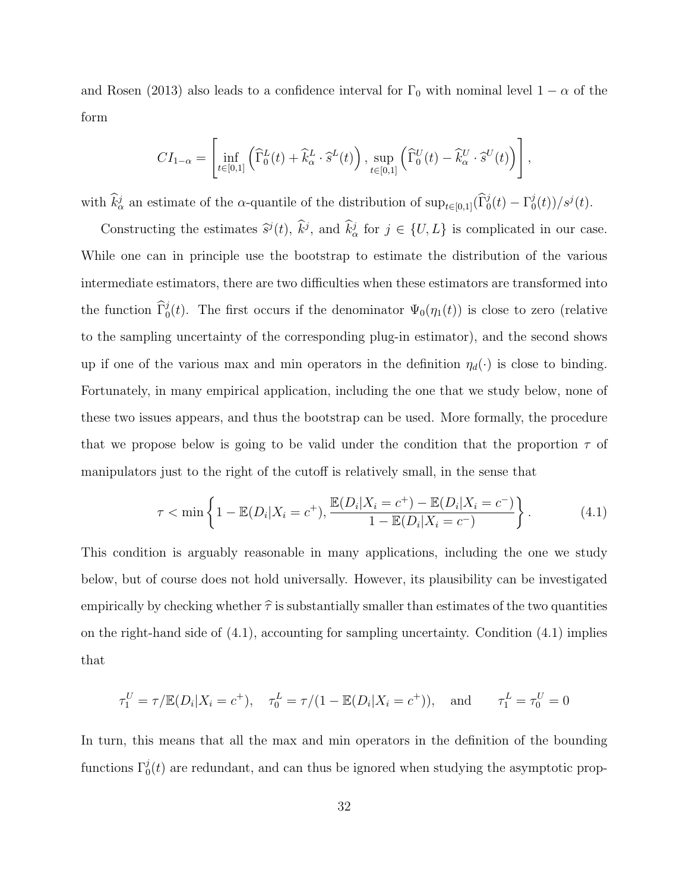and Rosen (2013) also leads to a confidence interval for $\Gamma_0$ with nominal level $1-\alpha$ of the form

$$CI_{1-\alpha} = \left[ \inf_{t\in[0,1]} \left( \widehat{\Gamma}_0^L(t) + \widehat{k}_\alpha^L \cdot \widehat{s}^L(t) \right), \sup_{t\in[0,1]} \left( \widehat{\Gamma}_0^U(t) - \widehat{k}_\alpha^U \cdot \widehat{s}^U(t) \right) \right],$$

with $\widehat{k}_\alpha^j$ an estimate of the $\alpha$-quantile of the distribution of $\sup_{t\in[0,1]}(\widehat{\Gamma}_0^j(t) - \Gamma_0^j(t))/s^j(t)$.

Constructing the estimates $\widehat{s}^j(t)$, $\widehat{k}^j$, and $\widehat{k}_\alpha^j$ for $j \in \{U, L\}$ is complicated in our case. While one can in principle use the bootstrap to estimate the distribution of the various intermediate estimators, there are two difficulties when these estimators are transformed into the function $\widehat{\Gamma}_0^j(t)$. The first occurs if the denominator $\Psi_0(\eta_1(t))$ is close to zero (relative to the sampling uncertainty of the corresponding plug-in estimator), and the second shows up if one of the various max and min operators in the definition $\eta_d(\cdot)$ is close to binding. Fortunately, in many empirical application, including the one that we study below, none of these two issues appears, and thus the bootstrap can be used. More formally, the procedure that we propose below is going to be valid under the condition that the proportion $\tau$ of manipulators just to the right of the cutoff is relatively small, in the sense that

$$\tau < \min\left\{ 1 - \mathbb{E}(D_i|X_i = c^+), \frac{\mathbb{E}(D_i|X_i = c^+) - \mathbb{E}(D_i|X_i = c^-)}{1 - \mathbb{E}(D_i|X_i = c^-)} \right\}. \tag{4.1}$$

This condition is arguably reasonable in many applications, including the one we study below, but of course does not hold universally. However, its plausibility can be investigated empirically by checking whether $\widehat{\tau}$ is substantially smaller than estimates of the two quantities on the right-hand side of (4.1), accounting for sampling uncertainty. Condition (4.1) implies that

$$\tau_1^U = \tau/\mathbb{E}(D_i|X_i = c^+), \quad \tau_0^L = \tau/(1 - \mathbb{E}(D_i|X_i = c^+)), \quad \text{and} \qquad \tau_1^L = \tau_0^U = 0$$

In turn, this means that all the max and min operators in the definition of the bounding functions $\Gamma_0^j(t)$ are redundant, and can thus be ignored when studying the asymptotic prop-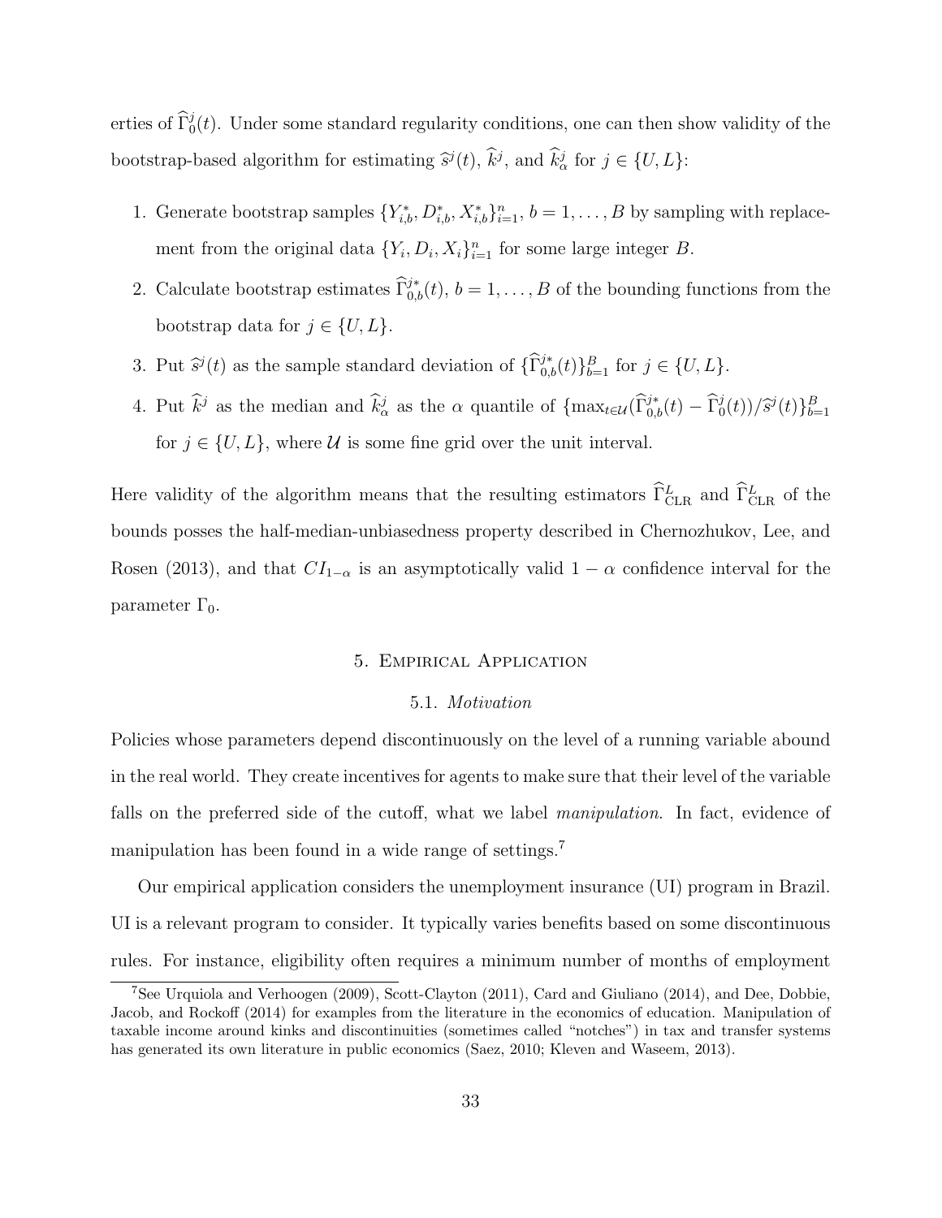erties of $\widehat{\Gamma}_0^j(t)$. Under some standard regularity conditions, one can then show validity of the bootstrap-based algorithm for estimating $\widehat{s}^j(t)$, $\widehat{k}^j$, and $\widehat{k}_\alpha^j$ for $j \in \{U, L\}$:

1. Generate bootstrap samples $\{Y_{i,b}^*, D_{i,b}^*, X_{i,b}^*\}_{i=1}^n$, $b = 1, \ldots, B$ by sampling with replacement from the original data $\{Y_i, D_i, X_i\}_{i=1}^n$ for some large integer $B$.
2. Calculate bootstrap estimates $\widehat{\Gamma}_{0,b}^{j*}(t)$, $b = 1, \ldots, B$ of the bounding functions from the bootstrap data for $j \in \{U, L\}$.
3. Put $\widehat{s}^j(t)$ as the sample standard deviation of $\{\widehat{\Gamma}_{0,b}^{j*}(t)\}_{b=1}^B$ for $j \in \{U, L\}$.
4. Put $\widehat{k}^j$ as the median and $\widehat{k}_\alpha^j$ as the $\alpha$ quantile of $\{\max_{t \in \mathcal{U}}(\widehat{\Gamma}_{0,b}^{j*}(t) - \widehat{\Gamma}_0^j(t))/\widehat{s}^j(t)\}_{b=1}^B$ for $j \in \{U, L\}$, where $\mathcal{U}$ is some fine grid over the unit interval.

Here validity of the algorithm means that the resulting estimators $\widehat{\Gamma}_{\mathrm{CLR}}^L$ and $\widehat{\Gamma}_{\mathrm{CLR}}^L$ of the bounds posses the half-median-unbiasedness property described in Chernozhukov, Lee, and Rosen (2013), and that $CI_{1-\alpha}$ is an asymptotically valid $1 - \alpha$ confidence interval for the parameter $\Gamma_0$.

## 5. Empirical Application

### 5.1. *Motivation*

Policies whose parameters depend discontinuously on the level of a running variable abound in the real world. They create incentives for agents to make sure that their level of the variable falls on the preferred side of the cutoff, what we label *manipulation*. In fact, evidence of manipulation has been found in a wide range of settings.[7]

Our empirical application considers the unemployment insurance (UI) program in Brazil. UI is a relevant program to consider. It typically varies benefits based on some discontinuous rules. For instance, eligibility often requires a minimum number of months of employment

[7] See Urquiola and Verhoogen (2009), Scott-Clayton (2011), Card and Giuliano (2014), and Dee, Dobbie, Jacob, and Rockoff (2014) for examples from the literature in the economics of education. Manipulation of taxable income around kinks and discontinuities (sometimes called "notches") in tax and transfer systems has generated its own literature in public economics (Saez, 2010; Kleven and Waseem, 2013).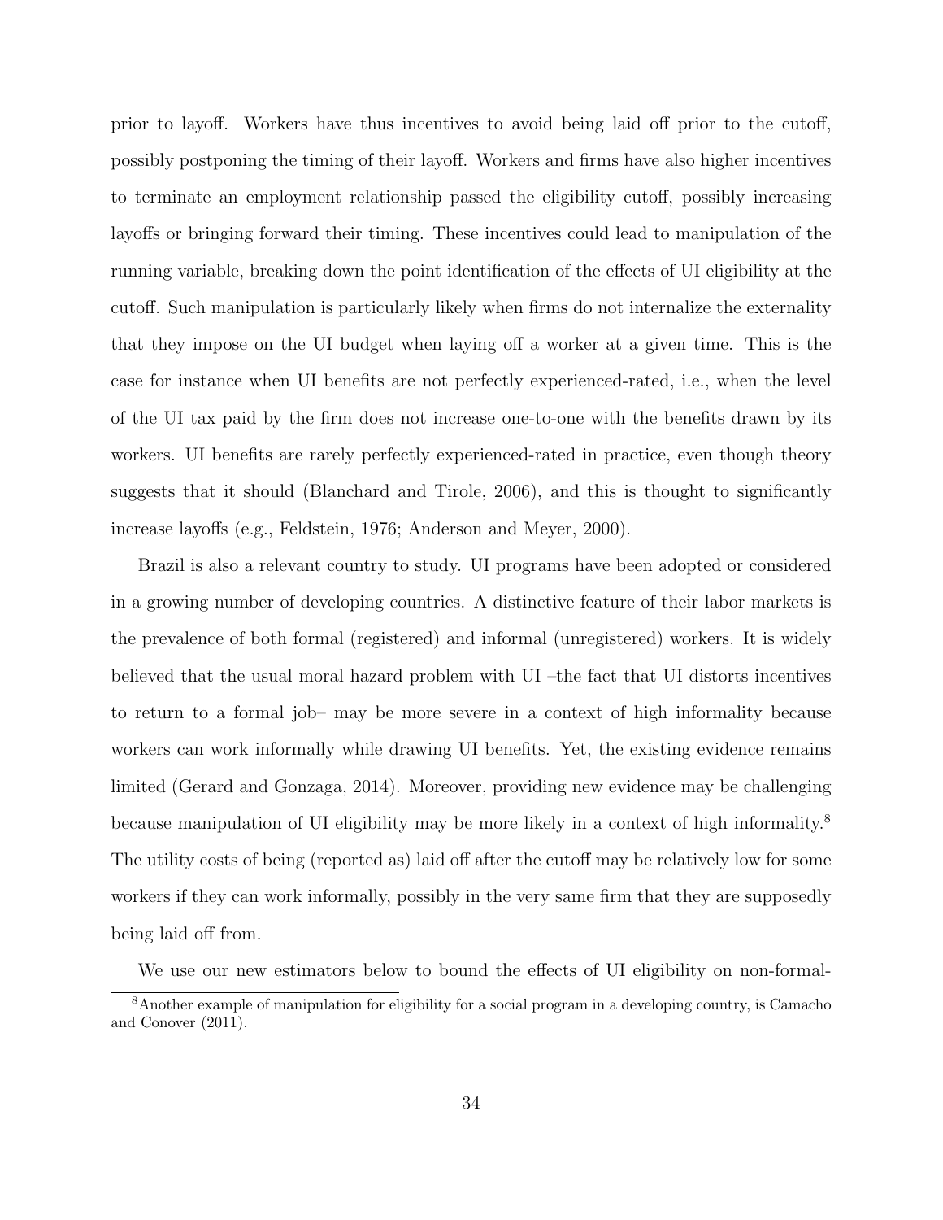prior to layoff. Workers have thus incentives to avoid being laid off prior to the cutoff, possibly postponing the timing of their layoff. Workers and firms have also higher incentives to terminate an employment relationship passed the eligibility cutoff, possibly increasing layoffs or bringing forward their timing. These incentives could lead to manipulation of the running variable, breaking down the point identification of the effects of UI eligibility at the cutoff. Such manipulation is particularly likely when firms do not internalize the externality that they impose on the UI budget when laying off a worker at a given time. This is the case for instance when UI benefits are not perfectly experienced-rated, i.e., when the level of the UI tax paid by the firm does not increase one-to-one with the benefits drawn by its workers. UI benefits are rarely perfectly experienced-rated in practice, even though theory suggests that it should (Blanchard and Tirole, 2006), and this is thought to significantly increase layoffs (e.g., Feldstein, 1976; Anderson and Meyer, 2000).

Brazil is also a relevant country to study. UI programs have been adopted or considered in a growing number of developing countries. A distinctive feature of their labor markets is the prevalence of both formal (registered) and informal (unregistered) workers. It is widely believed that the usual moral hazard problem with UI –the fact that UI distorts incentives to return to a formal job– may be more severe in a context of high informality because workers can work informally while drawing UI benefits. Yet, the existing evidence remains limited (Gerard and Gonzaga, 2014). Moreover, providing new evidence may be challenging because manipulation of UI eligibility may be more likely in a context of high informality.[8] The utility costs of being (reported as) laid off after the cutoff may be relatively low for some workers if they can work informally, possibly in the very same firm that they are supposedly being laid off from.

We use our new estimators below to bound the effects of UI eligibility on non-formal-

[8] Another example of manipulation for eligibility for a social program in a developing country, is Camacho and Conover (2011).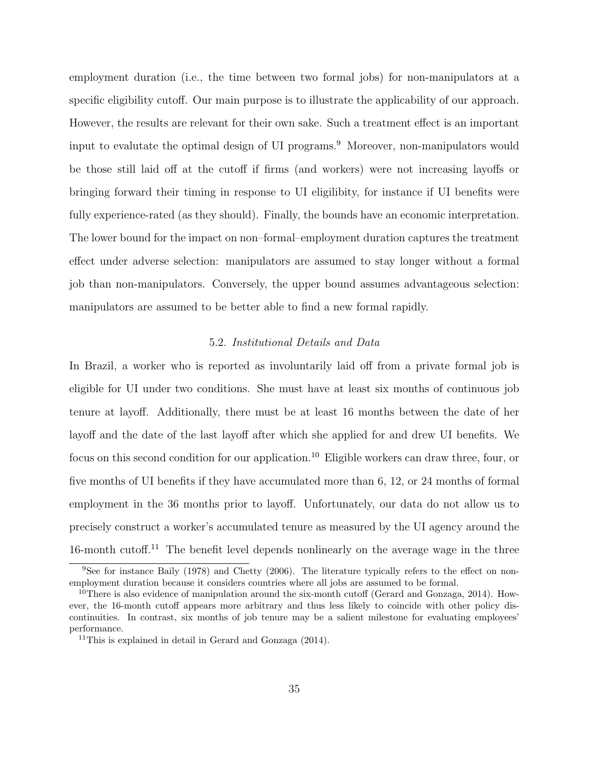employment duration (i.e., the time between two formal jobs) for non-manipulators at a specific eligibility cutoff. Our main purpose is to illustrate the applicability of our approach. However, the results are relevant for their own sake. Such a treatment effect is an important input to evalutate the optimal design of UI programs.[9] Moreover, non-manipulators would be those still laid off at the cutoff if firms (and workers) were not increasing layoffs or bringing forward their timing in response to UI eligilibity, for instance if UI benefits were fully experience-rated (as they should). Finally, the bounds have an economic interpretation. The lower bound for the impact on non–formal–employment duration captures the treatment effect under adverse selection: manipulators are assumed to stay longer without a formal job than non-manipulators. Conversely, the upper bound assumes advantageous selection: manipulators are assumed to be better able to find a new formal rapidly.

### 5.2. *Institutional Details and Data*

In Brazil, a worker who is reported as involuntarily laid off from a private formal job is eligible for UI under two conditions. She must have at least six months of continuous job tenure at layoff. Additionally, there must be at least 16 months between the date of her layoff and the date of the last layoff after which she applied for and drew UI benefits. We focus on this second condition for our application.[10] Eligible workers can draw three, four, or five months of UI benefits if they have accumulated more than 6, 12, or 24 months of formal employment in the 36 months prior to layoff. Unfortunately, our data do not allow us to precisely construct a worker's accumulated tenure as measured by the UI agency around the 16-month cutoff.[11] The benefit level depends nonlinearly on the average wage in the three

[9] See for instance Baily (1978) and Chetty (2006). The literature typically refers to the effect on non-employment duration because it considers countries where all jobs are assumed to be formal.

[10] There is also evidence of manipulation around the six-month cutoff (Gerard and Gonzaga, 2014). However, the 16-month cutoff appears more arbitrary and thus less likely to coincide with other policy discontinuities. In contrast, six months of job tenure may be a salient milestone for evaluating employees' performance.

[11] This is explained in detail in Gerard and Gonzaga (2014).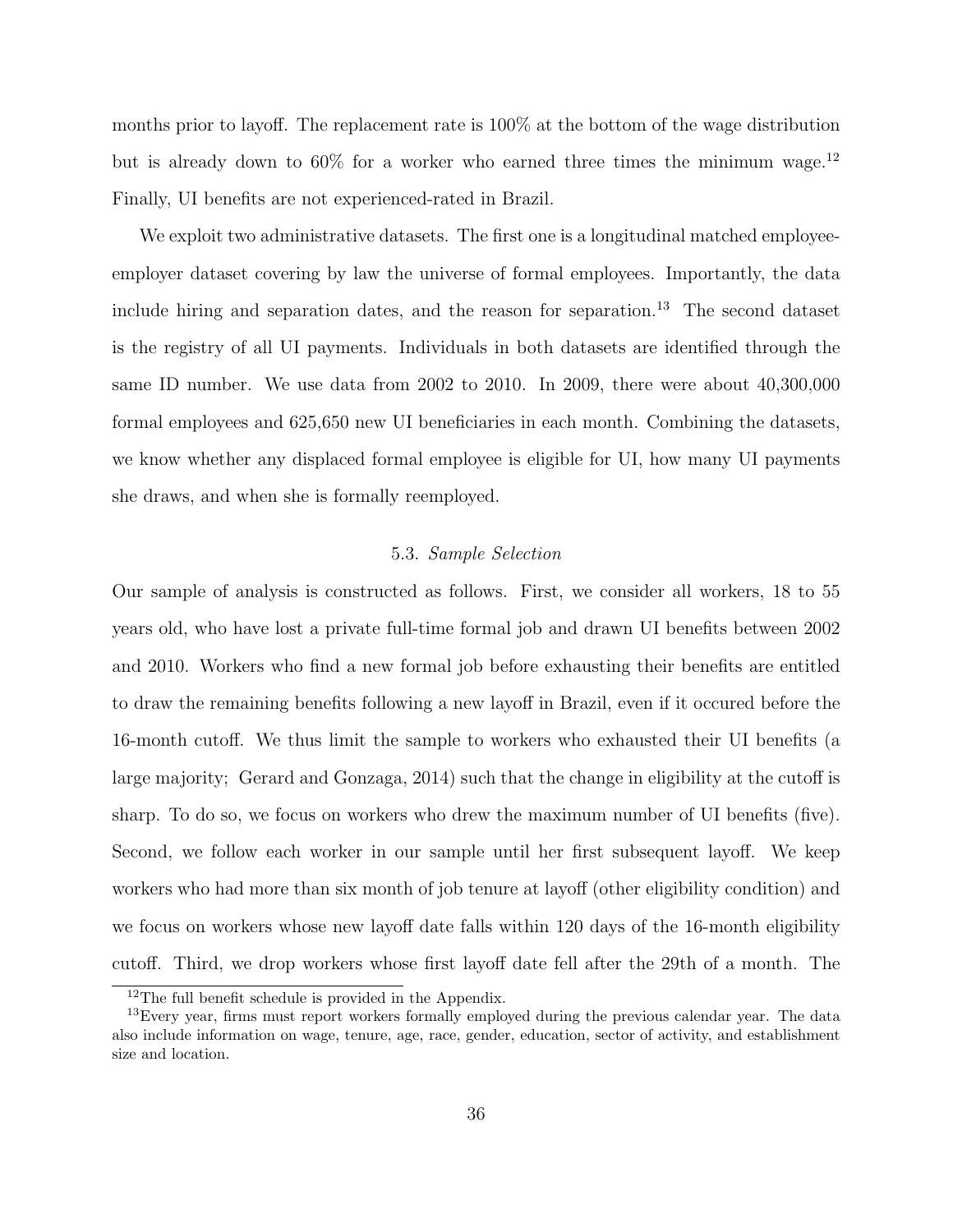months prior to layoff. The replacement rate is 100% at the bottom of the wage distribution but is already down to 60% for a worker who earned three times the minimum wage.[12] Finally, UI benefits are not experienced-rated in Brazil.

We exploit two administrative datasets. The first one is a longitudinal matched employee-employer dataset covering by law the universe of formal employees. Importantly, the data include hiring and separation dates, and the reason for separation.[13] The second dataset is the registry of all UI payments. Individuals in both datasets are identified through the same ID number. We use data from 2002 to 2010. In 2009, there were about 40,300,000 formal employees and 625,650 new UI beneficiaries in each month. Combining the datasets, we know whether any displaced formal employee is eligible for UI, how many UI payments she draws, and when she is formally reemployed.

### 5.3. *Sample Selection*

Our sample of analysis is constructed as follows. First, we consider all workers, 18 to 55 years old, who have lost a private full-time formal job and drawn UI benefits between 2002 and 2010. Workers who find a new formal job before exhausting their benefits are entitled to draw the remaining benefits following a new layoff in Brazil, even if it occured before the 16-month cutoff. We thus limit the sample to workers who exhausted their UI benefits (a large majority; Gerard and Gonzaga, 2014) such that the change in eligibility at the cutoff is sharp. To do so, we focus on workers who drew the maximum number of UI benefits (five). Second, we follow each worker in our sample until her first subsequent layoff. We keep workers who had more than six month of job tenure at layoff (other eligibility condition) and we focus on workers whose new layoff date falls within 120 days of the 16-month eligibility cutoff. Third, we drop workers whose first layoff date fell after the 29th of a month. The

[12] The full benefit schedule is provided in the Appendix.

[13] Every year, firms must report workers formally employed during the previous calendar year. The data also include information on wage, tenure, age, race, gender, education, sector of activity, and establishment size and location.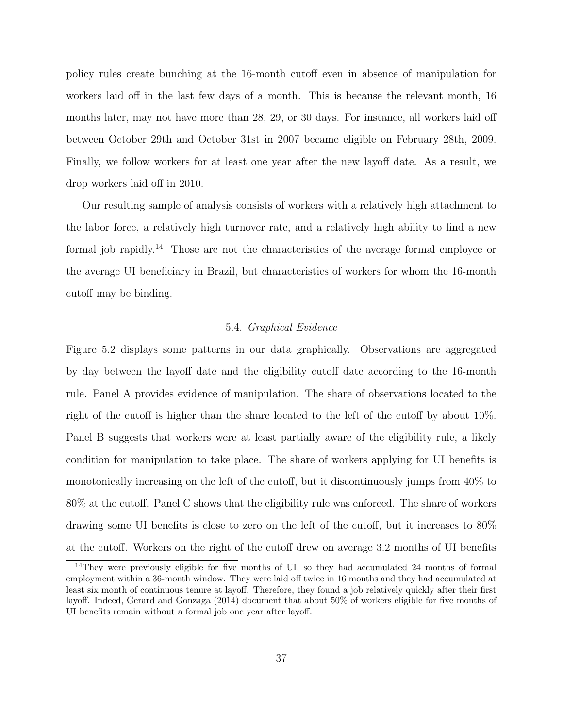policy rules create bunching at the 16-month cutoff even in absence of manipulation for workers laid off in the last few days of a month. This is because the relevant month, 16 months later, may not have more than 28, 29, or 30 days. For instance, all workers laid off between October 29th and October 31st in 2007 became eligible on February 28th, 2009. Finally, we follow workers for at least one year after the new layoff date. As a result, we drop workers laid off in 2010.

Our resulting sample of analysis consists of workers with a relatively high attachment to the labor force, a relatively high turnover rate, and a relatively high ability to find a new formal job rapidly.[14] Those are not the characteristics of the average formal employee or the average UI beneficiary in Brazil, but characteristics of workers for whom the 16-month cutoff may be binding.

### 5.4. *Graphical Evidence*

Figure 5.2 displays some patterns in our data graphically. Observations are aggregated by day between the layoff date and the eligibility cutoff date according to the 16-month rule. Panel A provides evidence of manipulation. The share of observations located to the right of the cutoff is higher than the share located to the left of the cutoff by about 10%. Panel B suggests that workers were at least partially aware of the eligibility rule, a likely condition for manipulation to take place. The share of workers applying for UI benefits is monotonically increasing on the left of the cutoff, but it discontinuously jumps from 40% to 80% at the cutoff. Panel C shows that the eligibility rule was enforced. The share of workers drawing some UI benefits is close to zero on the left of the cutoff, but it increases to 80% at the cutoff. Workers on the right of the cutoff drew on average 3.2 months of UI benefits

[14] They were previously eligible for five months of UI, so they had accumulated 24 months of formal employment within a 36-month window. They were laid off twice in 16 months and they had accumulated at least six month of continuous tenure at layoff. Therefore, they found a job relatively quickly after their first layoff. Indeed, Gerard and Gonzaga (2014) document that about 50% of workers eligible for five months of UI benefits remain without a formal job one year after layoff.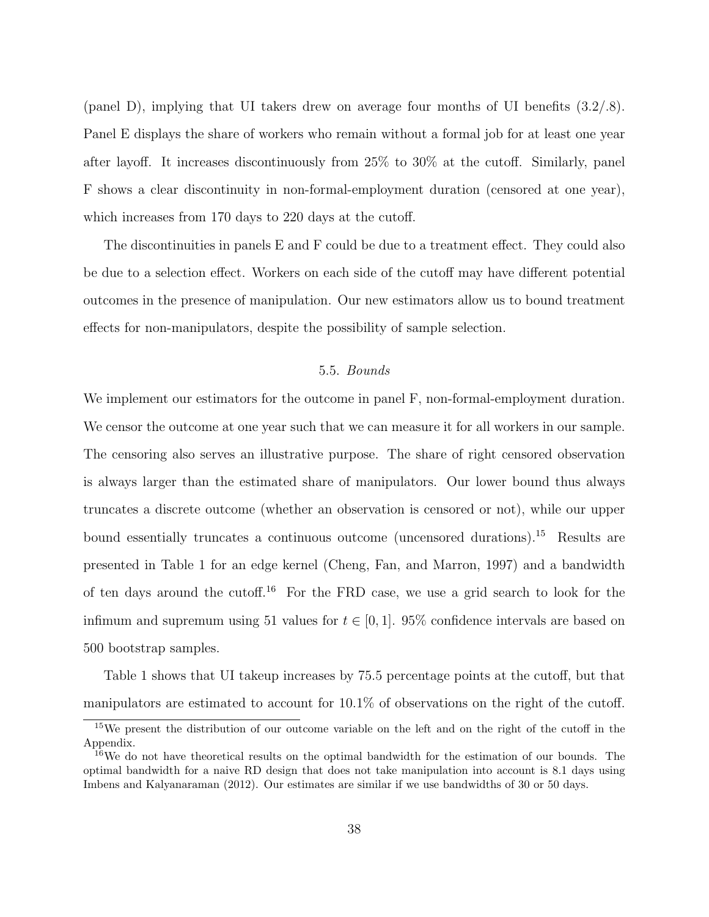(panel D), implying that UI takers drew on average four months of UI benefits (3.2/.8). Panel E displays the share of workers who remain without a formal job for at least one year after layoff. It increases discontinuously from 25% to 30% at the cutoff. Similarly, panel F shows a clear discontinuity in non-formal-employment duration (censored at one year), which increases from 170 days to 220 days at the cutoff.

The discontinuities in panels E and F could be due to a treatment effect. They could also be due to a selection effect. Workers on each side of the cutoff may have different potential outcomes in the presence of manipulation. Our new estimators allow us to bound treatment effects for non-manipulators, despite the possibility of sample selection.

### 5.5. *Bounds*

We implement our estimators for the outcome in panel F, non-formal-employment duration. We censor the outcome at one year such that we can measure it for all workers in our sample. The censoring also serves an illustrative purpose. The share of right censored observation is always larger than the estimated share of manipulators. Our lower bound thus always truncates a discrete outcome (whether an observation is censored or not), while our upper bound essentially truncates a continuous outcome (uncensored durations).[15] Results are presented in Table 1 for an edge kernel (Cheng, Fan, and Marron, 1997) and a bandwidth of ten days around the cutoff.[16] For the FRD case, we use a grid search to look for the infimum and supremum using 51 values for $t \in [0, 1]$. 95% confidence intervals are based on 500 bootstrap samples.

Table 1 shows that UI takeup increases by 75.5 percentage points at the cutoff, but that manipulators are estimated to account for 10.1% of observations on the right of the cutoff.

[15] We present the distribution of our outcome variable on the left and on the right of the cutoff in the Appendix.

[16] We do not have theoretical results on the optimal bandwidth for the estimation of our bounds. The optimal bandwidth for a naive RD design that does not take manipulation into account is 8.1 days using Imbens and Kalyanaraman (2012). Our estimates are similar if we use bandwidths of 30 or 50 days.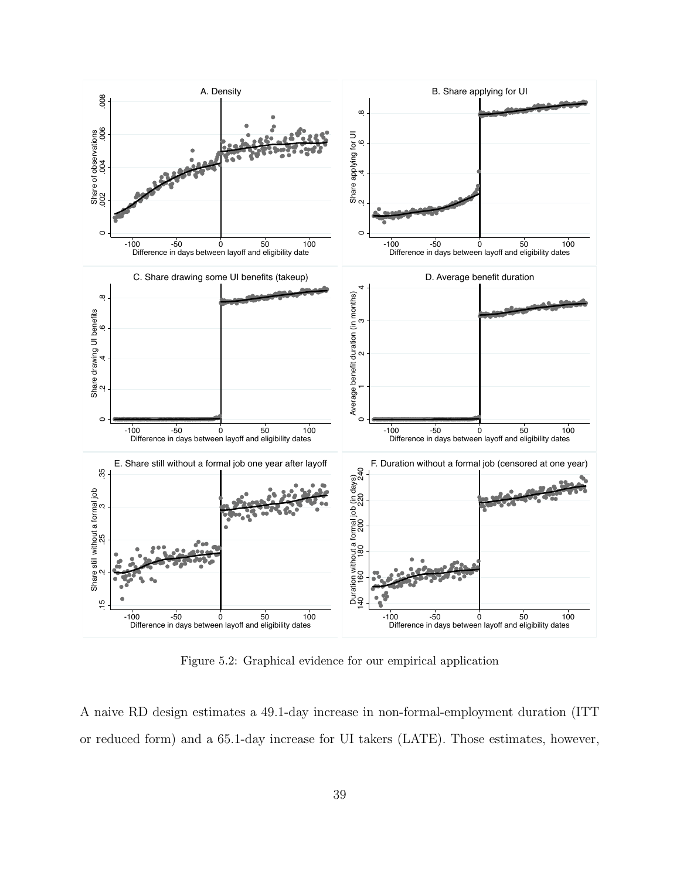Figure 5.2: Graphical evidence for our empirical application

A naive RD design estimates a 49.1-day increase in non-formal-employment duration (ITT or reduced form) and a 65.1-day increase for UI takers (LATE). Those estimates, however,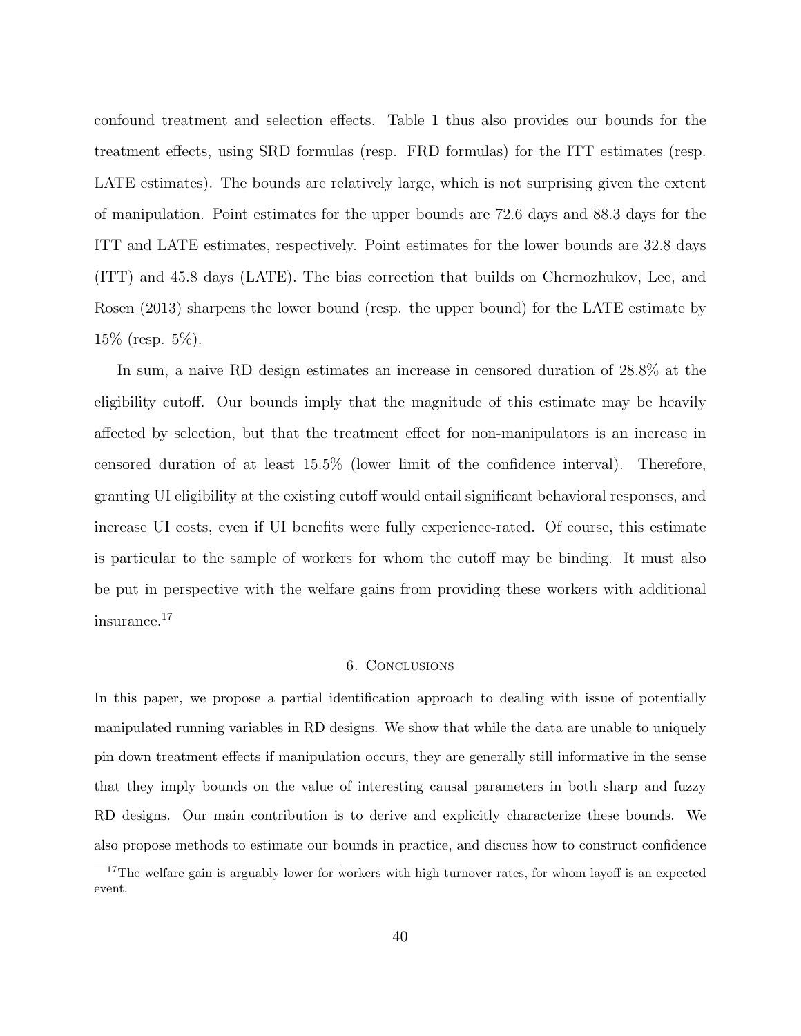confound treatment and selection effects. Table 1 thus also provides our bounds for the treatment effects, using SRD formulas (resp. FRD formulas) for the ITT estimates (resp. LATE estimates). The bounds are relatively large, which is not surprising given the extent of manipulation. Point estimates for the upper bounds are 72.6 days and 88.3 days for the ITT and LATE estimates, respectively. Point estimates for the lower bounds are 32.8 days (ITT) and 45.8 days (LATE). The bias correction that builds on Chernozhukov, Lee, and Rosen (2013) sharpens the lower bound (resp. the upper bound) for the LATE estimate by 15% (resp. 5%).

In sum, a naive RD design estimates an increase in censored duration of 28.8% at the eligibility cutoff. Our bounds imply that the magnitude of this estimate may be heavily affected by selection, but that the treatment effect for non-manipulators is an increase in censored duration of at least 15.5% (lower limit of the confidence interval). Therefore, granting UI eligibility at the existing cutoff would entail significant behavioral responses, and increase UI costs, even if UI benefits were fully experience-rated. Of course, this estimate is particular to the sample of workers for whom the cutoff may be binding. It must also be put in perspective with the welfare gains from providing these workers with additional insurance.[17]

## 6. Conclusions

In this paper, we propose a partial identification approach to dealing with issue of potentially manipulated running variables in RD designs. We show that while the data are unable to uniquely pin down treatment effects if manipulation occurs, they are generally still informative in the sense that they imply bounds on the value of interesting causal parameters in both sharp and fuzzy RD designs. Our main contribution is to derive and explicitly characterize these bounds. We also propose methods to estimate our bounds in practice, and discuss how to construct confidence

[17] The welfare gain is arguably lower for workers with high turnover rates, for whom layoff is an expected event.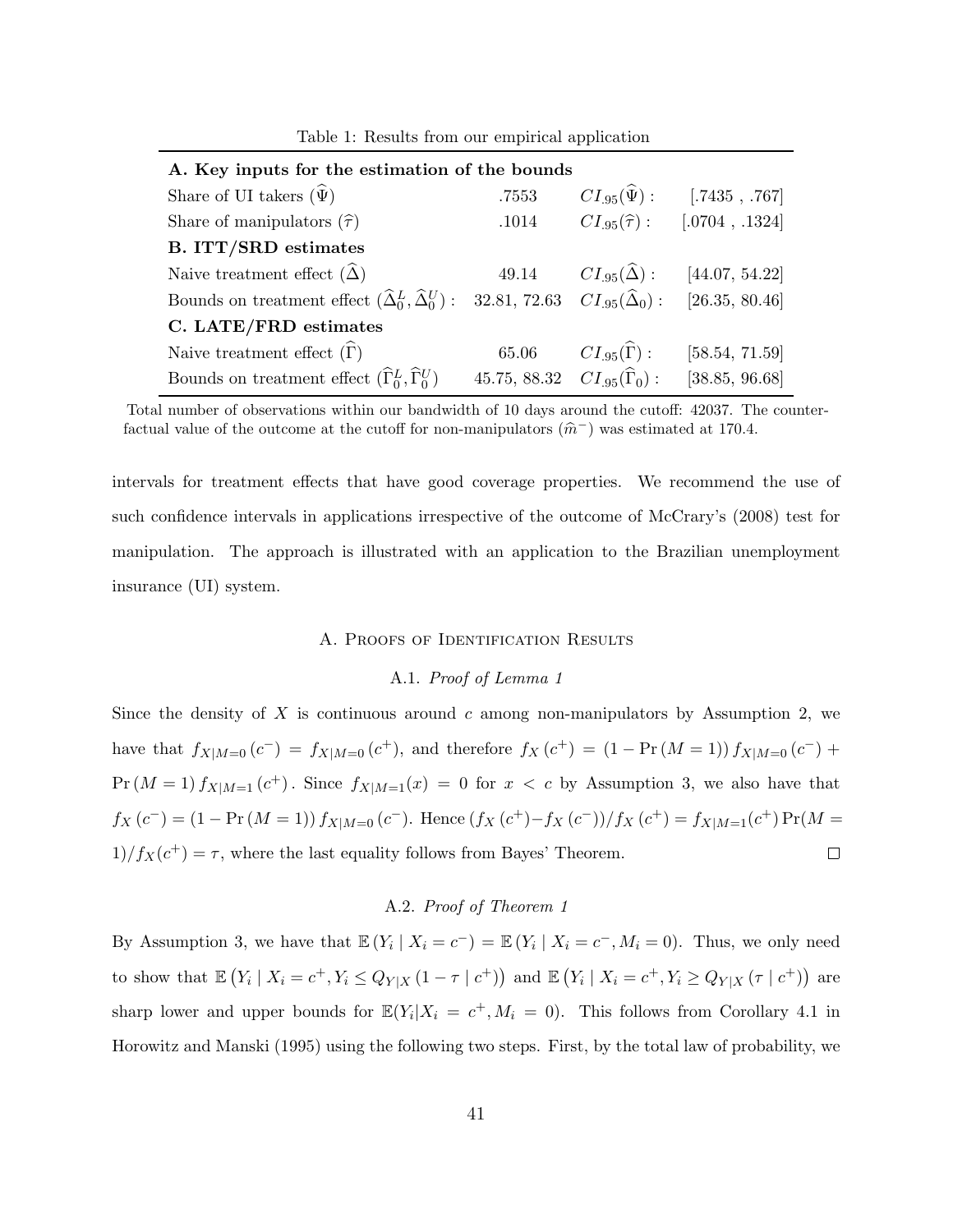Table 1: Results from our empirical application

| | | | |
|---|---|---|---|
| **A. Key inputs for the estimation of the bounds** | | | |
| Share of UI takers ($\widehat{\Psi}$) | .7553 | $CI_{.95}(\widehat{\Psi})$ : | [.7435 , .767] |
| Share of manipulators ($\widehat{\tau}$) | .1014 | $CI_{.95}(\widehat{\tau})$ : | [.0704 , .1324] |
| **B. ITT/SRD estimates** | | | |
| Naive treatment effect ($\widehat{\Delta}$) | 49.14 | $CI_{.95}(\widehat{\Delta})$ : | [44.07, 54.22] |
| Bounds on treatment effect ($\widehat{\Delta}_0^L, \widehat{\Delta}_0^U$) : | 32.81, 72.63 | $CI_{.95}(\widehat{\Delta}_0)$ : | [26.35, 80.46] |
| **C. LATE/FRD estimates** | | | |
| Naive treatment effect ($\widehat{\Gamma}$) | 65.06 | $CI_{.95}(\widehat{\Gamma})$ : | [58.54, 71.59] |
| Bounds on treatment effect ($\widehat{\Gamma}_0^L, \widehat{\Gamma}_0^U$) | 45.75, 88.32 | $CI_{.95}(\widehat{\Gamma}_0)$ : | [38.85, 96.68] |

Total number of observations within our bandwidth of 10 days around the cutoff: 42037. The counterfactual value of the outcome at the cutoff for non-manipulators ($\widehat{m}^-$) was estimated at 170.4.

intervals for treatment effects that have good coverage properties. We recommend the use of such confidence intervals in applications irrespective of the outcome of McCrary's (2008) test for manipulation. The approach is illustrated with an application to the Brazilian unemployment insurance (UI) system.

## A. Proofs of Identification Results

### A.1. *Proof of Lemma 1*

Since the density of $X$ is continuous around $c$ among non-manipulators by Assumption 2, we have that $f_{X|M=0}(c^-) = f_{X|M=0}(c^+)$, and therefore $f_X(c^+) = (1 - \Pr(M = 1)) f_{X|M=0}(c^-) + \Pr(M = 1) f_{X|M=1}(c^+)$. Since $f_{X|M=1}(x) = 0$ for $x < c$ by Assumption 3, we also have that $f_X(c^-) = (1 - \Pr(M = 1)) f_{X|M=0}(c^-)$. Hence $(f_X(c^+) - f_X(c^-))/f_X(c^+) = f_{X|M=1}(c^+) \Pr(M = 1)/f_X(c^+) = \tau$, where the last equality follows from Bayes' Theorem. $\square$

### A.2. *Proof of Theorem 1*

By Assumption 3, we have that $\mathbb{E}(Y_i \mid X_i = c^-) = \mathbb{E}(Y_i \mid X_i = c^-, M_i = 0)$. Thus, we only need to show that $\mathbb{E}\left(Y_i \mid X_i = c^+, Y_i \leq Q_{Y|X}(1 - \tau \mid c^+)\right)$ and $\mathbb{E}\left(Y_i \mid X_i = c^+, Y_i \geq Q_{Y|X}(\tau \mid c^+)\right)$ are sharp lower and upper bounds for $\mathbb{E}(Y_i|X_i = c^+, M_i = 0)$. This follows from Corollary 4.1 in Horowitz and Manski (1995) using the following two steps. First, by the total law of probability, we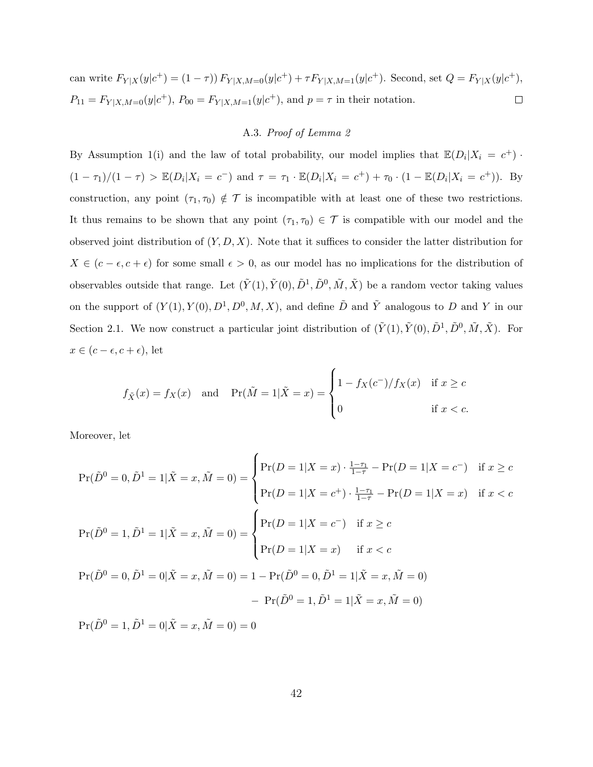can write $F_{Y|X}(y|c^+) = (1-\tau))\, F_{Y|X,M=0}(y|c^+) + \tau F_{Y|X,M=1}(y|c^+)$. Second, set $Q = F_{Y|X}(y|c^+)$, $P_{11} = F_{Y|X,M=0}(y|c^+)$, $P_{00} = F_{Y|X,M=1}(y|c^+)$, and $p = \tau$ in their notation. $\square$

### A.3. *Proof of Lemma 2*

By Assumption 1(i) and the law of total probability, our model implies that $\mathbb{E}(D_i|X_i = c^+) \cdot (1-\tau_1)/(1-\tau) > \mathbb{E}(D_i|X_i = c^-)$ and $\tau = \tau_1 \cdot \mathbb{E}(D_i|X_i = c^+) + \tau_0 \cdot (1 - \mathbb{E}(D_i|X_i = c^+))$. By construction, any point $(\tau_1, \tau_0) \notin \mathcal{T}$ is incompatible with at least one of these two restrictions. It thus remains to be shown that any point $(\tau_1, \tau_0) \in \mathcal{T}$ is compatible with our model and the observed joint distribution of $(Y, D, X)$. Note that it suffices to consider the latter distribution for $X \in (c - \epsilon, c + \epsilon)$ for some small $\epsilon > 0$, as our model has no implications for the distribution of observables outside that range. Let $(\tilde{Y}(1), \tilde{Y}(0), \tilde{D}^1, \tilde{D}^0, \tilde{M}, \tilde{X})$ be a random vector taking values on the support of $(Y(1), Y(0), D^1, D^0, M, X)$, and define $\tilde{D}$ and $\tilde{Y}$ analogous to $D$ and $Y$ in our Section 2.1. We now construct a particular joint distribution of $(\tilde{Y}(1), \tilde{Y}(0), \tilde{D}^1, \tilde{D}^0, \tilde{M}, \tilde{X})$. For $x \in (c - \epsilon, c + \epsilon)$, let

$$f_{\tilde{X}}(x) = f_X(x) \quad \text{and} \quad \Pr(\tilde{M} = 1|\tilde{X} = x) = \begin{cases} 1 - f_X(c^-)/f_X(x) & \text{if } x \geq c \\ 0 & \text{if } x < c. \end{cases}$$

Moreover, let

$$\Pr(\tilde{D}^0 = 0, \tilde{D}^1 = 1|\tilde{X} = x, \tilde{M} = 0) = \begin{cases} \Pr(D = 1|X = x) \cdot \frac{1-\tau_1}{1-\tau} - \Pr(D = 1|X = c^-) & \text{if } x \geq c \\ \Pr(D = 1|X = c^+) \cdot \frac{1-\tau_1}{1-\tau} - \Pr(D = 1|X = x) & \text{if } x < c \end{cases}$$

$$\Pr(\tilde{D}^0 = 1, \tilde{D}^1 = 1|\tilde{X} = x, \tilde{M} = 0) = \begin{cases} \Pr(D = 1|X = c^-) & \text{if } x \geq c \\ \Pr(D = 1|X = x) & \text{if } x < c \end{cases}$$

$$\begin{aligned} \Pr(\tilde{D}^0 = 0, \tilde{D}^1 = 0|\tilde{X} = x, \tilde{M} = 0) = 1 &- \Pr(\tilde{D}^0 = 0, \tilde{D}^1 = 1|\tilde{X} = x, \tilde{M} = 0) \\ &- \Pr(\tilde{D}^0 = 1, \tilde{D}^1 = 1|\tilde{X} = x, \tilde{M} = 0) \end{aligned}$$

$$\Pr(\tilde{D}^0 = 1, \tilde{D}^1 = 0|\tilde{X} = x, \tilde{M} = 0) = 0$$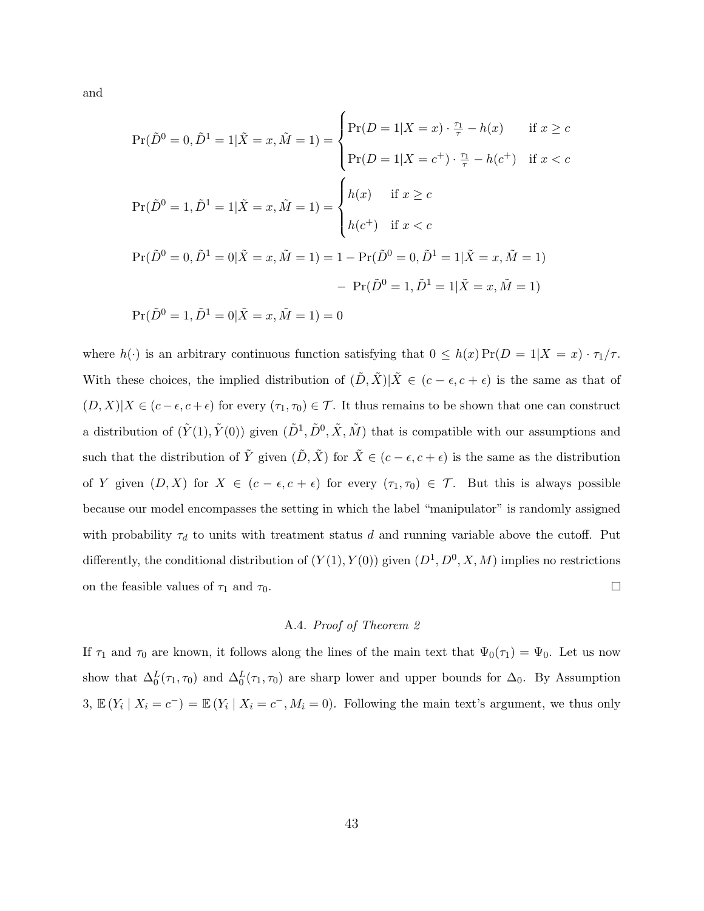and

$$
\Pr(\tilde{D}^0 = 0, \tilde{D}^1 = 1 | \tilde{X} = x, \tilde{M} = 1) = \begin{cases} \Pr(D = 1 | X = x) \cdot \frac{\tau_1}{\tau} - h(x) & \text{if } x \geq c \\ \Pr(D = 1 | X = c^+) \cdot \frac{\tau_1}{\tau} - h(c^+) & \text{if } x < c \end{cases}
$$

$$
\Pr(\tilde{D}^0 = 1, \tilde{D}^1 = 1 | \tilde{X} = x, \tilde{M} = 1) = \begin{cases} h(x) & \text{if } x \geq c \\ h(c^+) & \text{if } x < c \end{cases}
$$

$$
\begin{aligned}
\Pr(\tilde{D}^0 = 0, \tilde{D}^1 = 0 | \tilde{X} = x, \tilde{M} = 1) &= 1 - \Pr(\tilde{D}^0 = 0, \tilde{D}^1 = 1 | \tilde{X} = x, \tilde{M} = 1) \\
&\quad - \Pr(\tilde{D}^0 = 1, \tilde{D}^1 = 1 | \tilde{X} = x, \tilde{M} = 1)
\end{aligned}
$$

$$
\Pr(\tilde{D}^0 = 1, \tilde{D}^1 = 0 | \tilde{X} = x, \tilde{M} = 1) = 0
$$

where $h(\cdot)$ is an arbitrary continuous function satisfying that $0 \leq h(x) \Pr(D = 1|X = x) \cdot \tau_1/\tau$. With these choices, the implied distribution of $(\tilde{D}, \tilde{X})|\tilde{X} \in (c - \epsilon, c + \epsilon)$ is the same as that of $(D, X)|X \in (c - \epsilon, c + \epsilon)$ for every $(\tau_1, \tau_0) \in \mathcal{T}$. It thus remains to be shown that one can construct a distribution of $(\tilde{Y}(1), \tilde{Y}(0))$ given $(\tilde{D}^1, \tilde{D}^0, \tilde{X}, \tilde{M})$ that is compatible with our assumptions and such that the distribution of $\tilde{Y}$ given $(\tilde{D}, \tilde{X})$ for $\tilde{X} \in (c - \epsilon, c + \epsilon)$ is the same as the distribution of $Y$ given $(D, X)$ for $X \in (c - \epsilon, c + \epsilon)$ for every $(\tau_1, \tau_0) \in \mathcal{T}$. But this is always possible because our model encompasses the setting in which the label "manipulator" is randomly assigned with probability $\tau_d$ to units with treatment status $d$ and running variable above the cutoff. Put differently, the conditional distribution of $(Y(1), Y(0))$ given $(D^1, D^0, X, M)$ implies no restrictions on the feasible values of $\tau_1$ and $\tau_0$. ☐

### A.4. *Proof of Theorem 2*

If $\tau_1$ and $\tau_0$ are known, it follows along the lines of the main text that $\Psi_0(\tau_1) = \Psi_0$. Let us now show that $\Delta_0^L(\tau_1, \tau_0)$ and $\Delta_0^L(\tau_1, \tau_0)$ are sharp lower and upper bounds for $\Delta_0$. By Assumption 3, $\mathbb{E}(Y_i \mid X_i = c^-) = \mathbb{E}(Y_i \mid X_i = c^-, M_i = 0)$. Following the main text's argument, we thus only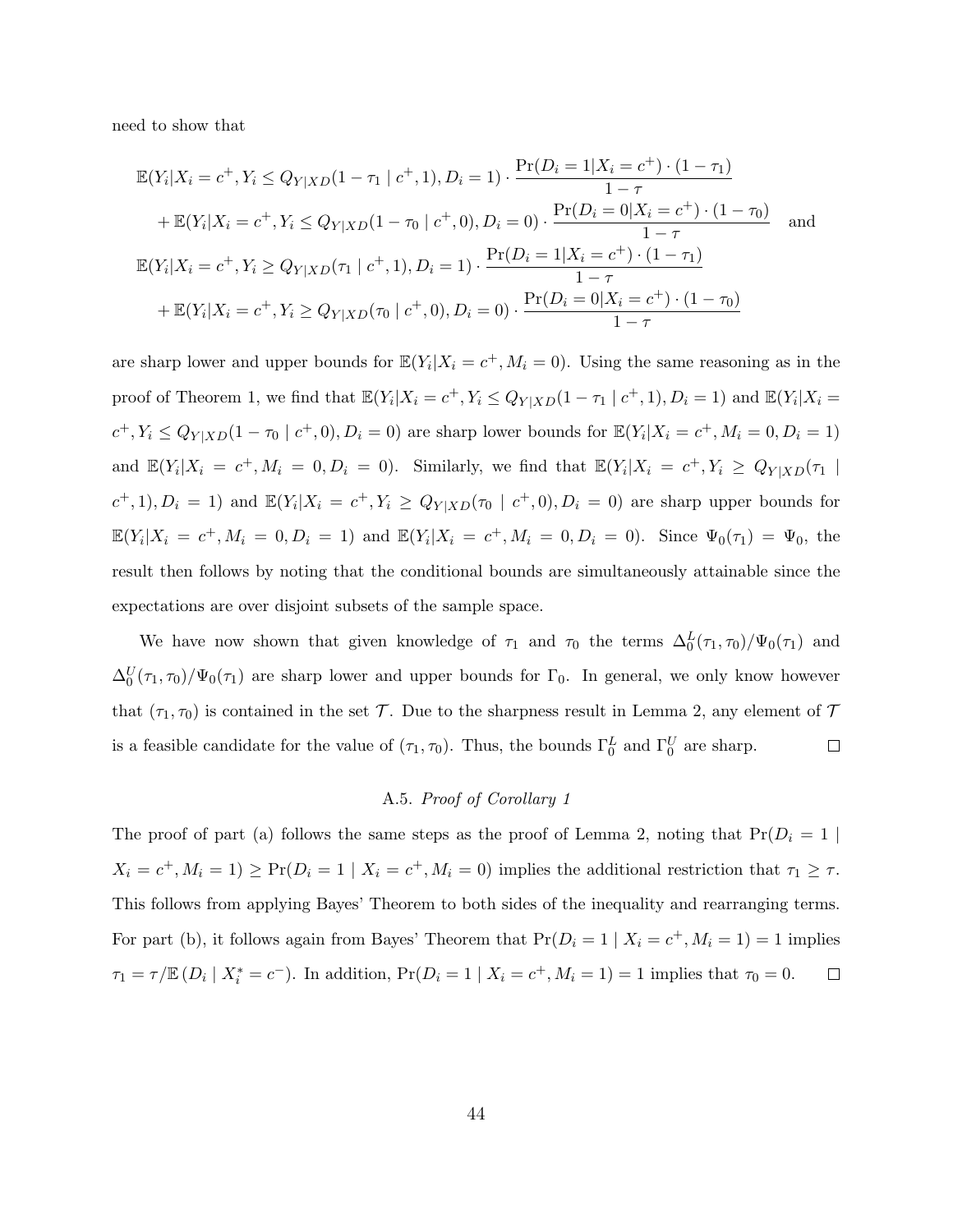need to show that

$$\mathbb{E}(Y_i|X_i = c^+, Y_i \leq Q_{Y|XD}(1-\tau_1 \mid c^+, 1), D_i = 1) \cdot \frac{\Pr(D_i = 1|X_i = c^+) \cdot (1-\tau_1)}{1-\tau}$$
$$+ \mathbb{E}(Y_i|X_i = c^+, Y_i \leq Q_{Y|XD}(1-\tau_0 \mid c^+, 0), D_i = 0) \cdot \frac{\Pr(D_i = 0|X_i = c^+) \cdot (1-\tau_0)}{1-\tau} \quad \text{and}$$
$$\mathbb{E}(Y_i|X_i = c^+, Y_i \geq Q_{Y|XD}(\tau_1 \mid c^+, 1), D_i = 1) \cdot \frac{\Pr(D_i = 1|X_i = c^+) \cdot (1-\tau_1)}{1-\tau}$$
$$+ \mathbb{E}(Y_i|X_i = c^+, Y_i \geq Q_{Y|XD}(\tau_0 \mid c^+, 0), D_i = 0) \cdot \frac{\Pr(D_i = 0|X_i = c^+) \cdot (1-\tau_0)}{1-\tau}$$

are sharp lower and upper bounds for $\mathbb{E}(Y_i|X_i = c^+, M_i = 0)$. Using the same reasoning as in the proof of Theorem 1, we find that $\mathbb{E}(Y_i|X_i = c^+, Y_i \leq Q_{Y|XD}(1-\tau_1 \mid c^+, 1), D_i = 1)$ and $\mathbb{E}(Y_i|X_i = c^+, Y_i \leq Q_{Y|XD}(1-\tau_0 \mid c^+, 0), D_i = 0)$ are sharp lower bounds for $\mathbb{E}(Y_i|X_i = c^+, M_i = 0, D_i = 1)$ and $\mathbb{E}(Y_i|X_i = c^+, M_i = 0, D_i = 0)$. Similarly, we find that $\mathbb{E}(Y_i|X_i = c^+, Y_i \geq Q_{Y|XD}(\tau_1 \mid c^+, 1), D_i = 1)$ and $\mathbb{E}(Y_i|X_i = c^+, Y_i \geq Q_{Y|XD}(\tau_0 \mid c^+, 0), D_i = 0)$ are sharp upper bounds for $\mathbb{E}(Y_i|X_i = c^+, M_i = 0, D_i = 1)$ and $\mathbb{E}(Y_i|X_i = c^+, M_i = 0, D_i = 0)$. Since $\Psi_0(\tau_1) = \Psi_0$, the result then follows by noting that the conditional bounds are simultaneously attainable since the expectations are over disjoint subsets of the sample space.

We have now shown that given knowledge of $\tau_1$ and $\tau_0$ the terms $\Delta_0^L(\tau_1, \tau_0)/\Psi_0(\tau_1)$ and $\Delta_0^U(\tau_1, \tau_0)/\Psi_0(\tau_1)$ are sharp lower and upper bounds for $\Gamma_0$. In general, we only know however that $(\tau_1, \tau_0)$ is contained in the set $\mathcal{T}$. Due to the sharpness result in Lemma 2, any element of $\mathcal{T}$ is a feasible candidate for the value of $(\tau_1, \tau_0)$. Thus, the bounds $\Gamma_0^L$ and $\Gamma_0^U$ are sharp. □

### A.5. *Proof of Corollary 1*

The proof of part (a) follows the same steps as the proof of Lemma 2, noting that $\Pr(D_i = 1 \mid X_i = c^+, M_i = 1) \geq \Pr(D_i = 1 \mid X_i = c^+, M_i = 0)$ implies the additional restriction that $\tau_1 \geq \tau$. This follows from applying Bayes' Theorem to both sides of the inequality and rearranging terms. For part (b), it follows again from Bayes' Theorem that $\Pr(D_i = 1 \mid X_i = c^+, M_i = 1) = 1$ implies $\tau_1 = \tau/\mathbb{E}(D_i \mid X_i^* = c^-)$. In addition, $\Pr(D_i = 1 \mid X_i = c^+, M_i = 1) = 1$ implies that $\tau_0 = 0$. □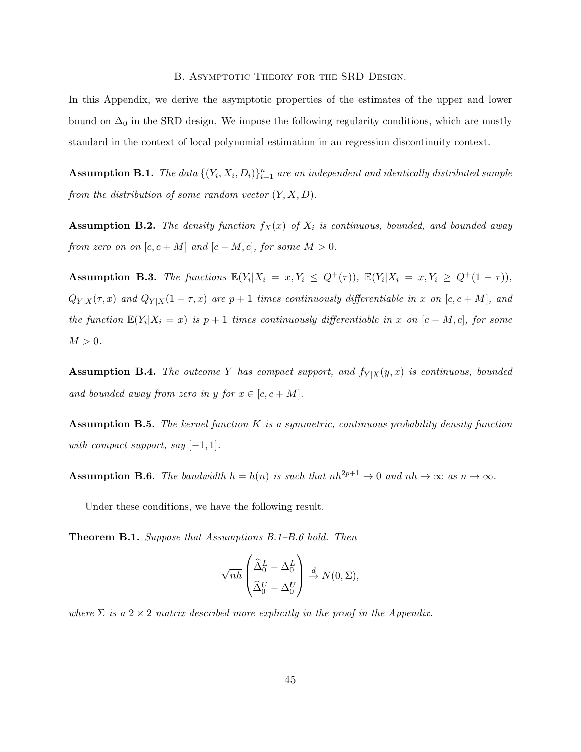## B. Asymptotic Theory for the SRD Design.

In this Appendix, we derive the asymptotic properties of the estimates of the upper and lower bound on $\Delta_0$ in the SRD design. We impose the following regularity conditions, which are mostly standard in the context of local polynomial estimation in an regression discontinuity context.

**Assumption B.1.** *The data $\{(Y_i, X_i, D_i)\}_{i=1}^n$ are an independent and identically distributed sample from the distribution of some random vector $(Y, X, D)$.*

**Assumption B.2.** *The density function $f_X(x)$ of $X_i$ is continuous, bounded, and bounded away from zero on on $[c, c+M]$ and $[c-M, c]$, for some $M > 0$.*

**Assumption B.3.** *The functions $\mathbb{E}(Y_i | X_i = x, Y_i \leq Q^+(\tau))$, $\mathbb{E}(Y_i | X_i = x, Y_i \geq Q^+(1-\tau))$, $Q_{Y|X}(\tau, x)$ and $Q_{Y|X}(1-\tau, x)$ are $p+1$ times continuously differentiable in $x$ on $[c, c+M]$, and the function $\mathbb{E}(Y_i | X_i = x)$ is $p+1$ times continuously differentiable in $x$ on $[c-M, c]$, for some $M > 0$.*

**Assumption B.4.** *The outcome $Y$ has compact support, and $f_{Y|X}(y, x)$ is continuous, bounded and bounded away from zero in $y$ for $x \in [c, c+M]$.*

**Assumption B.5.** *The kernel function $K$ is a symmetric, continuous probability density function with compact support, say $[-1, 1]$.*

**Assumption B.6.** *The bandwidth $h = h(n)$ is such that $nh^{2p+1} \to 0$ and $nh \to \infty$ as $n \to \infty$.*

Under these conditions, we have the following result.

**Theorem B.1.** *Suppose that Assumptions B.1–B.6 hold. Then*

$$\sqrt{nh} \begin{pmatrix} \widehat{\Delta}_0^L - \Delta_0^L \\ \widehat{\Delta}_0^U - \Delta_0^U \end{pmatrix} \xrightarrow{d} N(0, \Sigma),$$

*where $\Sigma$ is a $2 \times 2$ matrix described more explicitly in the proof in the Appendix.*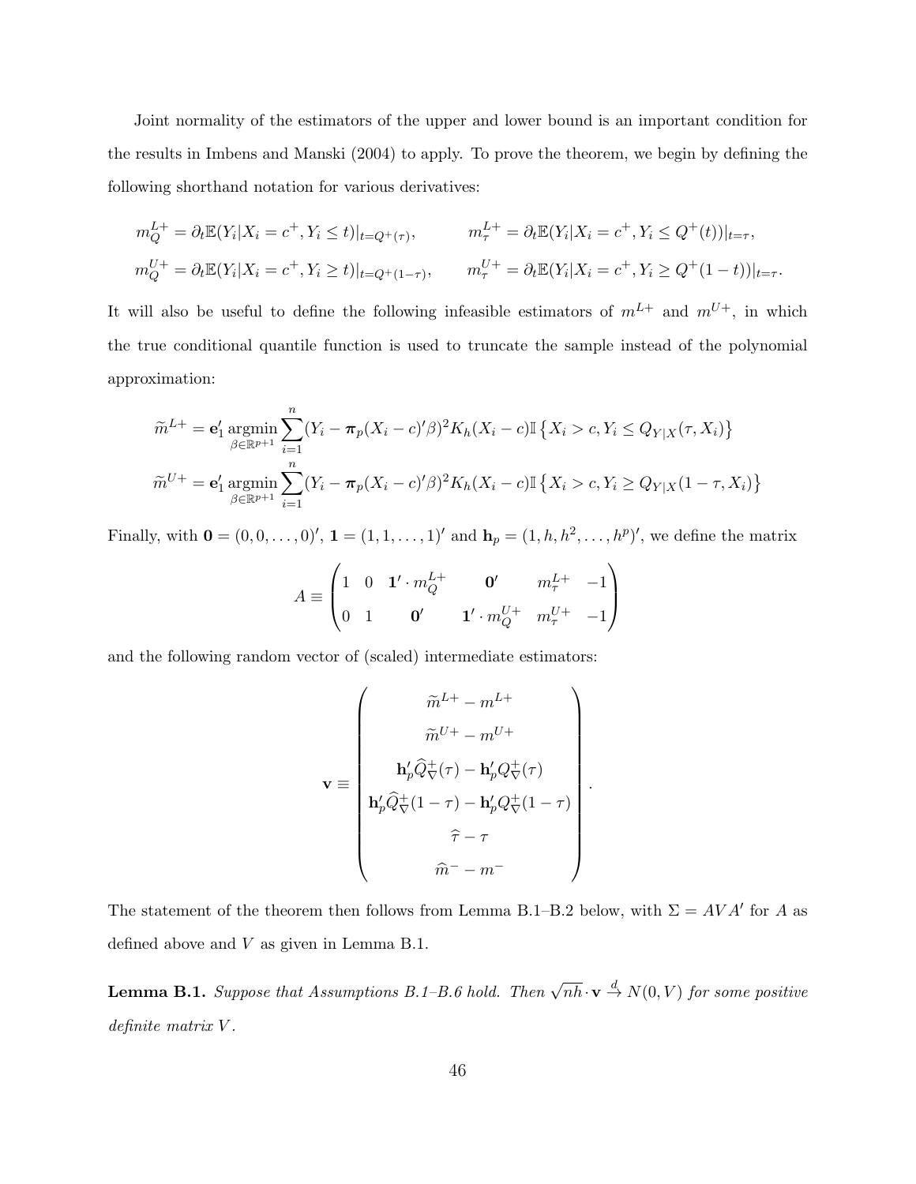Joint normality of the estimators of the upper and lower bound is an important condition for the results in Imbens and Manski (2004) to apply. To prove the theorem, we begin by defining the following shorthand notation for various derivatives:

$$
\begin{aligned}
m_Q^{L+} &= \partial_t \mathbb{E}(Y_i|X_i = c^+, Y_i \leq t)|_{t=Q^+(\tau)}, & m_\tau^{L+} &= \partial_t \mathbb{E}(Y_i|X_i = c^+, Y_i \leq Q^+(t))|_{t=\tau}, \\
m_Q^{U+} &= \partial_t \mathbb{E}(Y_i|X_i = c^+, Y_i \geq t)|_{t=Q^+(1-\tau)}, & m_\tau^{U+} &= \partial_t \mathbb{E}(Y_i|X_i = c^+, Y_i \geq Q^+(1-t))|_{t=\tau}.
\end{aligned}
$$

It will also be useful to define the following infeasible estimators of $m^{L+}$ and $m^{U+}$, in which the true conditional quantile function is used to truncate the sample instead of the polynomial approximation:

$$
\widetilde{m}^{L+} = \mathbf{e}_1' \operatorname*{argmin}_{\beta \in \mathbb{R}^{p+1}} \sum_{i=1}^n (Y_i - \boldsymbol{\pi}_p(X_i - c)'\beta)^2 K_h(X_i - c) \mathbb{I}\left\{X_i > c, Y_i \leq Q_{Y|X}(\tau, X_i)\right\}
$$

$$
\widetilde{m}^{U+} = \mathbf{e}_1' \operatorname*{argmin}_{\beta \in \mathbb{R}^{p+1}} \sum_{i=1}^n (Y_i - \boldsymbol{\pi}_p(X_i - c)'\beta)^2 K_h(X_i - c) \mathbb{I}\left\{X_i > c, Y_i \geq Q_{Y|X}(1-\tau, X_i)\right\}
$$

Finally, with $\mathbf{0} = (0, 0, \ldots, 0)'$, $\mathbf{1} = (1, 1, \ldots, 1)'$ and $\mathbf{h}_p = (1, h, h^2, \ldots, h^p)'$, we define the matrix

$$
A \equiv \begin{pmatrix} 1 & 0 & \mathbf{1}' \cdot m_Q^{L+} & \mathbf{0}' & m_\tau^{L+} & -1 \\ 0 & 1 & \mathbf{0}' & \mathbf{1}' \cdot m_Q^{U+} & m_\tau^{U+} & -1 \end{pmatrix}
$$

and the following random vector of (scaled) intermediate estimators:

$$
\mathbf{v} \equiv \begin{pmatrix} \widetilde{m}^{L+} - m^{L+} \\ \widetilde{m}^{U+} - m^{U+} \\ \mathbf{h}_p' \widehat{Q}_\nabla^+(\tau) - \mathbf{h}_p' Q_\nabla^+(\tau) \\ \mathbf{h}_p' \widehat{Q}_\nabla^+(1-\tau) - \mathbf{h}_p' Q_\nabla^+(1-\tau) \\ \widehat{\tau} - \tau \\ \widehat{m}^- - m^- \end{pmatrix}.
$$

The statement of the theorem then follows from Lemma B.1–B.2 below, with $\Sigma = AVA'$ for $A$ as defined above and $V$ as given in Lemma B.1.

**Lemma B.1.** *Suppose that Assumptions B.1–B.6 hold. Then* $\sqrt{nh} \cdot \mathbf{v} \xrightarrow{d} N(0, V)$ *for some positive definite matrix* $V$.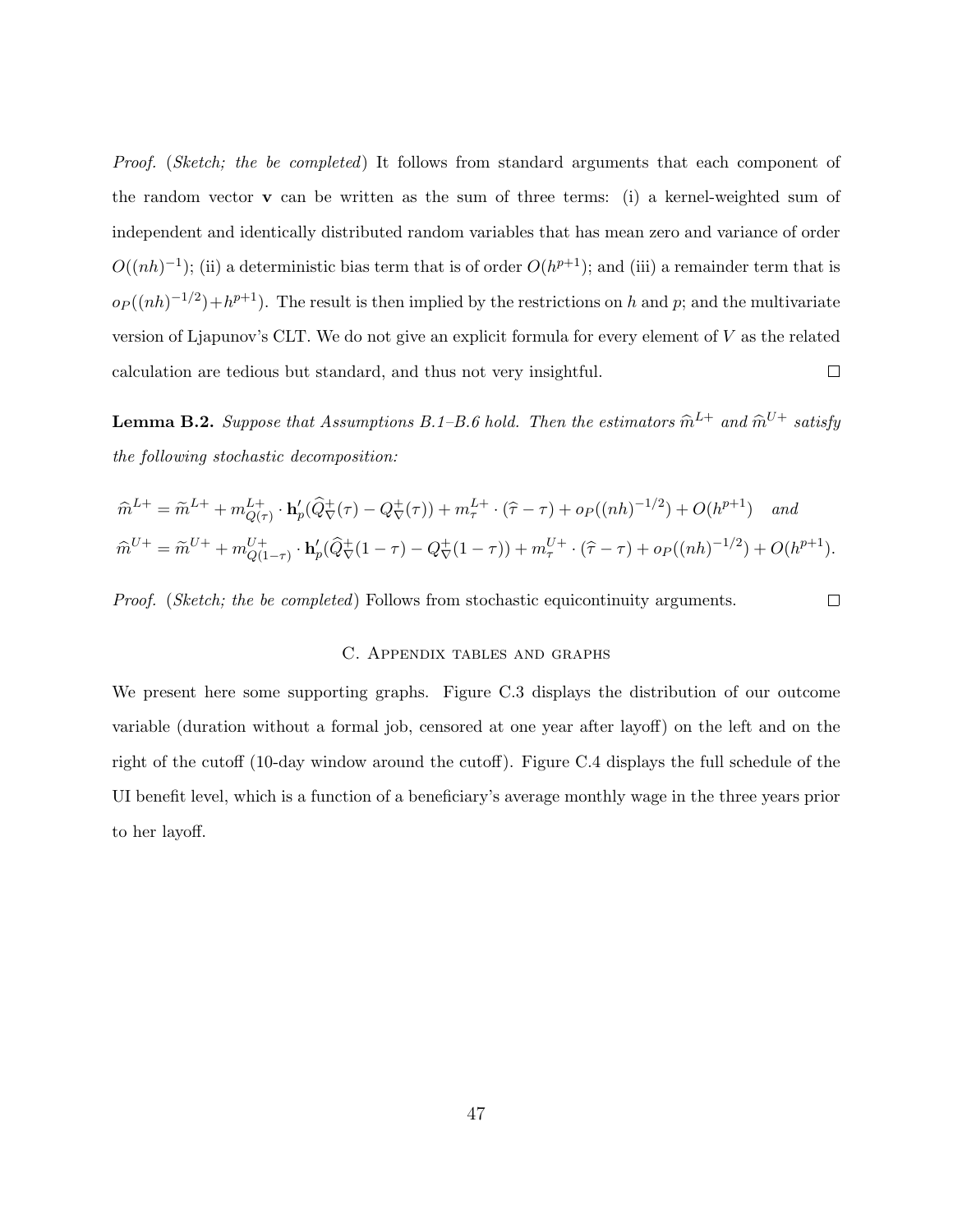*Proof.* (*Sketch; the be completed*) It follows from standard arguments that each component of the random vector $\mathbf{v}$ can be written as the sum of three terms: (i) a kernel-weighted sum of independent and identically distributed random variables that has mean zero and variance of order $O((nh)^{-1})$; (ii) a deterministic bias term that is of order $O(h^{p+1})$; and (iii) a remainder term that is $o_P((nh)^{-1/2})+h^{p+1})$. The result is then implied by the restrictions on $h$ and $p$; and the multivariate version of Ljapunov's CLT. We do not give an explicit formula for every element of $V$ as the related calculation are tedious but standard, and thus not very insightful. $\square$

**Lemma B.2.** *Suppose that Assumptions B.1–B.6 hold. Then the estimators $\widehat{m}^{L+}$ and $\widehat{m}^{U+}$ satisfy the following stochastic decomposition:*

$$\widehat{m}^{L+} = \widetilde{m}^{L+} + m^{L+}_{Q(\tau)} \cdot \mathbf{h}_p'(\widehat{Q}^{+}_{\nabla}(\tau) - Q^{+}_{\nabla}(\tau)) + m^{L+}_{\tau} \cdot (\widehat{\tau} - \tau) + o_P((nh)^{-1/2}) + O(h^{p+1}) \quad \text{and}$$
$$\widehat{m}^{U+} = \widetilde{m}^{U+} + m^{U+}_{Q(1-\tau)} \cdot \mathbf{h}_p'(\widehat{Q}^{+}_{\nabla}(1-\tau) - Q^{+}_{\nabla}(1-\tau)) + m^{U+}_{\tau} \cdot (\widehat{\tau} - \tau) + o_P((nh)^{-1/2}) + O(h^{p+1}).$$

*Proof.* (*Sketch; the be completed*) Follows from stochastic equicontinuity arguments. $\square$

## C. Appendix tables and graphs

We present here some supporting graphs. Figure C.3 displays the distribution of our outcome variable (duration without a formal job, censored at one year after layoff) on the left and on the right of the cutoff (10-day window around the cutoff). Figure C.4 displays the full schedule of the UI benefit level, which is a function of a beneficiary's average monthly wage in the three years prior to her layoff.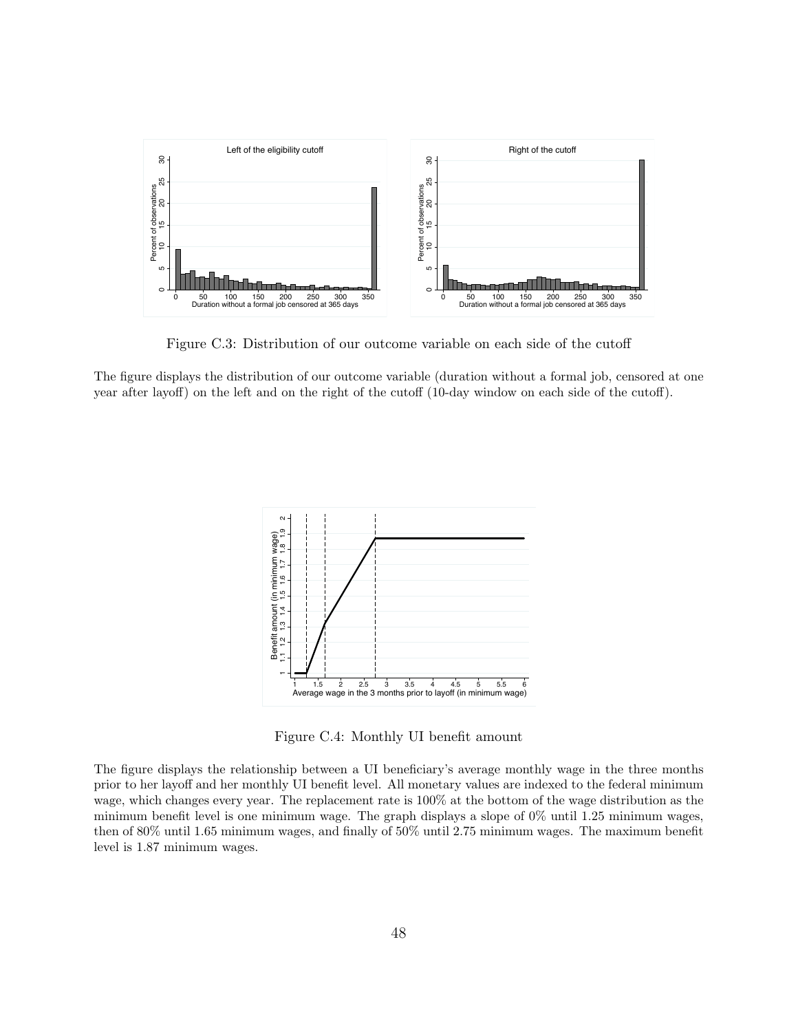Figure C.3: Distribution of our outcome variable on each side of the cutoff

The figure displays the distribution of our outcome variable (duration without a formal job, censored at one year after layoff) on the left and on the right of the cutoff (10-day window on each side of the cutoff).

Figure C.4: Monthly UI benefit amount

The figure displays the relationship between a UI beneficiary's average monthly wage in the three months prior to her layoff and her monthly UI benefit level. All monetary values are indexed to the federal minimum wage, which changes every year. The replacement rate is 100% at the bottom of the wage distribution as the minimum benefit level is one minimum wage. The graph displays a slope of 0% until 1.25 minimum wages, then of 80% until 1.65 minimum wages, and finally of 50% until 2.75 minimum wages. The maximum benefit level is 1.87 minimum wages.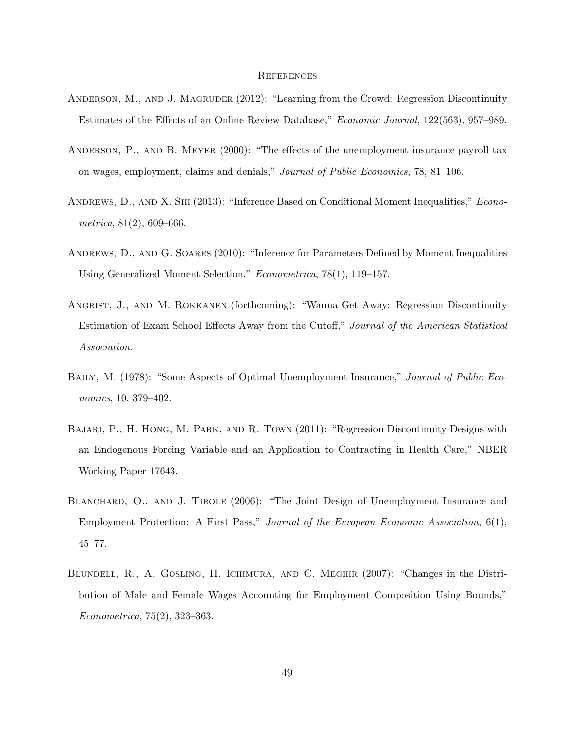## References

Anderson, M., and J. Magruder (2012): "Learning from the Crowd: Regression Discontinuity Estimates of the Effects of an Online Review Database," *Economic Journal*, 122(563), 957–989.

Anderson, P., and B. Meyer (2000): "The effects of the unemployment insurance payroll tax on wages, employment, claims and denials," *Journal of Public Economics*, 78, 81–106.

Andrews, D., and X. Shi (2013): "Inference Based on Conditional Moment Inequalities," *Econometrica*, 81(2), 609–666.

Andrews, D., and G. Soares (2010): "Inference for Parameters Defined by Moment Inequalities Using Generalized Moment Selection," *Econometrica*, 78(1), 119–157.

Angrist, J., and M. Rokkanen (forthcoming): "Wanna Get Away: Regression Discontinuity Estimation of Exam School Effects Away from the Cutoff," *Journal of the American Statistical Association*.

Baily, M. (1978): "Some Aspects of Optimal Unemployment Insurance," *Journal of Public Economics*, 10, 379–402.

Bajari, P., H. Hong, M. Park, and R. Town (2011): "Regression Discontinuity Designs with an Endogenous Forcing Variable and an Application to Contracting in Health Care," NBER Working Paper 17643.

Blanchard, O., and J. Tirole (2006): "The Joint Design of Unemployment Insurance and Employment Protection: A First Pass," *Journal of the European Economic Association*, 6(1), 45–77.

Blundell, R., A. Gosling, H. Ichimura, and C. Meghir (2007): "Changes in the Distribution of Male and Female Wages Accounting for Employment Composition Using Bounds," *Econometrica*, 75(2), 323–363.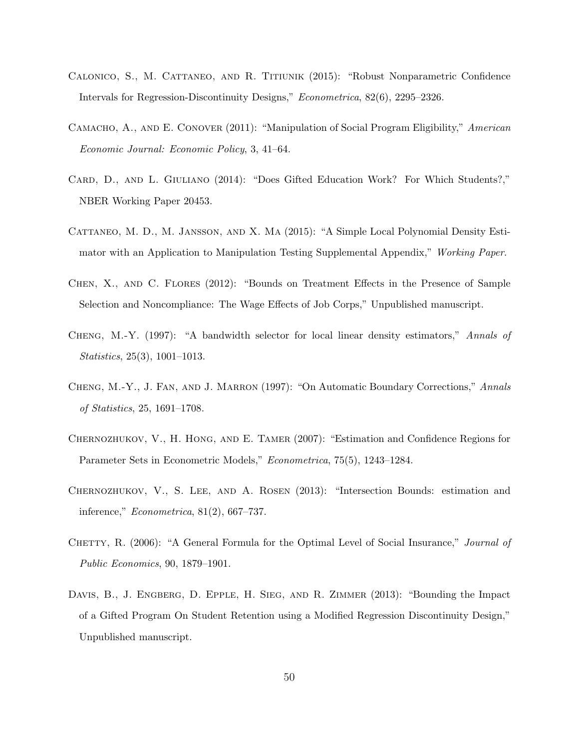Calonico, S., M. Cattaneo, and R. Titiunik (2015): "Robust Nonparametric Confidence Intervals for Regression-Discontinuity Designs," *Econometrica*, 82(6), 2295–2326.

Camacho, A., and E. Conover (2011): "Manipulation of Social Program Eligibility," *American Economic Journal: Economic Policy*, 3, 41–64.

Card, D., and L. Giuliano (2014): "Does Gifted Education Work? For Which Students?," NBER Working Paper 20453.

Cattaneo, M. D., M. Jansson, and X. Ma (2015): "A Simple Local Polynomial Density Estimator with an Application to Manipulation Testing Supplemental Appendix," *Working Paper*.

Chen, X., and C. Flores (2012): "Bounds on Treatment Effects in the Presence of Sample Selection and Noncompliance: The Wage Effects of Job Corps," Unpublished manuscript.

Cheng, M.-Y. (1997): "A bandwidth selector for local linear density estimators," *Annals of Statistics*, 25(3), 1001–1013.

Cheng, M.-Y., J. Fan, and J. Marron (1997): "On Automatic Boundary Corrections," *Annals of Statistics*, 25, 1691–1708.

Chernozhukov, V., H. Hong, and E. Tamer (2007): "Estimation and Confidence Regions for Parameter Sets in Econometric Models," *Econometrica*, 75(5), 1243–1284.

Chernozhukov, V., S. Lee, and A. Rosen (2013): "Intersection Bounds: estimation and inference," *Econometrica*, 81(2), 667–737.

Chetty, R. (2006): "A General Formula for the Optimal Level of Social Insurance," *Journal of Public Economics*, 90, 1879–1901.

Davis, B., J. Engberg, D. Epple, H. Sieg, and R. Zimmer (2013): "Bounding the Impact of a Gifted Program On Student Retention using a Modified Regression Discontinuity Design," Unpublished manuscript.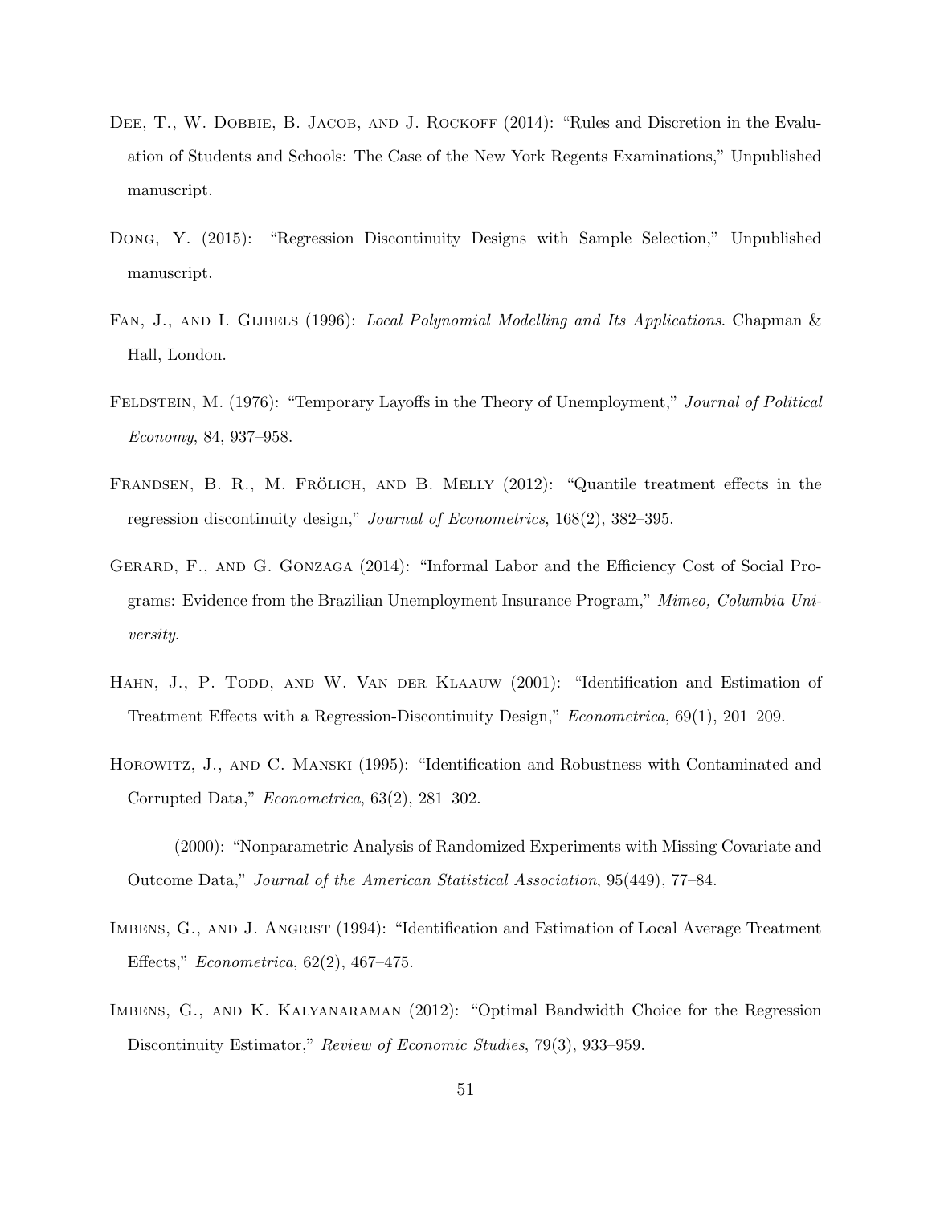Dee, T., W. Dobbie, B. Jacob, and J. Rockoff (2014): "Rules and Discretion in the Evaluation of Students and Schools: The Case of the New York Regents Examinations," Unpublished manuscript.

Dong, Y. (2015): "Regression Discontinuity Designs with Sample Selection," Unpublished manuscript.

Fan, J., and I. Gijbels (1996): *Local Polynomial Modelling and Its Applications*. Chapman & Hall, London.

Feldstein, M. (1976): "Temporary Layoffs in the Theory of Unemployment," *Journal of Political Economy*, 84, 937–958.

Frandsen, B. R., M. Frölich, and B. Melly (2012): "Quantile treatment effects in the regression discontinuity design," *Journal of Econometrics*, 168(2), 382–395.

Gerard, F., and G. Gonzaga (2014): "Informal Labor and the Efficiency Cost of Social Programs: Evidence from the Brazilian Unemployment Insurance Program," *Mimeo, Columbia University*.

Hahn, J., P. Todd, and W. Van der Klaauw (2001): "Identification and Estimation of Treatment Effects with a Regression-Discontinuity Design," *Econometrica*, 69(1), 201–209.

Horowitz, J., and C. Manski (1995): "Identification and Robustness with Contaminated and Corrupted Data," *Econometrica*, 63(2), 281–302.

——— (2000): "Nonparametric Analysis of Randomized Experiments with Missing Covariate and Outcome Data," *Journal of the American Statistical Association*, 95(449), 77–84.

Imbens, G., and J. Angrist (1994): "Identification and Estimation of Local Average Treatment Effects," *Econometrica*, 62(2), 467–475.

Imbens, G., and K. Kalyanaraman (2012): "Optimal Bandwidth Choice for the Regression Discontinuity Estimator," *Review of Economic Studies*, 79(3), 933–959.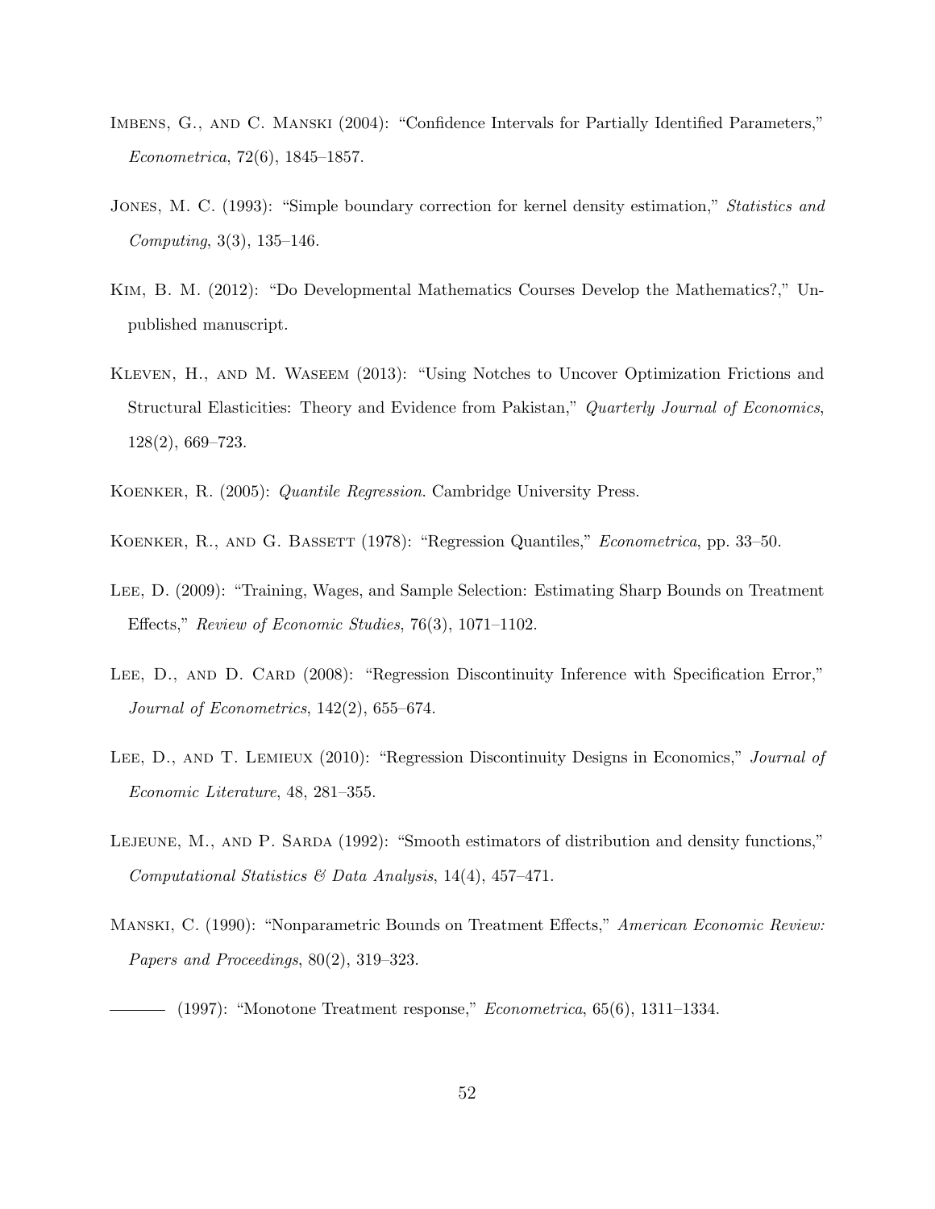Imbens, G., and C. Manski (2004): "Confidence Intervals for Partially Identified Parameters," *Econometrica*, 72(6), 1845–1857.

Jones, M. C. (1993): "Simple boundary correction for kernel density estimation," *Statistics and Computing*, 3(3), 135–146.

Kim, B. M. (2012): "Do Developmental Mathematics Courses Develop the Mathematics?," Unpublished manuscript.

Kleven, H., and M. Waseem (2013): "Using Notches to Uncover Optimization Frictions and Structural Elasticities: Theory and Evidence from Pakistan," *Quarterly Journal of Economics*, 128(2), 669–723.

Koenker, R. (2005): *Quantile Regression*. Cambridge University Press.

Koenker, R., and G. Bassett (1978): "Regression Quantiles," *Econometrica*, pp. 33–50.

Lee, D. (2009): "Training, Wages, and Sample Selection: Estimating Sharp Bounds on Treatment Effects," *Review of Economic Studies*, 76(3), 1071–1102.

Lee, D., and D. Card (2008): "Regression Discontinuity Inference with Specification Error," *Journal of Econometrics*, 142(2), 655–674.

Lee, D., and T. Lemieux (2010): "Regression Discontinuity Designs in Economics," *Journal of Economic Literature*, 48, 281–355.

Lejeune, M., and P. Sarda (1992): "Smooth estimators of distribution and density functions," *Computational Statistics & Data Analysis*, 14(4), 457–471.

Manski, C. (1990): "Nonparametric Bounds on Treatment Effects," *American Economic Review: Papers and Proceedings*, 80(2), 319–323.

——— (1997): "Monotone Treatment response," *Econometrica*, 65(6), 1311–1334.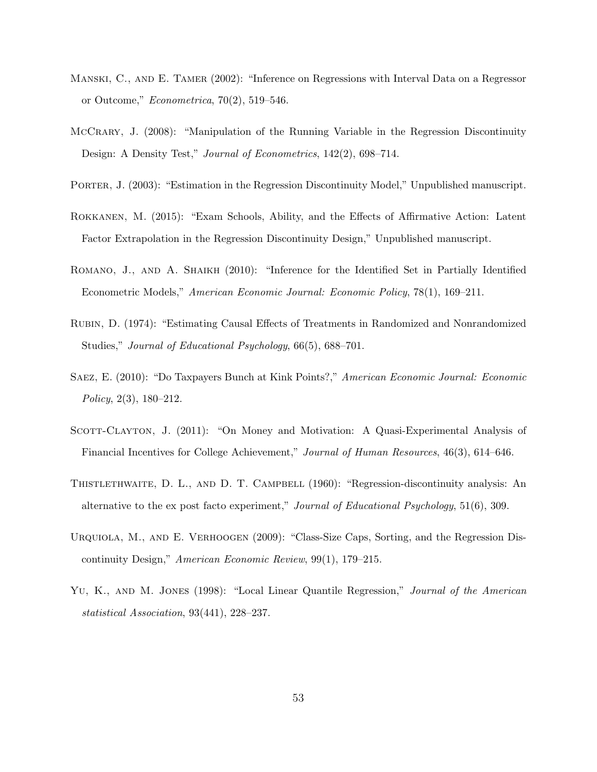Manski, C., and E. Tamer (2002): "Inference on Regressions with Interval Data on a Regressor or Outcome," *Econometrica*, 70(2), 519–546.

McCrary, J. (2008): "Manipulation of the Running Variable in the Regression Discontinuity Design: A Density Test," *Journal of Econometrics*, 142(2), 698–714.

Porter, J. (2003): "Estimation in the Regression Discontinuity Model," Unpublished manuscript.

Rokkanen, M. (2015): "Exam Schools, Ability, and the Effects of Affirmative Action: Latent Factor Extrapolation in the Regression Discontinuity Design," Unpublished manuscript.

Romano, J., and A. Shaikh (2010): "Inference for the Identified Set in Partially Identified Econometric Models," *American Economic Journal: Economic Policy*, 78(1), 169–211.

Rubin, D. (1974): "Estimating Causal Effects of Treatments in Randomized and Nonrandomized Studies," *Journal of Educational Psychology*, 66(5), 688–701.

Saez, E. (2010): "Do Taxpayers Bunch at Kink Points?," *American Economic Journal: Economic Policy*, 2(3), 180–212.

Scott-Clayton, J. (2011): "On Money and Motivation: A Quasi-Experimental Analysis of Financial Incentives for College Achievement," *Journal of Human Resources*, 46(3), 614–646.

Thistlethwaite, D. L., and D. T. Campbell (1960): "Regression-discontinuity analysis: An alternative to the ex post facto experiment," *Journal of Educational Psychology*, 51(6), 309.

Urquiola, M., and E. Verhoogen (2009): "Class-Size Caps, Sorting, and the Regression Discontinuity Design," *American Economic Review*, 99(1), 179–215.

Yu, K., and M. Jones (1998): "Local Linear Quantile Regression," *Journal of the American statistical Association*, 93(441), 228–237.